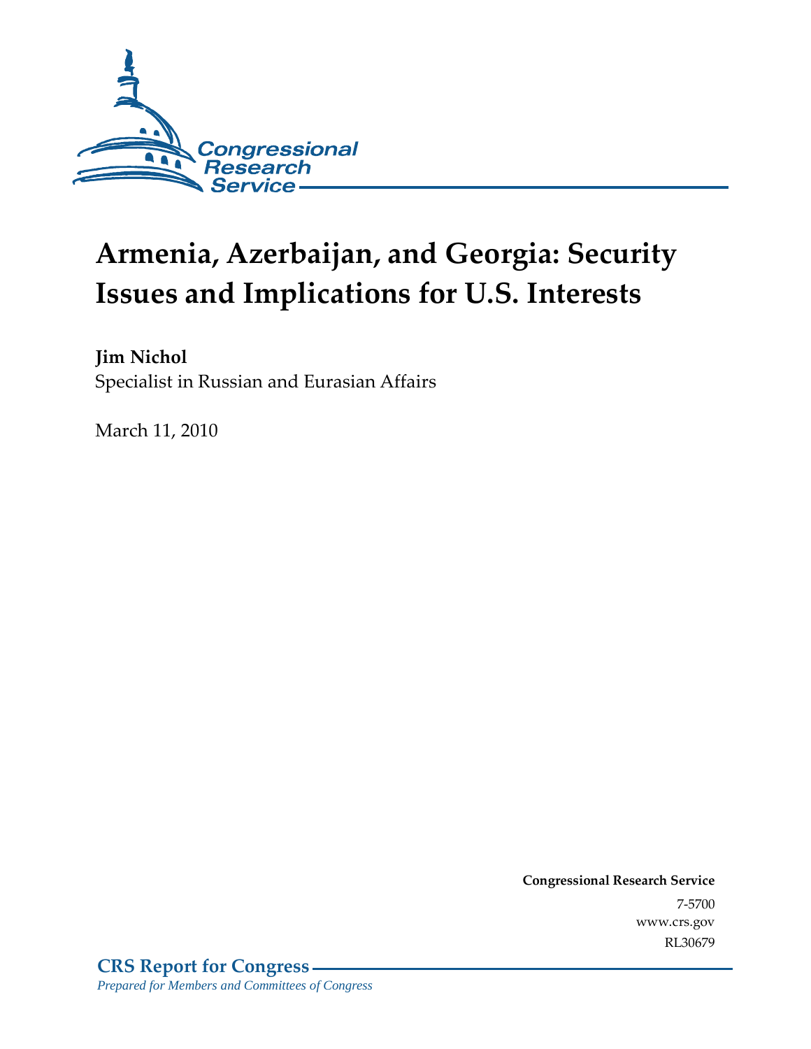Congressional Research Service

# Armenia, Azerbaijan, and Georgia: Security Issues and Implications for U.S. Interests

**Jim Nichol**
Specialist in Russian and Eurasian Affairs

March 11, 2010

**Congressional Research Service**
7-5700
www.crs.gov
RL30679

**CRS Report for Congress**
*Prepared for Members and Committees of Congress*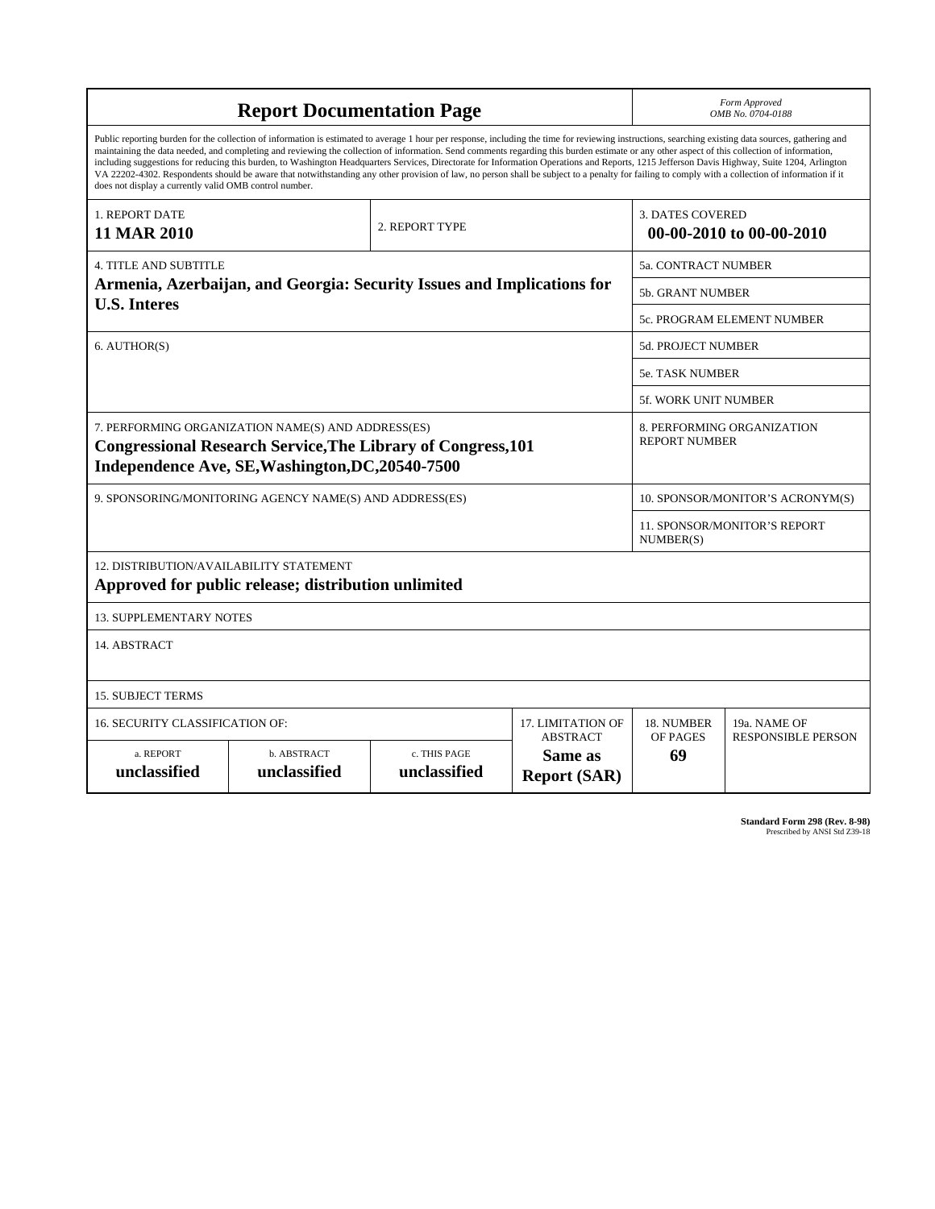# Report Documentation Page

*Form Approved*
*OMB No. 0704-0188*

Public reporting burden for the collection of information is estimated to average 1 hour per response, including the time for reviewing instructions, searching existing data sources, gathering and maintaining the data needed, and completing and reviewing the collection of information. Send comments regarding this burden estimate or any other aspect of this collection of information, including suggestions for reducing this burden, to Washington Headquarters Services, Directorate for Information Operations and Reports, 1215 Jefferson Davis Highway, Suite 1204, Arlington VA 22202-4302. Respondents should be aware that notwithstanding any other provision of law, no person shall be subject to a penalty for failing to comply with a collection of information if it does not display a currently valid OMB control number.

| | | |
|---|---|---|
| 1. REPORT DATE<br>**11 MAR 2010** | 2. REPORT TYPE | 3. DATES COVERED<br>**00-00-2010 to 00-00-2010** |

| | |
|---|---|
| 4. TITLE AND SUBTITLE<br>**Armenia, Azerbaijan, and Georgia: Security Issues and Implications for U.S. Interes** | 5a. CONTRACT NUMBER |
| | 5b. GRANT NUMBER |
| | 5c. PROGRAM ELEMENT NUMBER |
| 6. AUTHOR(S) | 5d. PROJECT NUMBER |
| | 5e. TASK NUMBER |
| | 5f. WORK UNIT NUMBER |
| 7. PERFORMING ORGANIZATION NAME(S) AND ADDRESS(ES)<br>**Congressional Research Service,The Library of Congress,101 Independence Ave, SE,Washington,DC,20540-7500** | 8. PERFORMING ORGANIZATION REPORT NUMBER |
| 9. SPONSORING/MONITORING AGENCY NAME(S) AND ADDRESS(ES) | 10. SPONSOR/MONITOR'S ACRONYM(S) |
| | 11. SPONSOR/MONITOR'S REPORT NUMBER(S) |

12. DISTRIBUTION/AVAILABILITY STATEMENT
**Approved for public release; distribution unlimited**

13. SUPPLEMENTARY NOTES

14. ABSTRACT

15. SUBJECT TERMS

| 16. SECURITY CLASSIFICATION OF: | | | 17. LIMITATION OF ABSTRACT | 18. NUMBER OF PAGES | 19a. NAME OF RESPONSIBLE PERSON |
|---|---|---|---|---|---|
| a. REPORT<br>**unclassified** | b. ABSTRACT<br>**unclassified** | c. THIS PAGE<br>**unclassified** | **Same as Report (SAR)** | **69** | |

**Standard Form 298 (Rev. 8-98)**
Prescribed by ANSI Std Z39-18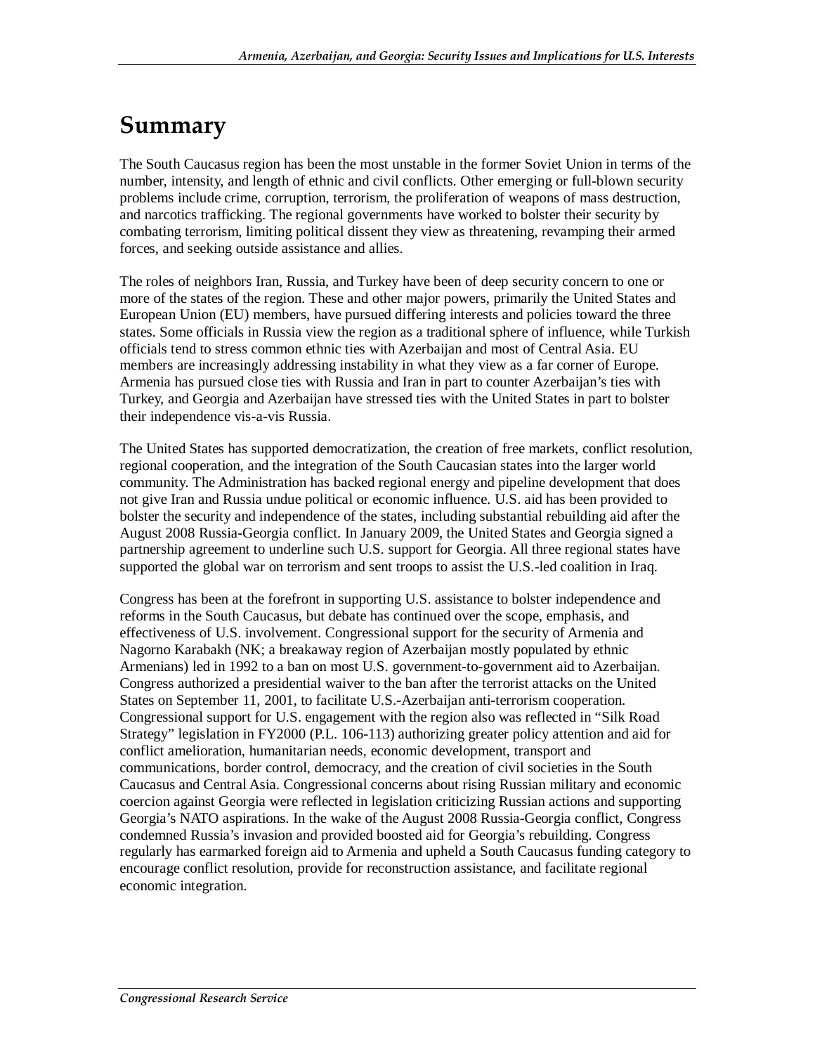# Summary

The South Caucasus region has been the most unstable in the former Soviet Union in terms of the number, intensity, and length of ethnic and civil conflicts. Other emerging or full-blown security problems include crime, corruption, terrorism, the proliferation of weapons of mass destruction, and narcotics trafficking. The regional governments have worked to bolster their security by combating terrorism, limiting political dissent they view as threatening, revamping their armed forces, and seeking outside assistance and allies.

The roles of neighbors Iran, Russia, and Turkey have been of deep security concern to one or more of the states of the region. These and other major powers, primarily the United States and European Union (EU) members, have pursued differing interests and policies toward the three states. Some officials in Russia view the region as a traditional sphere of influence, while Turkish officials tend to stress common ethnic ties with Azerbaijan and most of Central Asia. EU members are increasingly addressing instability in what they view as a far corner of Europe. Armenia has pursued close ties with Russia and Iran in part to counter Azerbaijan's ties with Turkey, and Georgia and Azerbaijan have stressed ties with the United States in part to bolster their independence vis-a-vis Russia.

The United States has supported democratization, the creation of free markets, conflict resolution, regional cooperation, and the integration of the South Caucasian states into the larger world community. The Administration has backed regional energy and pipeline development that does not give Iran and Russia undue political or economic influence. U.S. aid has been provided to bolster the security and independence of the states, including substantial rebuilding aid after the August 2008 Russia-Georgia conflict. In January 2009, the United States and Georgia signed a partnership agreement to underline such U.S. support for Georgia. All three regional states have supported the global war on terrorism and sent troops to assist the U.S.-led coalition in Iraq.

Congress has been at the forefront in supporting U.S. assistance to bolster independence and reforms in the South Caucasus, but debate has continued over the scope, emphasis, and effectiveness of U.S. involvement. Congressional support for the security of Armenia and Nagorno Karabakh (NK; a breakaway region of Azerbaijan mostly populated by ethnic Armenians) led in 1992 to a ban on most U.S. government-to-government aid to Azerbaijan. Congress authorized a presidential waiver to the ban after the terrorist attacks on the United States on September 11, 2001, to facilitate U.S.-Azerbaijan anti-terrorism cooperation. Congressional support for U.S. engagement with the region also was reflected in "Silk Road Strategy" legislation in FY2000 (P.L. 106-113) authorizing greater policy attention and aid for conflict amelioration, humanitarian needs, economic development, transport and communications, border control, democracy, and the creation of civil societies in the South Caucasus and Central Asia. Congressional concerns about rising Russian military and economic coercion against Georgia were reflected in legislation criticizing Russian actions and supporting Georgia's NATO aspirations. In the wake of the August 2008 Russia-Georgia conflict, Congress condemned Russia's invasion and provided boosted aid for Georgia's rebuilding. Congress regularly has earmarked foreign aid to Armenia and upheld a South Caucasus funding category to encourage conflict resolution, provide for reconstruction assistance, and facilitate regional economic integration.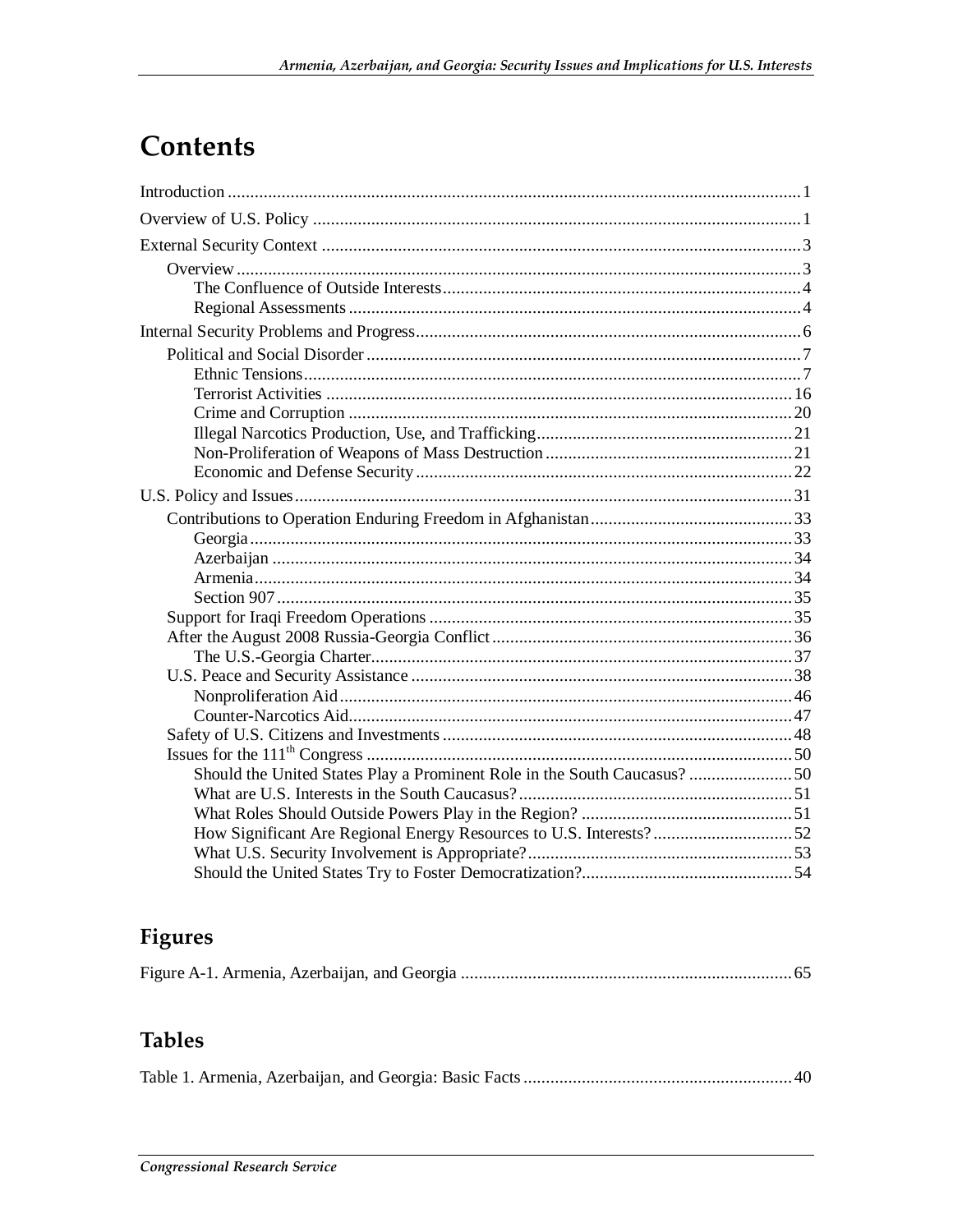# Contents

Introduction ... 1

Overview of U.S. Policy ... 1

External Security Context ... 3

- Overview ... 3
  - The Confluence of Outside Interests ... 4
  - Regional Assessments ... 4

Internal Security Problems and Progress ... 6

- Political and Social Disorder ... 7
  - Ethnic Tensions ... 7
  - Terrorist Activities ... 16
  - Crime and Corruption ... 20
  - Illegal Narcotics Production, Use, and Trafficking ... 21
  - Non-Proliferation of Weapons of Mass Destruction ... 21
  - Economic and Defense Security ... 22

U.S. Policy and Issues ... 31

- Contributions to Operation Enduring Freedom in Afghanistan ... 33
  - Georgia ... 33
  - Azerbaijan ... 34
  - Armenia ... 34
  - Section 907 ... 35
- Support for Iraqi Freedom Operations ... 35
- After the August 2008 Russia-Georgia Conflict ... 36
  - The U.S.-Georgia Charter ... 37
- U.S. Peace and Security Assistance ... 38
  - Nonproliferation Aid ... 46
  - Counter-Narcotics Aid ... 47
- Safety of U.S. Citizens and Investments ... 48
- Issues for the 111th Congress ... 50
  - Should the United States Play a Prominent Role in the South Caucasus? ... 50
  - What are U.S. Interests in the South Caucasus? ... 51
  - What Roles Should Outside Powers Play in the Region? ... 51
  - How Significant Are Regional Energy Resources to U.S. Interests? ... 52
  - What U.S. Security Involvement is Appropriate? ... 53
  - Should the United States Try to Foster Democratization? ... 54

## Figures

Figure A-1. Armenia, Azerbaijan, and Georgia ... 65

## Tables

Table 1. Armenia, Azerbaijan, and Georgia: Basic Facts ... 40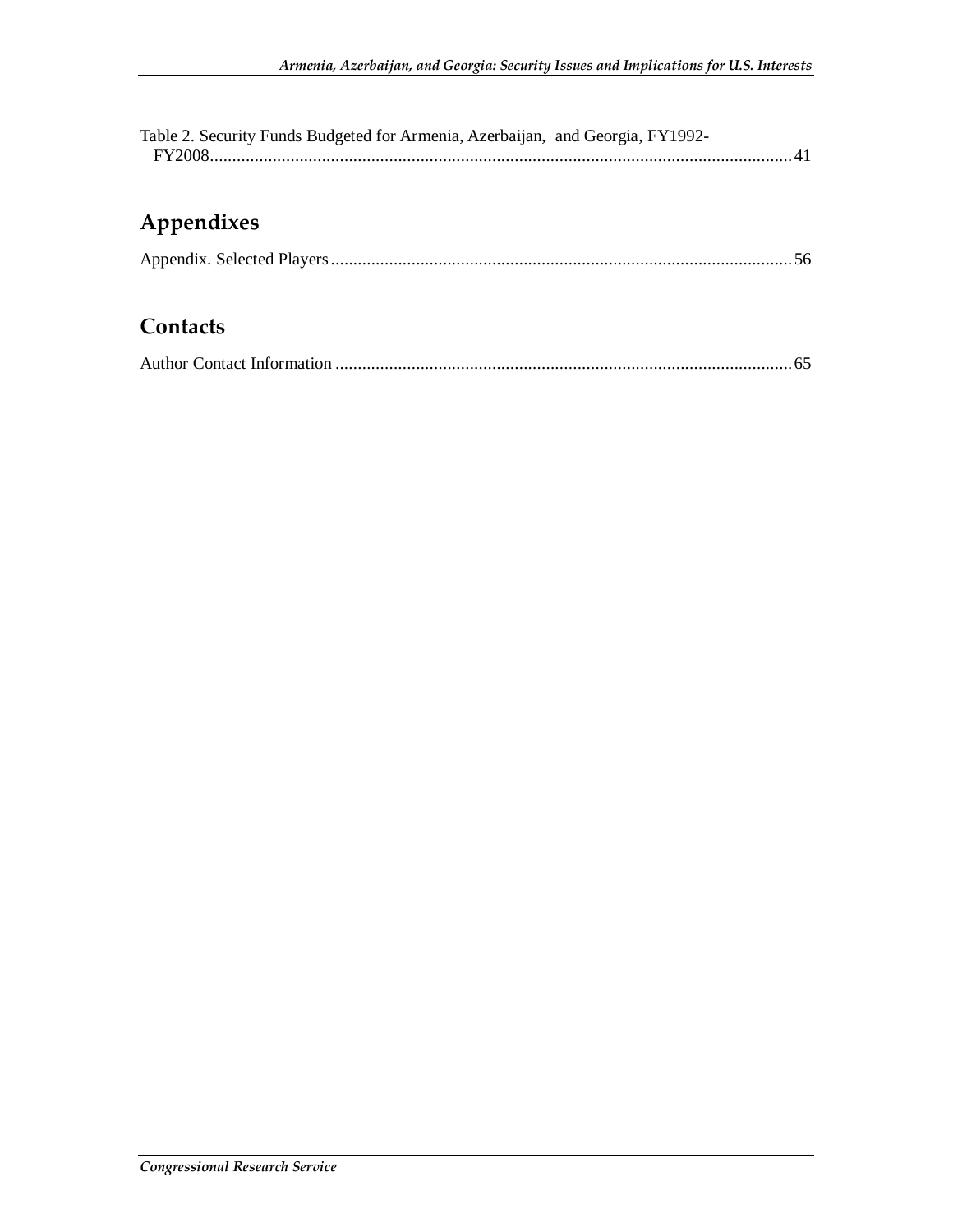Table 2. Security Funds Budgeted for Armenia, Azerbaijan, and Georgia, FY1992-FY2008 ........ 41

## Appendixes

Appendix. Selected Players ........ 56

## Contacts

Author Contact Information ........ 65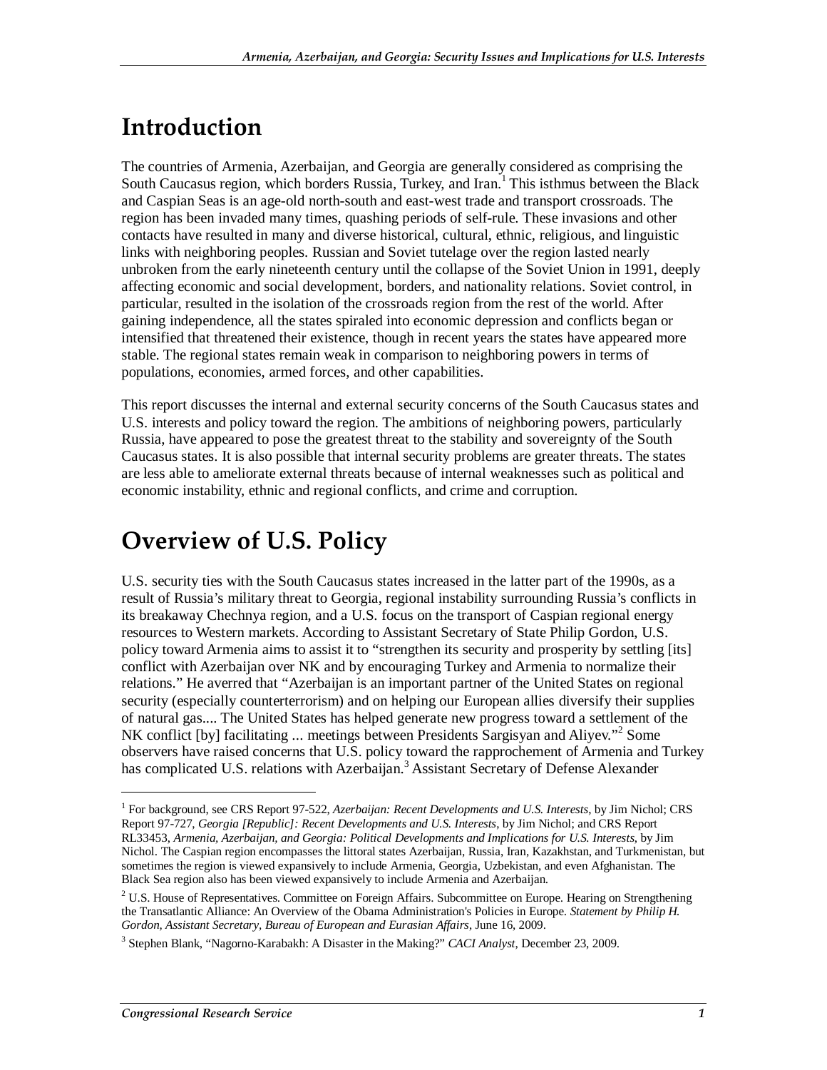# Introduction

The countries of Armenia, Azerbaijan, and Georgia are generally considered as comprising the South Caucasus region, which borders Russia, Turkey, and Iran.[1] This isthmus between the Black and Caspian Seas is an age-old north-south and east-west trade and transport crossroads. The region has been invaded many times, quashing periods of self-rule. These invasions and other contacts have resulted in many and diverse historical, cultural, ethnic, religious, and linguistic links with neighboring peoples. Russian and Soviet tutelage over the region lasted nearly unbroken from the early nineteenth century until the collapse of the Soviet Union in 1991, deeply affecting economic and social development, borders, and nationality relations. Soviet control, in particular, resulted in the isolation of the crossroads region from the rest of the world. After gaining independence, all the states spiraled into economic depression and conflicts began or intensified that threatened their existence, though in recent years the states have appeared more stable. The regional states remain weak in comparison to neighboring powers in terms of populations, economies, armed forces, and other capabilities.

This report discusses the internal and external security concerns of the South Caucasus states and U.S. interests and policy toward the region. The ambitions of neighboring powers, particularly Russia, have appeared to pose the greatest threat to the stability and sovereignty of the South Caucasus states. It is also possible that internal security problems are greater threats. The states are less able to ameliorate external threats because of internal weaknesses such as political and economic instability, ethnic and regional conflicts, and crime and corruption.

# Overview of U.S. Policy

U.S. security ties with the South Caucasus states increased in the latter part of the 1990s, as a result of Russia's military threat to Georgia, regional instability surrounding Russia's conflicts in its breakaway Chechnya region, and a U.S. focus on the transport of Caspian regional energy resources to Western markets. According to Assistant Secretary of State Philip Gordon, U.S. policy toward Armenia aims to assist it to "strengthen its security and prosperity by settling [its] conflict with Azerbaijan over NK and by encouraging Turkey and Armenia to normalize their relations." He averred that "Azerbaijan is an important partner of the United States on regional security (especially counterterrorism) and on helping our European allies diversify their supplies of natural gas.... The United States has helped generate new progress toward a settlement of the NK conflict [by] facilitating ... meetings between Presidents Sargisyan and Aliyev."[2] Some observers have raised concerns that U.S. policy toward the rapprochement of Armenia and Turkey has complicated U.S. relations with Azerbaijan.[3] Assistant Secretary of Defense Alexander

---

[1] For background, see CRS Report 97-522, *Azerbaijan: Recent Developments and U.S. Interests*, by Jim Nichol; CRS Report 97-727, *Georgia [Republic]: Recent Developments and U.S. Interests*, by Jim Nichol; and CRS Report RL33453, *Armenia, Azerbaijan, and Georgia: Political Developments and Implications for U.S. Interests*, by Jim Nichol. The Caspian region encompasses the littoral states Azerbaijan, Russia, Iran, Kazakhstan, and Turkmenistan, but sometimes the region is viewed expansively to include Armenia, Georgia, Uzbekistan, and even Afghanistan. The Black Sea region also has been viewed expansively to include Armenia and Azerbaijan.

[2] U.S. House of Representatives. Committee on Foreign Affairs. Subcommittee on Europe. Hearing on Strengthening the Transatlantic Alliance: An Overview of the Obama Administration's Policies in Europe. *Statement by Philip H. Gordon, Assistant Secretary, Bureau of European and Eurasian Affairs*, June 16, 2009.

[3] Stephen Blank, "Nagorno-Karabakh: A Disaster in the Making?" *CACI Analyst*, December 23, 2009.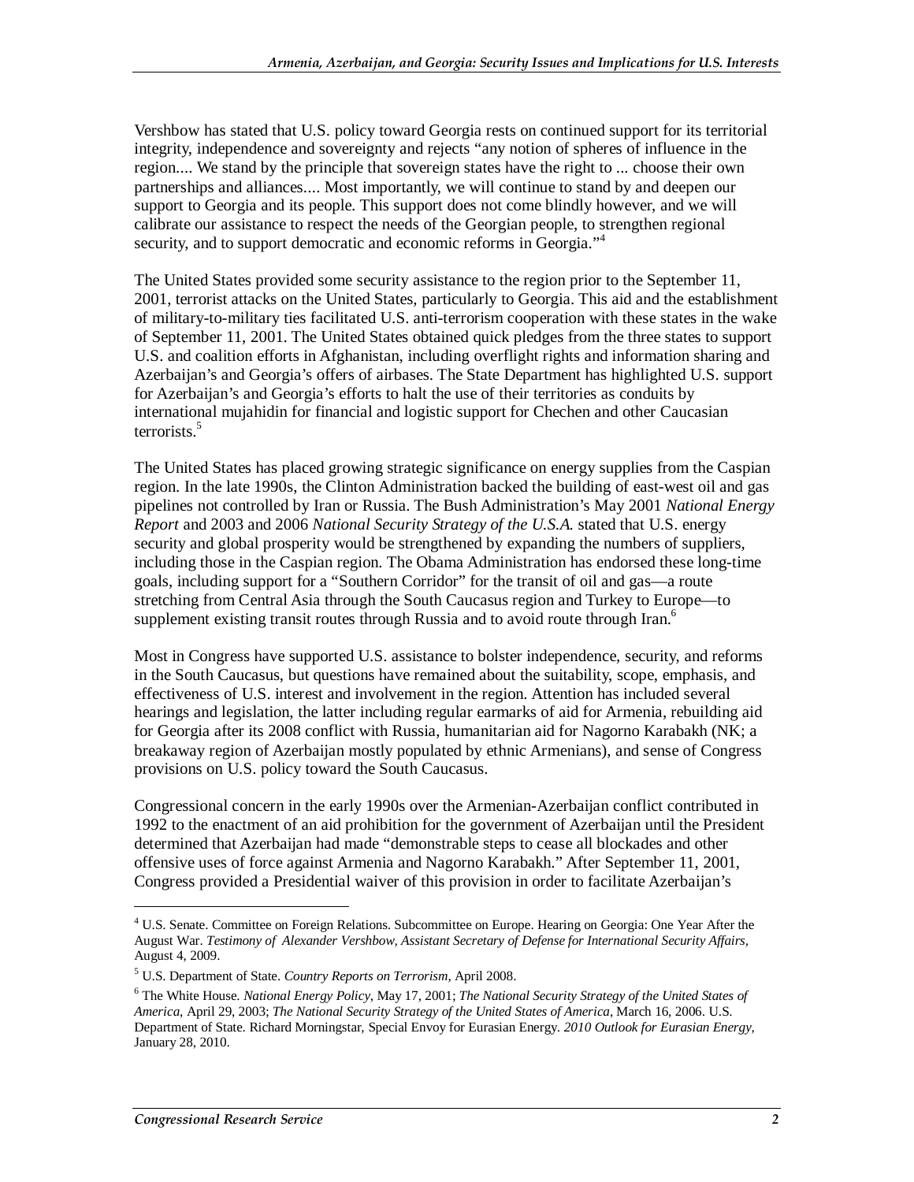Vershbow has stated that U.S. policy toward Georgia rests on continued support for its territorial integrity, independence and sovereignty and rejects "any notion of spheres of influence in the region.... We stand by the principle that sovereign states have the right to ... choose their own partnerships and alliances.... Most importantly, we will continue to stand by and deepen our support to Georgia and its people. This support does not come blindly however, and we will calibrate our assistance to respect the needs of the Georgian people, to strengthen regional security, and to support democratic and economic reforms in Georgia."[4]

The United States provided some security assistance to the region prior to the September 11, 2001, terrorist attacks on the United States, particularly to Georgia. This aid and the establishment of military-to-military ties facilitated U.S. anti-terrorism cooperation with these states in the wake of September 11, 2001. The United States obtained quick pledges from the three states to support U.S. and coalition efforts in Afghanistan, including overflight rights and information sharing and Azerbaijan's and Georgia's offers of airbases. The State Department has highlighted U.S. support for Azerbaijan's and Georgia's efforts to halt the use of their territories as conduits by international mujahidin for financial and logistic support for Chechen and other Caucasian terrorists.[5]

The United States has placed growing strategic significance on energy supplies from the Caspian region. In the late 1990s, the Clinton Administration backed the building of east-west oil and gas pipelines not controlled by Iran or Russia. The Bush Administration's May 2001 *National Energy Report* and 2003 and 2006 *National Security Strategy of the U.S.A.* stated that U.S. energy security and global prosperity would be strengthened by expanding the numbers of suppliers, including those in the Caspian region. The Obama Administration has endorsed these long-time goals, including support for a "Southern Corridor" for the transit of oil and gas—a route stretching from Central Asia through the South Caucasus region and Turkey to Europe—to supplement existing transit routes through Russia and to avoid route through Iran.[6]

Most in Congress have supported U.S. assistance to bolster independence, security, and reforms in the South Caucasus, but questions have remained about the suitability, scope, emphasis, and effectiveness of U.S. interest and involvement in the region. Attention has included several hearings and legislation, the latter including regular earmarks of aid for Armenia, rebuilding aid for Georgia after its 2008 conflict with Russia, humanitarian aid for Nagorno Karabakh (NK; a breakaway region of Azerbaijan mostly populated by ethnic Armenians), and sense of Congress provisions on U.S. policy toward the South Caucasus.

Congressional concern in the early 1990s over the Armenian-Azerbaijan conflict contributed in 1992 to the enactment of an aid prohibition for the government of Azerbaijan until the President determined that Azerbaijan had made "demonstrable steps to cease all blockades and other offensive uses of force against Armenia and Nagorno Karabakh." After September 11, 2001, Congress provided a Presidential waiver of this provision in order to facilitate Azerbaijan's

---

[4] U.S. Senate. Committee on Foreign Relations. Subcommittee on Europe. Hearing on Georgia: One Year After the August War. *Testimony of Alexander Vershbow, Assistant Secretary of Defense for International Security Affairs*, August 4, 2009.

[5] U.S. Department of State. *Country Reports on Terrorism*, April 2008.

[6] The White House. *National Energy Policy*, May 17, 2001; *The National Security Strategy of the United States of America*, April 29, 2003; *The National Security Strategy of the United States of America*, March 16, 2006. U.S. Department of State. Richard Morningstar, Special Envoy for Eurasian Energy. *2010 Outlook for Eurasian Energy*, January 28, 2010.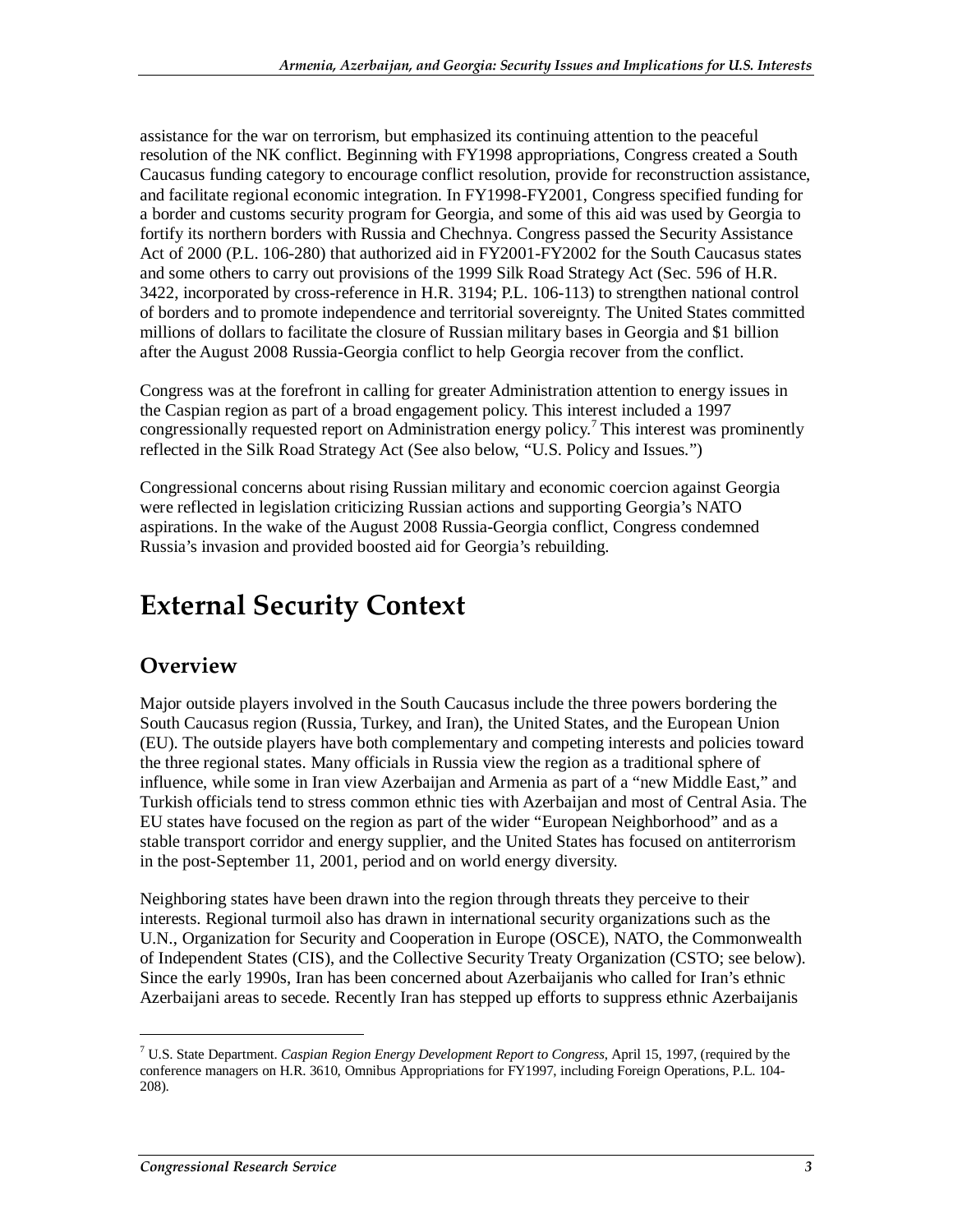assistance for the war on terrorism, but emphasized its continuing attention to the peaceful resolution of the NK conflict. Beginning with FY1998 appropriations, Congress created a South Caucasus funding category to encourage conflict resolution, provide for reconstruction assistance, and facilitate regional economic integration. In FY1998-FY2001, Congress specified funding for a border and customs security program for Georgia, and some of this aid was used by Georgia to fortify its northern borders with Russia and Chechnya. Congress passed the Security Assistance Act of 2000 (P.L. 106-280) that authorized aid in FY2001-FY2002 for the South Caucasus states and some others to carry out provisions of the 1999 Silk Road Strategy Act (Sec. 596 of H.R. 3422, incorporated by cross-reference in H.R. 3194; P.L. 106-113) to strengthen national control of borders and to promote independence and territorial sovereignty. The United States committed millions of dollars to facilitate the closure of Russian military bases in Georgia and $1 billion after the August 2008 Russia-Georgia conflict to help Georgia recover from the conflict.

Congress was at the forefront in calling for greater Administration attention to energy issues in the Caspian region as part of a broad engagement policy. This interest included a 1997 congressionally requested report on Administration energy policy.[7] This interest was prominently reflected in the Silk Road Strategy Act (See also below, "U.S. Policy and Issues.")

Congressional concerns about rising Russian military and economic coercion against Georgia were reflected in legislation criticizing Russian actions and supporting Georgia's NATO aspirations. In the wake of the August 2008 Russia-Georgia conflict, Congress condemned Russia's invasion and provided boosted aid for Georgia's rebuilding.

# External Security Context

## Overview

Major outside players involved in the South Caucasus include the three powers bordering the South Caucasus region (Russia, Turkey, and Iran), the United States, and the European Union (EU). The outside players have both complementary and competing interests and policies toward the three regional states. Many officials in Russia view the region as a traditional sphere of influence, while some in Iran view Azerbaijan and Armenia as part of a "new Middle East," and Turkish officials tend to stress common ethnic ties with Azerbaijan and most of Central Asia. The EU states have focused on the region as part of the wider "European Neighborhood" and as a stable transport corridor and energy supplier, and the United States has focused on antiterrorism in the post-September 11, 2001, period and on world energy diversity.

Neighboring states have been drawn into the region through threats they perceive to their interests. Regional turmoil also has drawn in international security organizations such as the U.N., Organization for Security and Cooperation in Europe (OSCE), NATO, the Commonwealth of Independent States (CIS), and the Collective Security Treaty Organization (CSTO; see below). Since the early 1990s, Iran has been concerned about Azerbaijanis who called for Iran's ethnic Azerbaijani areas to secede. Recently Iran has stepped up efforts to suppress ethnic Azerbaijanis

---

[7] U.S. State Department. *Caspian Region Energy Development Report to Congress*, April 15, 1997, (required by the conference managers on H.R. 3610, Omnibus Appropriations for FY1997, including Foreign Operations, P.L. 104-208).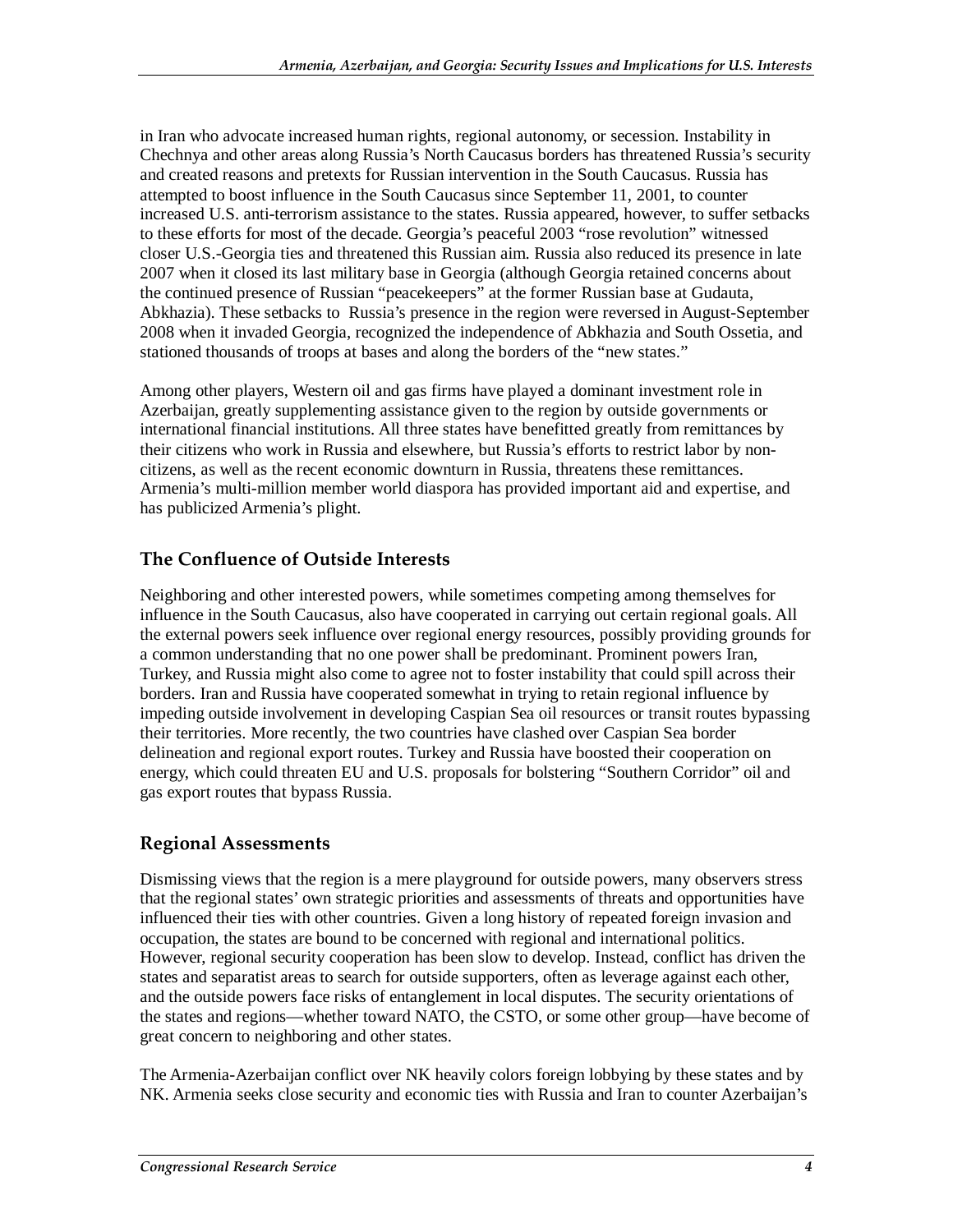in Iran who advocate increased human rights, regional autonomy, or secession. Instability in Chechnya and other areas along Russia's North Caucasus borders has threatened Russia's security and created reasons and pretexts for Russian intervention in the South Caucasus. Russia has attempted to boost influence in the South Caucasus since September 11, 2001, to counter increased U.S. anti-terrorism assistance to the states. Russia appeared, however, to suffer setbacks to these efforts for most of the decade. Georgia's peaceful 2003 "rose revolution" witnessed closer U.S.-Georgia ties and threatened this Russian aim. Russia also reduced its presence in late 2007 when it closed its last military base in Georgia (although Georgia retained concerns about the continued presence of Russian "peacekeepers" at the former Russian base at Gudauta, Abkhazia). These setbacks to Russia's presence in the region were reversed in August-September 2008 when it invaded Georgia, recognized the independence of Abkhazia and South Ossetia, and stationed thousands of troops at bases and along the borders of the "new states."

Among other players, Western oil and gas firms have played a dominant investment role in Azerbaijan, greatly supplementing assistance given to the region by outside governments or international financial institutions. All three states have benefitted greatly from remittances by their citizens who work in Russia and elsewhere, but Russia's efforts to restrict labor by non-citizens, as well as the recent economic downturn in Russia, threatens these remittances. Armenia's multi-million member world diaspora has provided important aid and expertise, and has publicized Armenia's plight.

## The Confluence of Outside Interests

Neighboring and other interested powers, while sometimes competing among themselves for influence in the South Caucasus, also have cooperated in carrying out certain regional goals. All the external powers seek influence over regional energy resources, possibly providing grounds for a common understanding that no one power shall be predominant. Prominent powers Iran, Turkey, and Russia might also come to agree not to foster instability that could spill across their borders. Iran and Russia have cooperated somewhat in trying to retain regional influence by impeding outside involvement in developing Caspian Sea oil resources or transit routes bypassing their territories. More recently, the two countries have clashed over Caspian Sea border delineation and regional export routes. Turkey and Russia have boosted their cooperation on energy, which could threaten EU and U.S. proposals for bolstering "Southern Corridor" oil and gas export routes that bypass Russia.

## Regional Assessments

Dismissing views that the region is a mere playground for outside powers, many observers stress that the regional states' own strategic priorities and assessments of threats and opportunities have influenced their ties with other countries. Given a long history of repeated foreign invasion and occupation, the states are bound to be concerned with regional and international politics. However, regional security cooperation has been slow to develop. Instead, conflict has driven the states and separatist areas to search for outside supporters, often as leverage against each other, and the outside powers face risks of entanglement in local disputes. The security orientations of the states and regions—whether toward NATO, the CSTO, or some other group—have become of great concern to neighboring and other states.

The Armenia-Azerbaijan conflict over NK heavily colors foreign lobbying by these states and by NK. Armenia seeks close security and economic ties with Russia and Iran to counter Azerbaijan's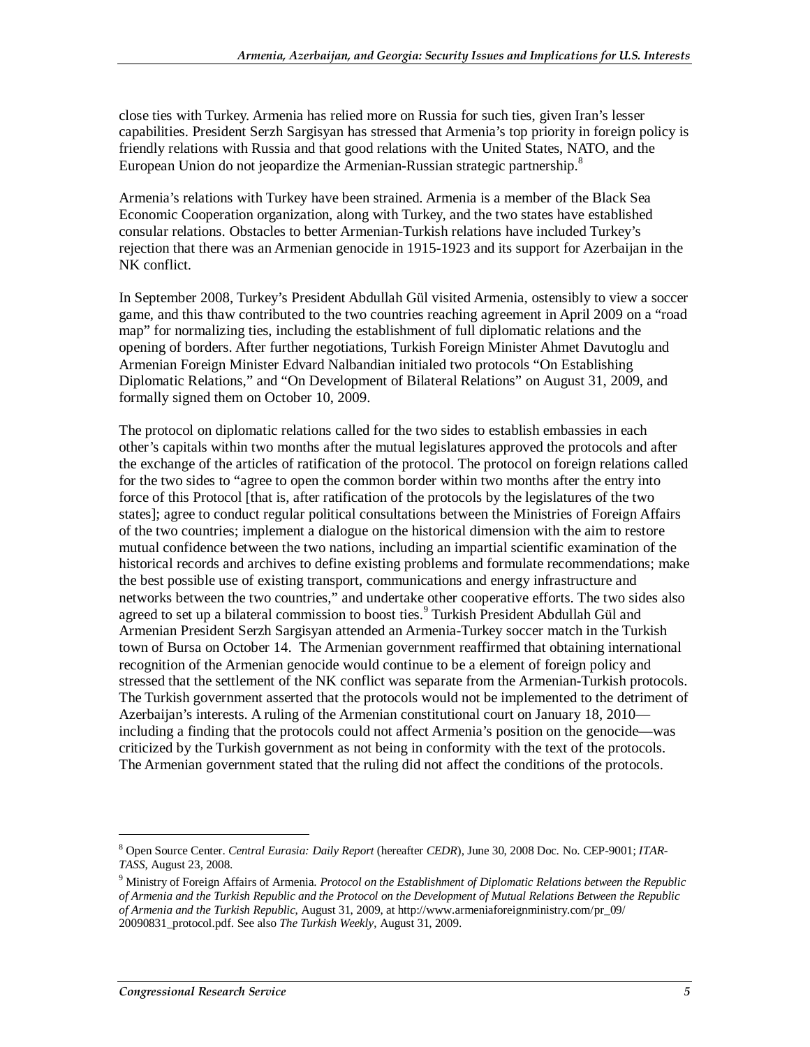close ties with Turkey. Armenia has relied more on Russia for such ties, given Iran's lesser capabilities. President Serzh Sargisyan has stressed that Armenia's top priority in foreign policy is friendly relations with Russia and that good relations with the United States, NATO, and the European Union do not jeopardize the Armenian-Russian strategic partnership.[8]

Armenia's relations with Turkey have been strained. Armenia is a member of the Black Sea Economic Cooperation organization, along with Turkey, and the two states have established consular relations. Obstacles to better Armenian-Turkish relations have included Turkey's rejection that there was an Armenian genocide in 1915-1923 and its support for Azerbaijan in the NK conflict.

In September 2008, Turkey's President Abdullah Gül visited Armenia, ostensibly to view a soccer game, and this thaw contributed to the two countries reaching agreement in April 2009 on a "road map" for normalizing ties, including the establishment of full diplomatic relations and the opening of borders. After further negotiations, Turkish Foreign Minister Ahmet Davutoglu and Armenian Foreign Minister Edvard Nalbandian initialed two protocols "On Establishing Diplomatic Relations," and "On Development of Bilateral Relations" on August 31, 2009, and formally signed them on October 10, 2009.

The protocol on diplomatic relations called for the two sides to establish embassies in each other's capitals within two months after the mutual legislatures approved the protocols and after the exchange of the articles of ratification of the protocol. The protocol on foreign relations called for the two sides to "agree to open the common border within two months after the entry into force of this Protocol [that is, after ratification of the protocols by the legislatures of the two states]; agree to conduct regular political consultations between the Ministries of Foreign Affairs of the two countries; implement a dialogue on the historical dimension with the aim to restore mutual confidence between the two nations, including an impartial scientific examination of the historical records and archives to define existing problems and formulate recommendations; make the best possible use of existing transport, communications and energy infrastructure and networks between the two countries," and undertake other cooperative efforts. The two sides also agreed to set up a bilateral commission to boost ties.[9] Turkish President Abdullah Gül and Armenian President Serzh Sargisyan attended an Armenia-Turkey soccer match in the Turkish town of Bursa on October 14. The Armenian government reaffirmed that obtaining international recognition of the Armenian genocide would continue to be a element of foreign policy and stressed that the settlement of the NK conflict was separate from the Armenian-Turkish protocols. The Turkish government asserted that the protocols would not be implemented to the detriment of Azerbaijan's interests. A ruling of the Armenian constitutional court on January 18, 2010—including a finding that the protocols could not affect Armenia's position on the genocide—was criticized by the Turkish government as not being in conformity with the text of the protocols. The Armenian government stated that the ruling did not affect the conditions of the protocols.

---

[8] Open Source Center. *Central Eurasia: Daily Report* (hereafter *CEDR*), June 30, 2008 Doc. No. CEP-9001; *ITAR-TASS*, August 23, 2008.

[9] Ministry of Foreign Affairs of Armenia. *Protocol on the Establishment of Diplomatic Relations between the Republic of Armenia and the Turkish Republic and the Protocol on the Development of Mutual Relations Between the Republic of Armenia and the Turkish Republic*, August 31, 2009, at http://www.armeniaforeignministry.com/pr_09/20090831_protocol.pdf. See also *The Turkish Weekly*, August 31, 2009.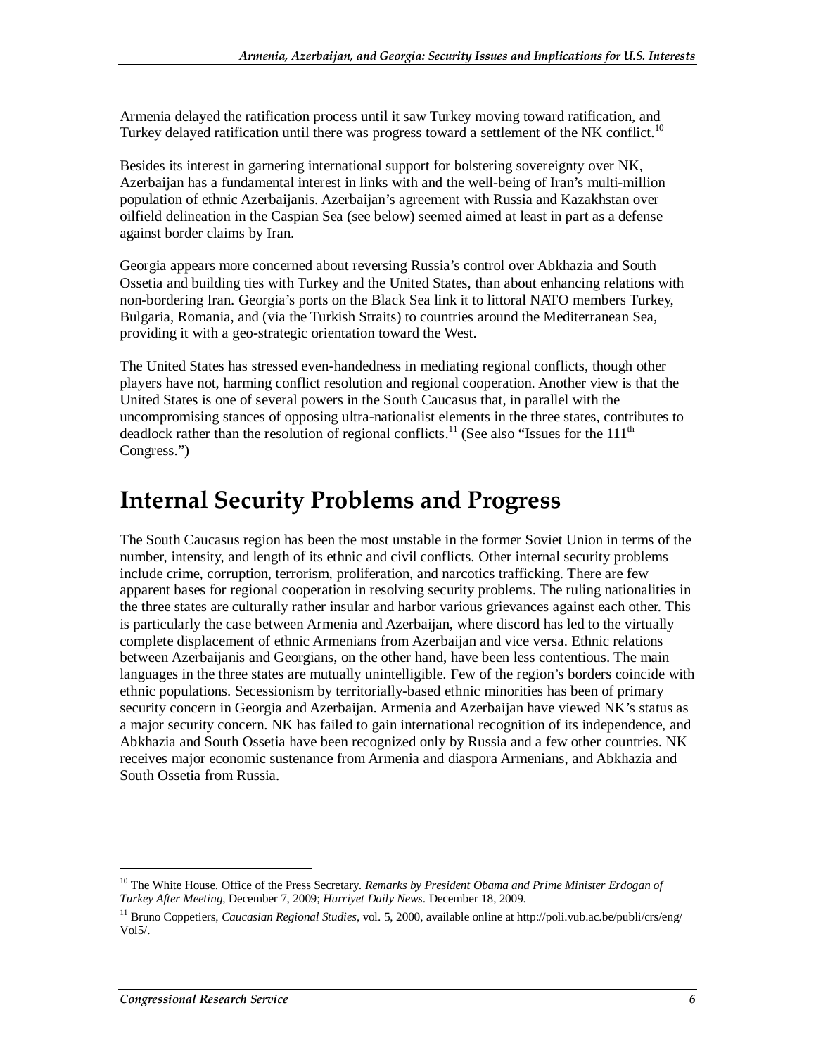Armenia delayed the ratification process until it saw Turkey moving toward ratification, and Turkey delayed ratification until there was progress toward a settlement of the NK conflict.[10]

Besides its interest in garnering international support for bolstering sovereignty over NK, Azerbaijan has a fundamental interest in links with and the well-being of Iran's multi-million population of ethnic Azerbaijanis. Azerbaijan's agreement with Russia and Kazakhstan over oilfield delineation in the Caspian Sea (see below) seemed aimed at least in part as a defense against border claims by Iran.

Georgia appears more concerned about reversing Russia's control over Abkhazia and South Ossetia and building ties with Turkey and the United States, than about enhancing relations with non-bordering Iran. Georgia's ports on the Black Sea link it to littoral NATO members Turkey, Bulgaria, Romania, and (via the Turkish Straits) to countries around the Mediterranean Sea, providing it with a geo-strategic orientation toward the West.

The United States has stressed even-handedness in mediating regional conflicts, though other players have not, harming conflict resolution and regional cooperation. Another view is that the United States is one of several powers in the South Caucasus that, in parallel with the uncompromising stances of opposing ultra-nationalist elements in the three states, contributes to deadlock rather than the resolution of regional conflicts.[11] (See also "Issues for the 111th Congress.")

# Internal Security Problems and Progress

The South Caucasus region has been the most unstable in the former Soviet Union in terms of the number, intensity, and length of its ethnic and civil conflicts. Other internal security problems include crime, corruption, terrorism, proliferation, and narcotics trafficking. There are few apparent bases for regional cooperation in resolving security problems. The ruling nationalities in the three states are culturally rather insular and harbor various grievances against each other. This is particularly the case between Armenia and Azerbaijan, where discord has led to the virtually complete displacement of ethnic Armenians from Azerbaijan and vice versa. Ethnic relations between Azerbaijanis and Georgians, on the other hand, have been less contentious. The main languages in the three states are mutually unintelligible. Few of the region's borders coincide with ethnic populations. Secessionism by territorially-based ethnic minorities has been of primary security concern in Georgia and Azerbaijan. Armenia and Azerbaijan have viewed NK's status as a major security concern. NK has failed to gain international recognition of its independence, and Abkhazia and South Ossetia have been recognized only by Russia and a few other countries. NK receives major economic sustenance from Armenia and diaspora Armenians, and Abkhazia and South Ossetia from Russia.

---

[10] The White House. Office of the Press Secretary. *Remarks by President Obama and Prime Minister Erdogan of Turkey After Meeting*, December 7, 2009; *Hurriyet Daily News*. December 18, 2009.

[11] Bruno Coppetiers, *Caucasian Regional Studies*, vol. 5, 2000, available online at http://poli.vub.ac.be/publi/crs/eng/Vol5/.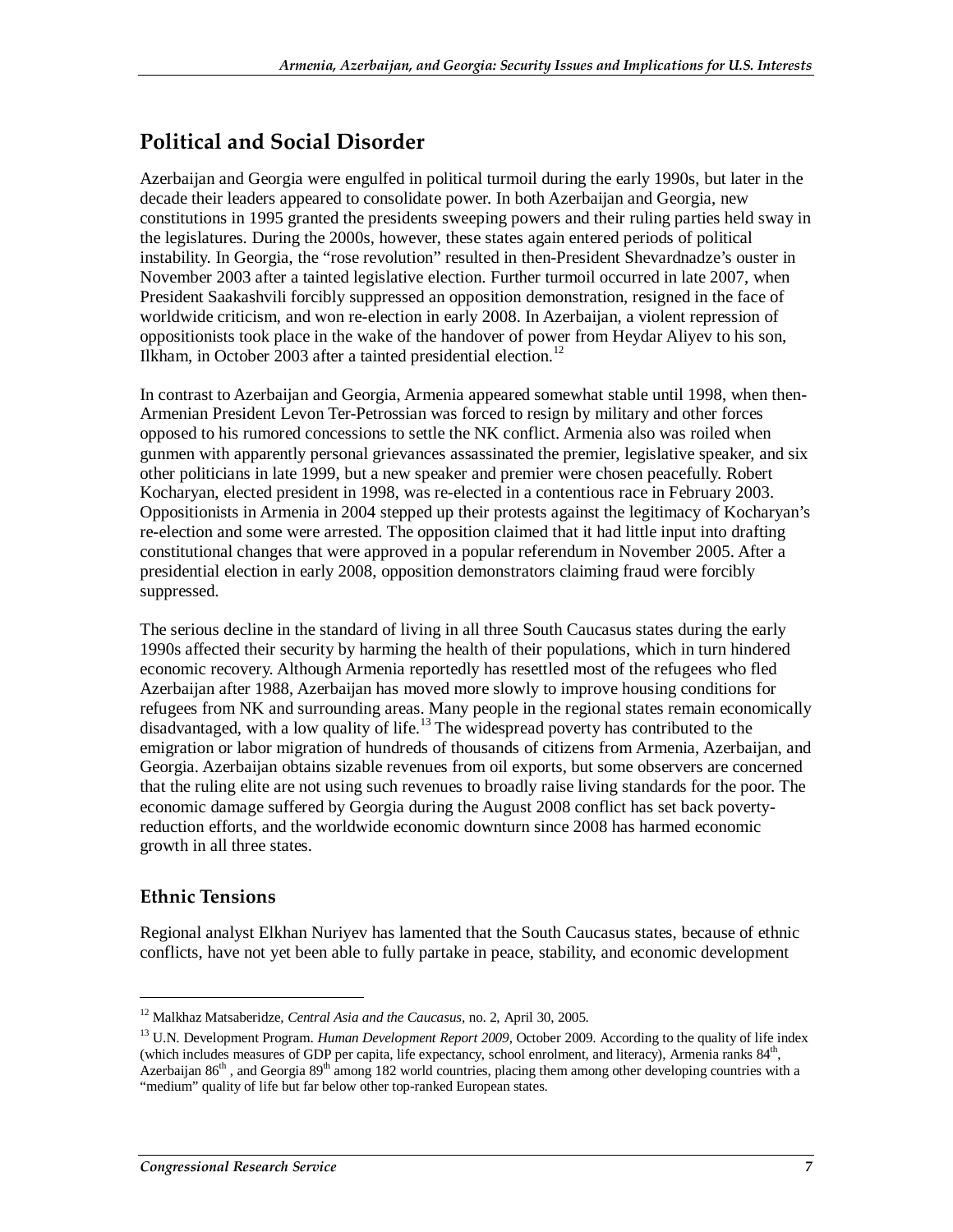## Political and Social Disorder

Azerbaijan and Georgia were engulfed in political turmoil during the early 1990s, but later in the decade their leaders appeared to consolidate power. In both Azerbaijan and Georgia, new constitutions in 1995 granted the presidents sweeping powers and their ruling parties held sway in the legislatures. During the 2000s, however, these states again entered periods of political instability. In Georgia, the "rose revolution" resulted in then-President Shevardnadze's ouster in November 2003 after a tainted legislative election. Further turmoil occurred in late 2007, when President Saakashvili forcibly suppressed an opposition demonstration, resigned in the face of worldwide criticism, and won re-election in early 2008. In Azerbaijan, a violent repression of oppositionists took place in the wake of the handover of power from Heydar Aliyev to his son, Ilkham, in October 2003 after a tainted presidential election.[12]

In contrast to Azerbaijan and Georgia, Armenia appeared somewhat stable until 1998, when then-Armenian President Levon Ter-Petrossian was forced to resign by military and other forces opposed to his rumored concessions to settle the NK conflict. Armenia also was roiled when gunmen with apparently personal grievances assassinated the premier, legislative speaker, and six other politicians in late 1999, but a new speaker and premier were chosen peacefully. Robert Kocharyan, elected president in 1998, was re-elected in a contentious race in February 2003. Oppositionists in Armenia in 2004 stepped up their protests against the legitimacy of Kocharyan's re-election and some were arrested. The opposition claimed that it had little input into drafting constitutional changes that were approved in a popular referendum in November 2005. After a presidential election in early 2008, opposition demonstrators claiming fraud were forcibly suppressed.

The serious decline in the standard of living in all three South Caucasus states during the early 1990s affected their security by harming the health of their populations, which in turn hindered economic recovery. Although Armenia reportedly has resettled most of the refugees who fled Azerbaijan after 1988, Azerbaijan has moved more slowly to improve housing conditions for refugees from NK and surrounding areas. Many people in the regional states remain economically disadvantaged, with a low quality of life.[13] The widespread poverty has contributed to the emigration or labor migration of hundreds of thousands of citizens from Armenia, Azerbaijan, and Georgia. Azerbaijan obtains sizable revenues from oil exports, but some observers are concerned that the ruling elite are not using such revenues to broadly raise living standards for the poor. The economic damage suffered by Georgia during the August 2008 conflict has set back poverty-reduction efforts, and the worldwide economic downturn since 2008 has harmed economic growth in all three states.

### Ethnic Tensions

Regional analyst Elkhan Nuriyev has lamented that the South Caucasus states, because of ethnic conflicts, have not yet been able to fully partake in peace, stability, and economic development

---

[12] Malkhaz Matsaberidze, *Central Asia and the Caucasus*, no. 2, April 30, 2005.

[13] U.N. Development Program. *Human Development Report 2009*, October 2009. According to the quality of life index (which includes measures of GDP per capita, life expectancy, school enrolment, and literacy), Armenia ranks 84th, Azerbaijan 86th, and Georgia 89th among 182 world countries, placing them among other developing countries with a "medium" quality of life but far below other top-ranked European states.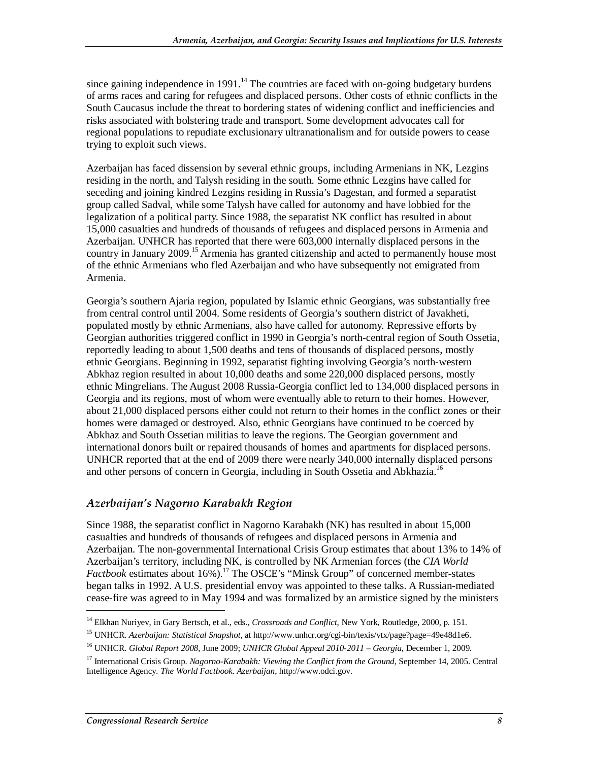since gaining independence in 1991.[14] The countries are faced with on-going budgetary burdens of arms races and caring for refugees and displaced persons. Other costs of ethnic conflicts in the South Caucasus include the threat to bordering states of widening conflict and inefficiencies and risks associated with bolstering trade and transport. Some development advocates call for regional populations to repudiate exclusionary ultranationalism and for outside powers to cease trying to exploit such views.

Azerbaijan has faced dissension by several ethnic groups, including Armenians in NK, Lezgins residing in the north, and Talysh residing in the south. Some ethnic Lezgins have called for seceding and joining kindred Lezgins residing in Russia's Dagestan, and formed a separatist group called Sadval, while some Talysh have called for autonomy and have lobbied for the legalization of a political party. Since 1988, the separatist NK conflict has resulted in about 15,000 casualties and hundreds of thousands of refugees and displaced persons in Armenia and Azerbaijan. UNHCR has reported that there were 603,000 internally displaced persons in the country in January 2009.[15] Armenia has granted citizenship and acted to permanently house most of the ethnic Armenians who fled Azerbaijan and who have subsequently not emigrated from Armenia.

Georgia's southern Ajaria region, populated by Islamic ethnic Georgians, was substantially free from central control until 2004. Some residents of Georgia's southern district of Javakheti, populated mostly by ethnic Armenians, also have called for autonomy. Repressive efforts by Georgian authorities triggered conflict in 1990 in Georgia's north-central region of South Ossetia, reportedly leading to about 1,500 deaths and tens of thousands of displaced persons, mostly ethnic Georgians. Beginning in 1992, separatist fighting involving Georgia's north-western Abkhaz region resulted in about 10,000 deaths and some 220,000 displaced persons, mostly ethnic Mingrelians. The August 2008 Russia-Georgia conflict led to 134,000 displaced persons in Georgia and its regions, most of whom were eventually able to return to their homes. However, about 21,000 displaced persons either could not return to their homes in the conflict zones or their homes were damaged or destroyed. Also, ethnic Georgians have continued to be coerced by Abkhaz and South Ossetian militias to leave the regions. The Georgian government and international donors built or repaired thousands of homes and apartments for displaced persons. UNHCR reported that at the end of 2009 there were nearly 340,000 internally displaced persons and other persons of concern in Georgia, including in South Ossetia and Abkhazia.[16]

## *Azerbaijan's Nagorno Karabakh Region*

Since 1988, the separatist conflict in Nagorno Karabakh (NK) has resulted in about 15,000 casualties and hundreds of thousands of refugees and displaced persons in Armenia and Azerbaijan. The non-governmental International Crisis Group estimates that about 13% to 14% of Azerbaijan's territory, including NK, is controlled by NK Armenian forces (the *CIA World Factbook* estimates about 16%).[17] The OSCE's "Minsk Group" of concerned member-states began talks in 1992. A U.S. presidential envoy was appointed to these talks. A Russian-mediated cease-fire was agreed to in May 1994 and was formalized by an armistice signed by the ministers

---

[14] Elkhan Nuriyev, in Gary Bertsch, et al., eds., *Crossroads and Conflict*, New York, Routledge, 2000, p. 151.

[15] UNHCR. *Azerbaijan: Statistical Snapshot*, at http://www.unhcr.org/cgi-bin/texis/vtx/page?page=49e48d1e6.

[16] UNHCR. *Global Report 2008*, June 2009; *UNHCR Global Appeal 2010-2011 – Georgia*, December 1, 2009.

[17] International Crisis Group. *Nagorno-Karabakh: Viewing the Conflict from the Ground*, September 14, 2005. Central Intelligence Agency. *The World Factbook. Azerbaijan*, http://www.odci.gov.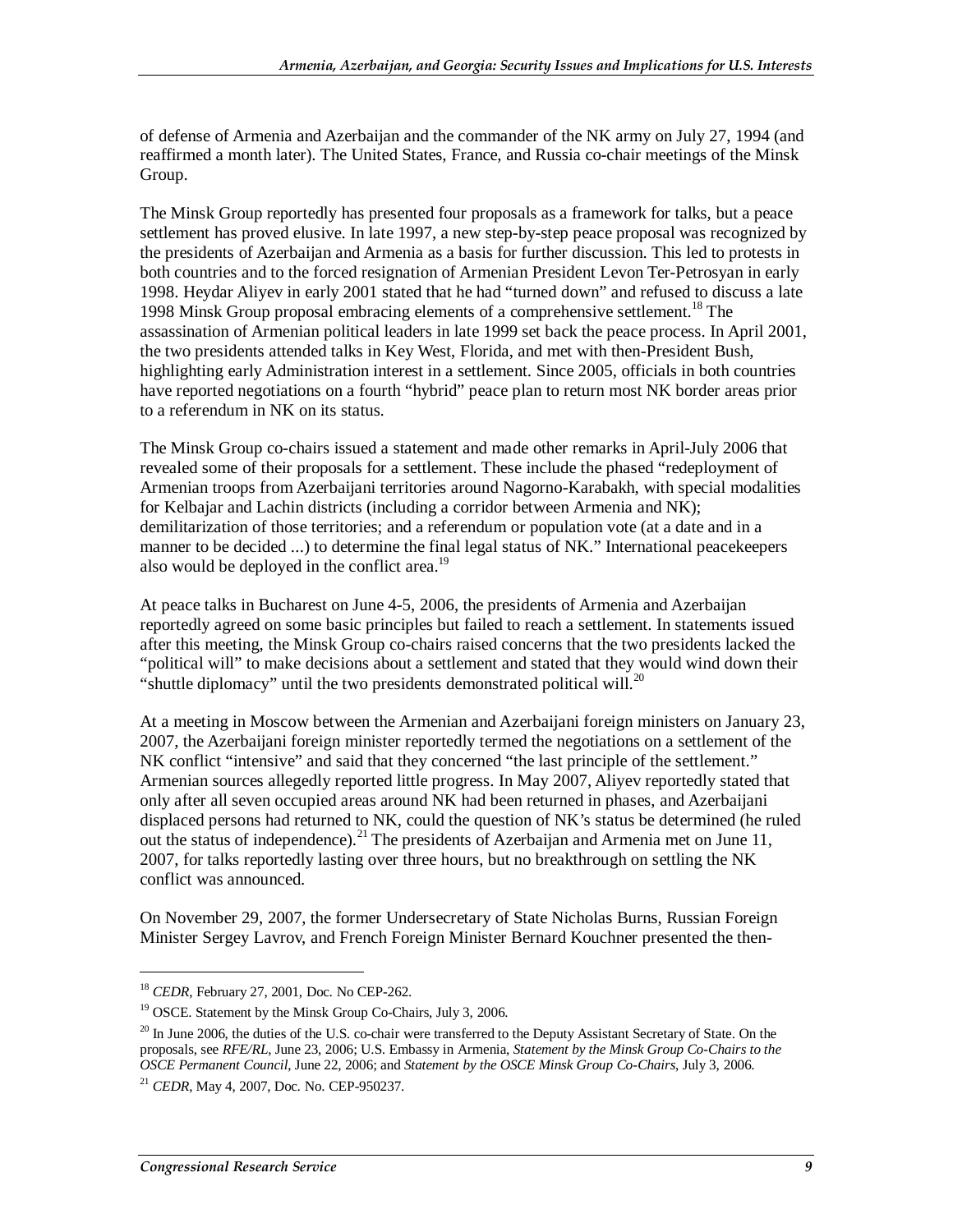of defense of Armenia and Azerbaijan and the commander of the NK army on July 27, 1994 (and reaffirmed a month later). The United States, France, and Russia co-chair meetings of the Minsk Group.

The Minsk Group reportedly has presented four proposals as a framework for talks, but a peace settlement has proved elusive. In late 1997, a new step-by-step peace proposal was recognized by the presidents of Azerbaijan and Armenia as a basis for further discussion. This led to protests in both countries and to the forced resignation of Armenian President Levon Ter-Petrosyan in early 1998. Heydar Aliyev in early 2001 stated that he had "turned down" and refused to discuss a late 1998 Minsk Group proposal embracing elements of a comprehensive settlement.[18] The assassination of Armenian political leaders in late 1999 set back the peace process. In April 2001, the two presidents attended talks in Key West, Florida, and met with then-President Bush, highlighting early Administration interest in a settlement. Since 2005, officials in both countries have reported negotiations on a fourth "hybrid" peace plan to return most NK border areas prior to a referendum in NK on its status.

The Minsk Group co-chairs issued a statement and made other remarks in April-July 2006 that revealed some of their proposals for a settlement. These include the phased "redeployment of Armenian troops from Azerbaijani territories around Nagorno-Karabakh, with special modalities for Kelbajar and Lachin districts (including a corridor between Armenia and NK); demilitarization of those territories; and a referendum or population vote (at a date and in a manner to be decided ...) to determine the final legal status of NK." International peacekeepers also would be deployed in the conflict area.[19]

At peace talks in Bucharest on June 4-5, 2006, the presidents of Armenia and Azerbaijan reportedly agreed on some basic principles but failed to reach a settlement. In statements issued after this meeting, the Minsk Group co-chairs raised concerns that the two presidents lacked the "political will" to make decisions about a settlement and stated that they would wind down their "shuttle diplomacy" until the two presidents demonstrated political will.[20]

At a meeting in Moscow between the Armenian and Azerbaijani foreign ministers on January 23, 2007, the Azerbaijani foreign minister reportedly termed the negotiations on a settlement of the NK conflict "intensive" and said that they concerned "the last principle of the settlement." Armenian sources allegedly reported little progress. In May 2007, Aliyev reportedly stated that only after all seven occupied areas around NK had been returned in phases, and Azerbaijani displaced persons had returned to NK, could the question of NK's status be determined (he ruled out the status of independence).[21] The presidents of Azerbaijan and Armenia met on June 11, 2007, for talks reportedly lasting over three hours, but no breakthrough on settling the NK conflict was announced.

On November 29, 2007, the former Undersecretary of State Nicholas Burns, Russian Foreign Minister Sergey Lavrov, and French Foreign Minister Bernard Kouchner presented the then-

---

[18] *CEDR*, February 27, 2001, Doc. No CEP-262.

[19] OSCE. Statement by the Minsk Group Co-Chairs, July 3, 2006.

[20] In June 2006, the duties of the U.S. co-chair were transferred to the Deputy Assistant Secretary of State. On the proposals, see *RFE/RL*, June 23, 2006; U.S. Embassy in Armenia, *Statement by the Minsk Group Co-Chairs to the OSCE Permanent Council*, June 22, 2006; and *Statement by the OSCE Minsk Group Co-Chairs*, July 3, 2006.

[21] *CEDR*, May 4, 2007, Doc. No. CEP-950237.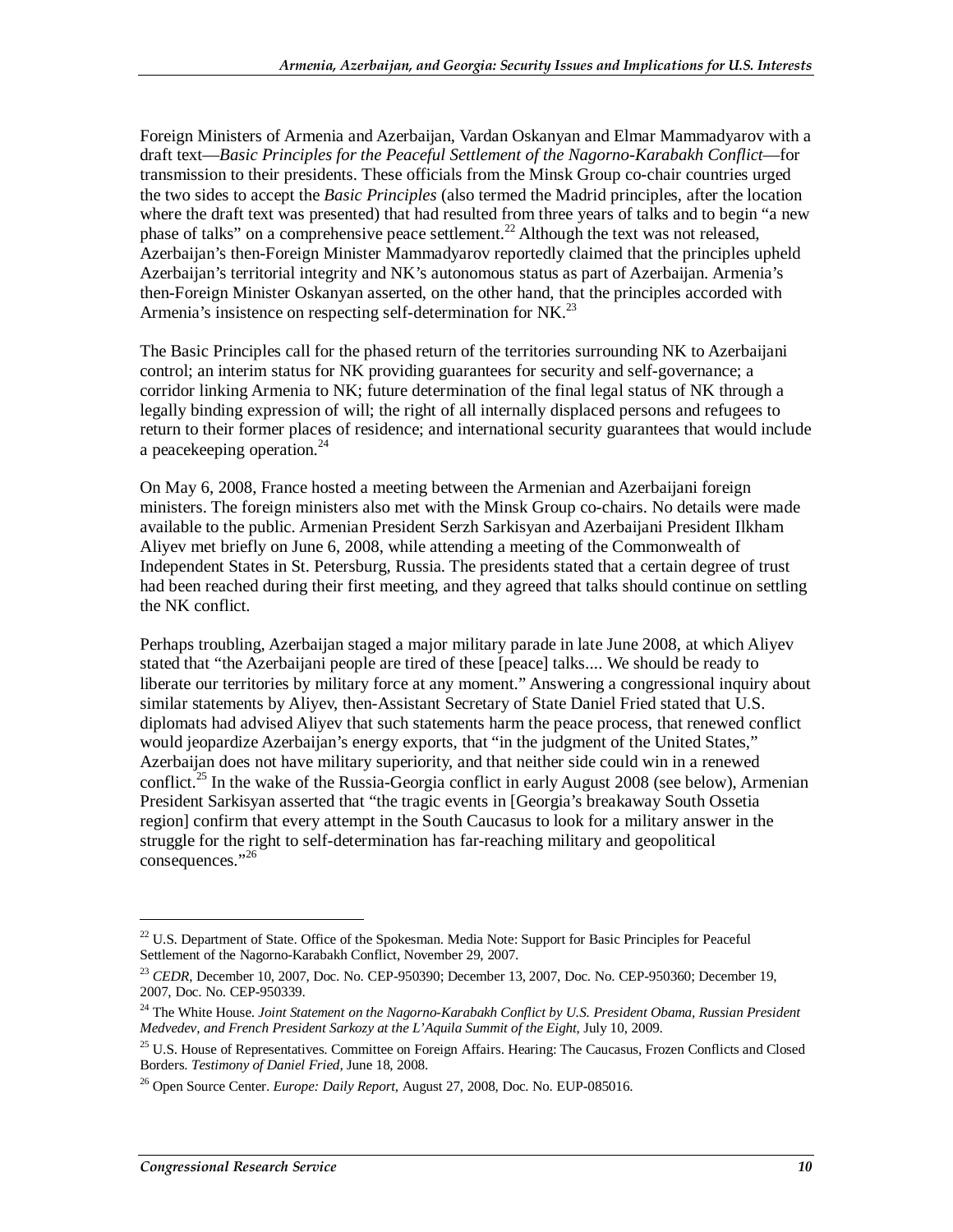Foreign Ministers of Armenia and Azerbaijan, Vardan Oskanyan and Elmar Mammadyarov with a draft text—*Basic Principles for the Peaceful Settlement of the Nagorno-Karabakh Conflict*—for transmission to their presidents. These officials from the Minsk Group co-chair countries urged the two sides to accept the *Basic Principles* (also termed the Madrid principles, after the location where the draft text was presented) that had resulted from three years of talks and to begin "a new phase of talks" on a comprehensive peace settlement.[22] Although the text was not released, Azerbaijan's then-Foreign Minister Mammadyarov reportedly claimed that the principles upheld Azerbaijan's territorial integrity and NK's autonomous status as part of Azerbaijan. Armenia's then-Foreign Minister Oskanyan asserted, on the other hand, that the principles accorded with Armenia's insistence on respecting self-determination for NK.[23]

The Basic Principles call for the phased return of the territories surrounding NK to Azerbaijani control; an interim status for NK providing guarantees for security and self-governance; a corridor linking Armenia to NK; future determination of the final legal status of NK through a legally binding expression of will; the right of all internally displaced persons and refugees to return to their former places of residence; and international security guarantees that would include a peacekeeping operation.[24]

On May 6, 2008, France hosted a meeting between the Armenian and Azerbaijani foreign ministers. The foreign ministers also met with the Minsk Group co-chairs. No details were made available to the public. Armenian President Serzh Sarkisyan and Azerbaijani President Ilkham Aliyev met briefly on June 6, 2008, while attending a meeting of the Commonwealth of Independent States in St. Petersburg, Russia. The presidents stated that a certain degree of trust had been reached during their first meeting, and they agreed that talks should continue on settling the NK conflict.

Perhaps troubling, Azerbaijan staged a major military parade in late June 2008, at which Aliyev stated that "the Azerbaijani people are tired of these [peace] talks.... We should be ready to liberate our territories by military force at any moment." Answering a congressional inquiry about similar statements by Aliyev, then-Assistant Secretary of State Daniel Fried stated that U.S. diplomats had advised Aliyev that such statements harm the peace process, that renewed conflict would jeopardize Azerbaijan's energy exports, that "in the judgment of the United States," Azerbaijan does not have military superiority, and that neither side could win in a renewed conflict.[25] In the wake of the Russia-Georgia conflict in early August 2008 (see below), Armenian President Sarkisyan asserted that "the tragic events in [Georgia's breakaway South Ossetia region] confirm that every attempt in the South Caucasus to look for a military answer in the struggle for the right to self-determination has far-reaching military and geopolitical consequences."[26]

---

[22] U.S. Department of State. Office of the Spokesman. Media Note: Support for Basic Principles for Peaceful Settlement of the Nagorno-Karabakh Conflict, November 29, 2007.

[23] *CEDR*, December 10, 2007, Doc. No. CEP-950390; December 13, 2007, Doc. No. CEP-950360; December 19, 2007, Doc. No. CEP-950339.

[24] The White House. *Joint Statement on the Nagorno-Karabakh Conflict by U.S. President Obama, Russian President Medvedev, and French President Sarkozy at the L'Aquila Summit of the Eight*, July 10, 2009.

[25] U.S. House of Representatives. Committee on Foreign Affairs. Hearing: The Caucasus, Frozen Conflicts and Closed Borders. *Testimony of Daniel Fried*, June 18, 2008.

[26] Open Source Center. *Europe: Daily Report*, August 27, 2008, Doc. No. EUP-085016.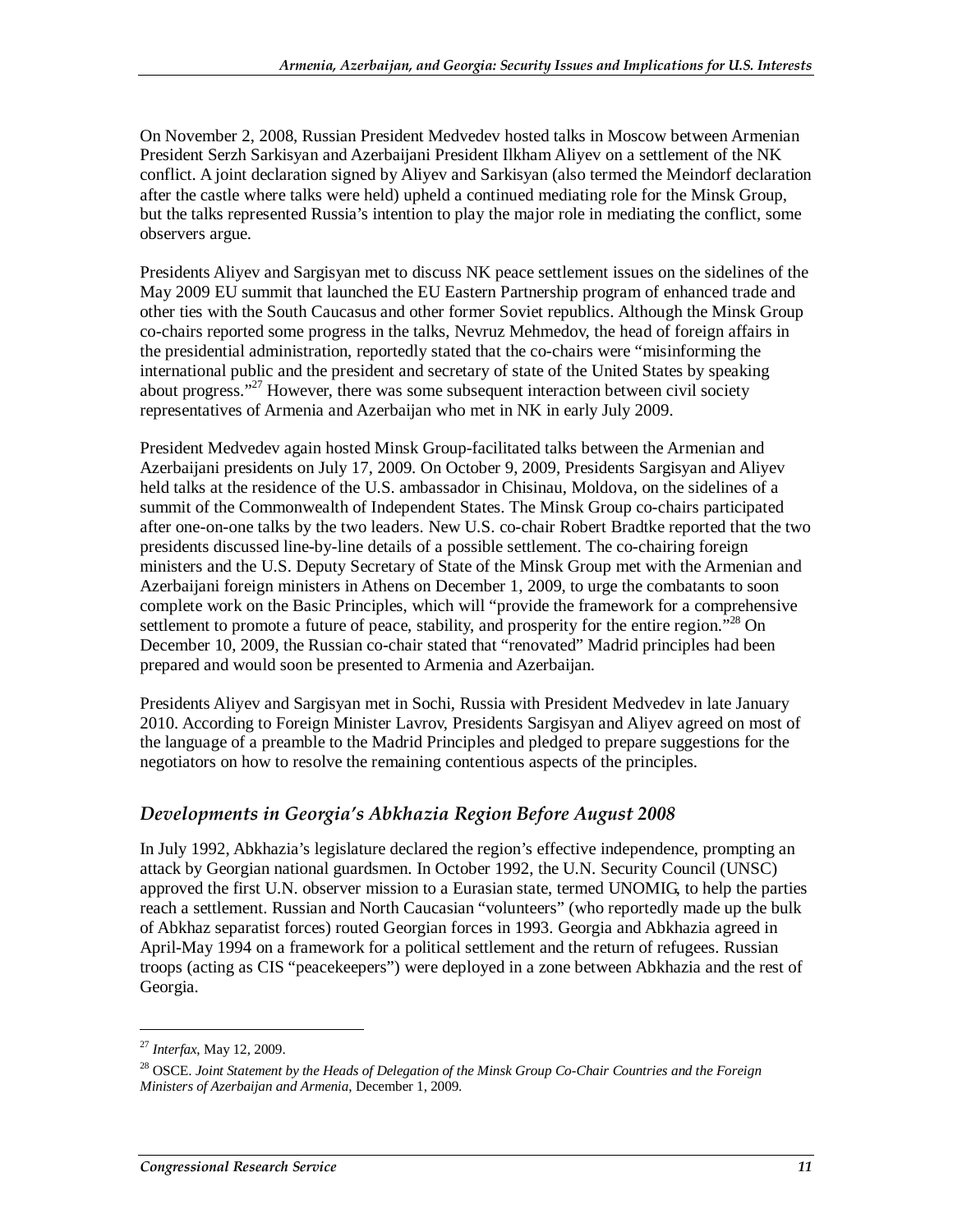On November 2, 2008, Russian President Medvedev hosted talks in Moscow between Armenian President Serzh Sarkisyan and Azerbaijani President Ilkham Aliyev on a settlement of the NK conflict. A joint declaration signed by Aliyev and Sarkisyan (also termed the Meindorf declaration after the castle where talks were held) upheld a continued mediating role for the Minsk Group, but the talks represented Russia's intention to play the major role in mediating the conflict, some observers argue.

Presidents Aliyev and Sargisyan met to discuss NK peace settlement issues on the sidelines of the May 2009 EU summit that launched the EU Eastern Partnership program of enhanced trade and other ties with the South Caucasus and other former Soviet republics. Although the Minsk Group co-chairs reported some progress in the talks, Nevruz Mehmedov, the head of foreign affairs in the presidential administration, reportedly stated that the co-chairs were "misinforming the international public and the president and secretary of state of the United States by speaking about progress."[27] However, there was some subsequent interaction between civil society representatives of Armenia and Azerbaijan who met in NK in early July 2009.

President Medvedev again hosted Minsk Group-facilitated talks between the Armenian and Azerbaijani presidents on July 17, 2009. On October 9, 2009, Presidents Sargisyan and Aliyev held talks at the residence of the U.S. ambassador in Chisinau, Moldova, on the sidelines of a summit of the Commonwealth of Independent States. The Minsk Group co-chairs participated after one-on-one talks by the two leaders. New U.S. co-chair Robert Bradtke reported that the two presidents discussed line-by-line details of a possible settlement. The co-chairing foreign ministers and the U.S. Deputy Secretary of State of the Minsk Group met with the Armenian and Azerbaijani foreign ministers in Athens on December 1, 2009, to urge the combatants to soon complete work on the Basic Principles, which will "provide the framework for a comprehensive settlement to promote a future of peace, stability, and prosperity for the entire region."[28] On December 10, 2009, the Russian co-chair stated that "renovated" Madrid principles had been prepared and would soon be presented to Armenia and Azerbaijan.

Presidents Aliyev and Sargisyan met in Sochi, Russia with President Medvedev in late January 2010. According to Foreign Minister Lavrov, Presidents Sargisyan and Aliyev agreed on most of the language of a preamble to the Madrid Principles and pledged to prepare suggestions for the negotiators on how to resolve the remaining contentious aspects of the principles.

### *Developments in Georgia's Abkhazia Region Before August 2008*

In July 1992, Abkhazia's legislature declared the region's effective independence, prompting an attack by Georgian national guardsmen. In October 1992, the U.N. Security Council (UNSC) approved the first U.N. observer mission to a Eurasian state, termed UNOMIG, to help the parties reach a settlement. Russian and North Caucasian "volunteers" (who reportedly made up the bulk of Abkhaz separatist forces) routed Georgian forces in 1993. Georgia and Abkhazia agreed in April-May 1994 on a framework for a political settlement and the return of refugees. Russian troops (acting as CIS "peacekeepers") were deployed in a zone between Abkhazia and the rest of Georgia.

---

[27] *Interfax*, May 12, 2009.

[28] OSCE. *Joint Statement by the Heads of Delegation of the Minsk Group Co-Chair Countries and the Foreign Ministers of Azerbaijan and Armenia*, December 1, 2009.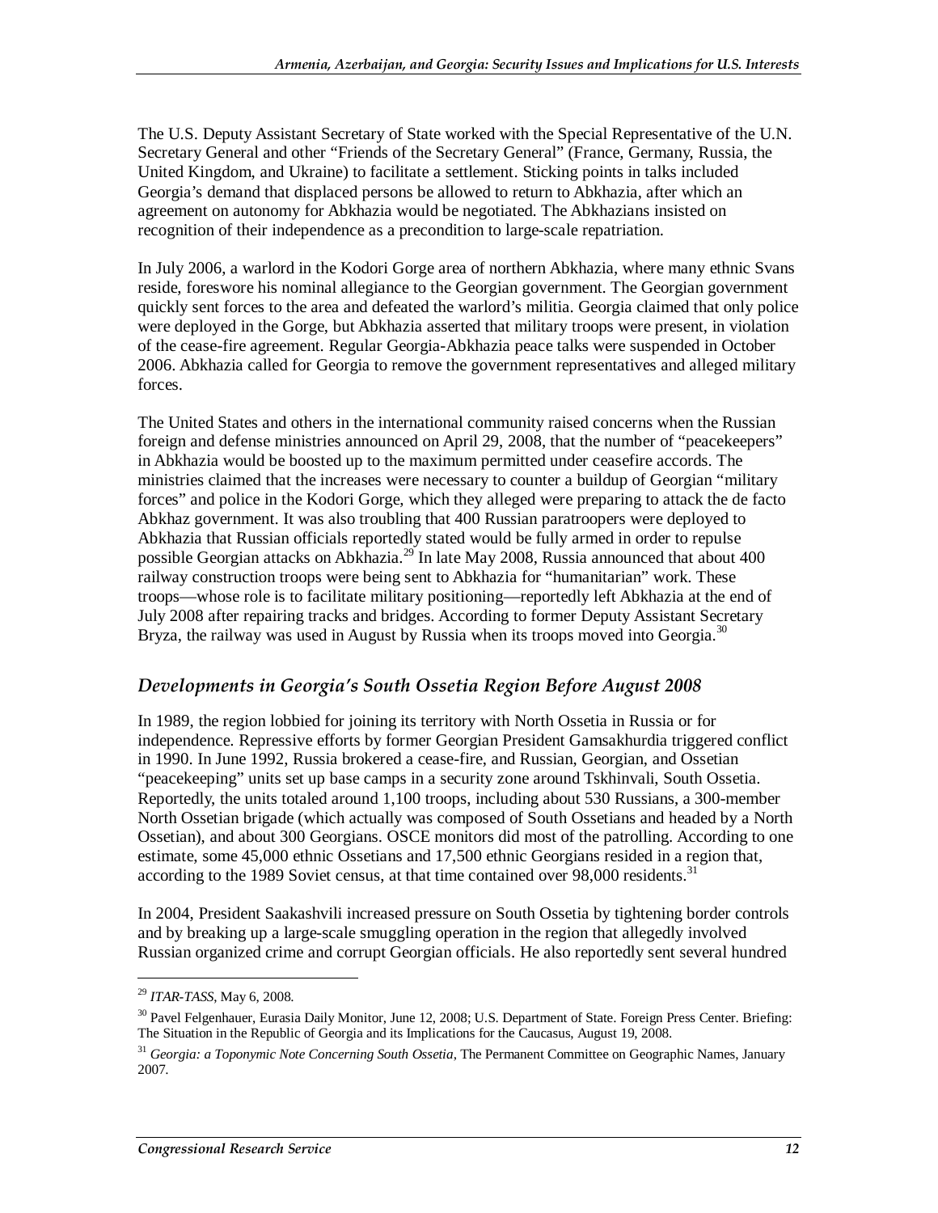The U.S. Deputy Assistant Secretary of State worked with the Special Representative of the U.N. Secretary General and other "Friends of the Secretary General" (France, Germany, Russia, the United Kingdom, and Ukraine) to facilitate a settlement. Sticking points in talks included Georgia's demand that displaced persons be allowed to return to Abkhazia, after which an agreement on autonomy for Abkhazia would be negotiated. The Abkhazians insisted on recognition of their independence as a precondition to large-scale repatriation.

In July 2006, a warlord in the Kodori Gorge area of northern Abkhazia, where many ethnic Svans reside, foreswore his nominal allegiance to the Georgian government. The Georgian government quickly sent forces to the area and defeated the warlord's militia. Georgia claimed that only police were deployed in the Gorge, but Abkhazia asserted that military troops were present, in violation of the cease-fire agreement. Regular Georgia-Abkhazia peace talks were suspended in October 2006. Abkhazia called for Georgia to remove the government representatives and alleged military forces.

The United States and others in the international community raised concerns when the Russian foreign and defense ministries announced on April 29, 2008, that the number of "peacekeepers" in Abkhazia would be boosted up to the maximum permitted under ceasefire accords. The ministries claimed that the increases were necessary to counter a buildup of Georgian "military forces" and police in the Kodori Gorge, which they alleged were preparing to attack the de facto Abkhaz government. It was also troubling that 400 Russian paratroopers were deployed to Abkhazia that Russian officials reportedly stated would be fully armed in order to repulse possible Georgian attacks on Abkhazia.[29] In late May 2008, Russia announced that about 400 railway construction troops were being sent to Abkhazia for "humanitarian" work. These troops—whose role is to facilitate military positioning—reportedly left Abkhazia at the end of July 2008 after repairing tracks and bridges. According to former Deputy Assistant Secretary Bryza, the railway was used in August by Russia when its troops moved into Georgia.[30]

## *Developments in Georgia's South Ossetia Region Before August 2008*

In 1989, the region lobbied for joining its territory with North Ossetia in Russia or for independence. Repressive efforts by former Georgian President Gamsakhurdia triggered conflict in 1990. In June 1992, Russia brokered a cease-fire, and Russian, Georgian, and Ossetian "peacekeeping" units set up base camps in a security zone around Tskhinvali, South Ossetia. Reportedly, the units totaled around 1,100 troops, including about 530 Russians, a 300-member North Ossetian brigade (which actually was composed of South Ossetians and headed by a North Ossetian), and about 300 Georgians. OSCE monitors did most of the patrolling. According to one estimate, some 45,000 ethnic Ossetians and 17,500 ethnic Georgians resided in a region that, according to the 1989 Soviet census, at that time contained over 98,000 residents.[31]

In 2004, President Saakashvili increased pressure on South Ossetia by tightening border controls and by breaking up a large-scale smuggling operation in the region that allegedly involved Russian organized crime and corrupt Georgian officials. He also reportedly sent several hundred

---

[29] *ITAR-TASS*, May 6, 2008.

[30] Pavel Felgenhauer, Eurasia Daily Monitor, June 12, 2008; U.S. Department of State. Foreign Press Center. Briefing: The Situation in the Republic of Georgia and its Implications for the Caucasus, August 19, 2008.

[31] *Georgia: a Toponymic Note Concerning South Ossetia*, The Permanent Committee on Geographic Names, January 2007.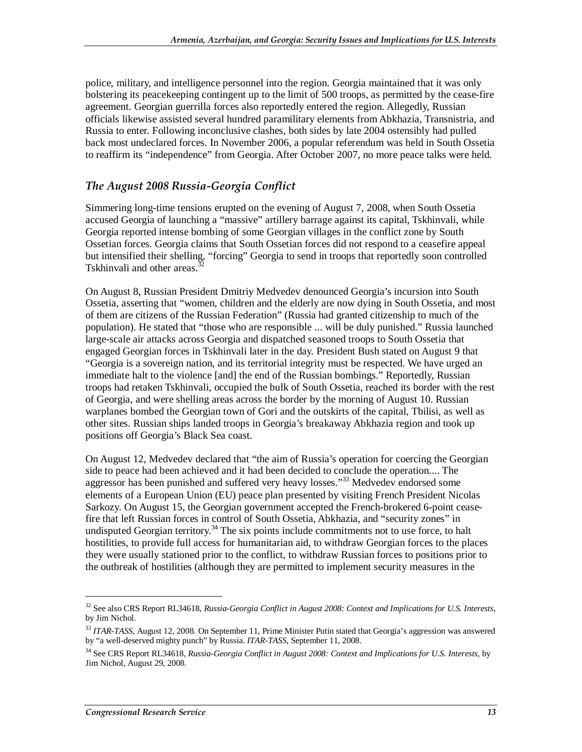police, military, and intelligence personnel into the region. Georgia maintained that it was only bolstering its peacekeeping contingent up to the limit of 500 troops, as permitted by the cease-fire agreement. Georgian guerrilla forces also reportedly entered the region. Allegedly, Russian officials likewise assisted several hundred paramilitary elements from Abkhazia, Transnistria, and Russia to enter. Following inconclusive clashes, both sides by late 2004 ostensibly had pulled back most undeclared forces. In November 2006, a popular referendum was held in South Ossetia to reaffirm its "independence" from Georgia. After October 2007, no more peace talks were held.

### *The August 2008 Russia-Georgia Conflict*

Simmering long-time tensions erupted on the evening of August 7, 2008, when South Ossetia accused Georgia of launching a "massive" artillery barrage against its capital, Tskhinvali, while Georgia reported intense bombing of some Georgian villages in the conflict zone by South Ossetian forces. Georgia claims that South Ossetian forces did not respond to a ceasefire appeal but intensified their shelling, "forcing" Georgia to send in troops that reportedly soon controlled Tskhinvali and other areas.[32]

On August 8, Russian President Dmitriy Medvedev denounced Georgia's incursion into South Ossetia, asserting that "women, children and the elderly are now dying in South Ossetia, and most of them are citizens of the Russian Federation" (Russia had granted citizenship to much of the population). He stated that "those who are responsible ... will be duly punished." Russia launched large-scale air attacks across Georgia and dispatched seasoned troops to South Ossetia that engaged Georgian forces in Tskhinvali later in the day. President Bush stated on August 9 that "Georgia is a sovereign nation, and its territorial integrity must be respected. We have urged an immediate halt to the violence [and] the end of the Russian bombings." Reportedly, Russian troops had retaken Tskhinvali, occupied the bulk of South Ossetia, reached its border with the rest of Georgia, and were shelling areas across the border by the morning of August 10. Russian warplanes bombed the Georgian town of Gori and the outskirts of the capital, Tbilisi, as well as other sites. Russian ships landed troops in Georgia's breakaway Abkhazia region and took up positions off Georgia's Black Sea coast.

On August 12, Medvedev declared that "the aim of Russia's operation for coercing the Georgian side to peace had been achieved and it had been decided to conclude the operation.... The aggressor has been punished and suffered very heavy losses."[33] Medvedev endorsed some elements of a European Union (EU) peace plan presented by visiting French President Nicolas Sarkozy. On August 15, the Georgian government accepted the French-brokered 6-point cease-fire that left Russian forces in control of South Ossetia, Abkhazia, and "security zones" in undisputed Georgian territory.[34] The six points include commitments not to use force, to halt hostilities, to provide full access for humanitarian aid, to withdraw Georgian forces to the places they were usually stationed prior to the conflict, to withdraw Russian forces to positions prior to the outbreak of hostilities (although they are permitted to implement security measures in the

---

[32] See also CRS Report RL34618, *Russia-Georgia Conflict in August 2008: Context and Implications for U.S. Interests*, by Jim Nichol.

[33] *ITAR-TASS*, August 12, 2008. On September 11, Prime Minister Putin stated that Georgia's aggression was answered by "a well-deserved mighty punch" by Russia. *ITAR-TASS*, September 11, 2008.

[34] See CRS Report RL34618, *Russia-Georgia Conflict in August 2008: Context and Implications for U.S. Interests*, by Jim Nichol, August 29, 2008.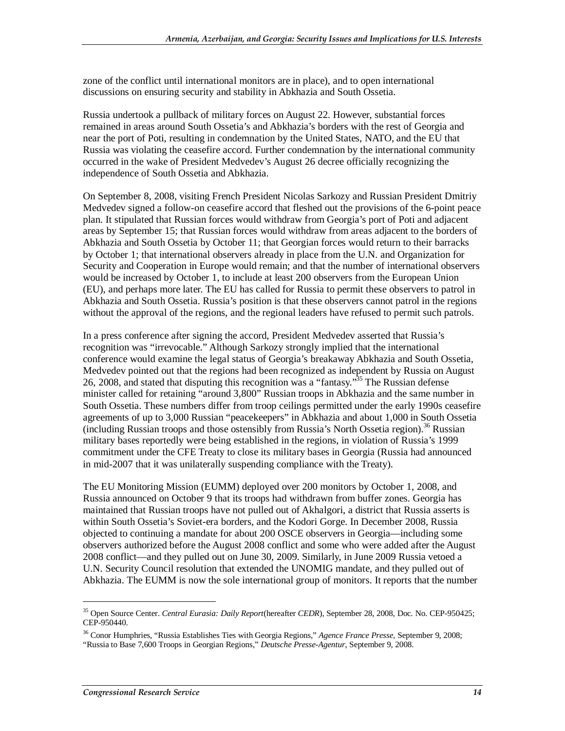zone of the conflict until international monitors are in place), and to open international discussions on ensuring security and stability in Abkhazia and South Ossetia.

Russia undertook a pullback of military forces on August 22. However, substantial forces remained in areas around South Ossetia's and Abkhazia's borders with the rest of Georgia and near the port of Poti, resulting in condemnation by the United States, NATO, and the EU that Russia was violating the ceasefire accord. Further condemnation by the international community occurred in the wake of President Medvedev's August 26 decree officially recognizing the independence of South Ossetia and Abkhazia.

On September 8, 2008, visiting French President Nicolas Sarkozy and Russian President Dmitriy Medvedev signed a follow-on ceasefire accord that fleshed out the provisions of the 6-point peace plan. It stipulated that Russian forces would withdraw from Georgia's port of Poti and adjacent areas by September 15; that Russian forces would withdraw from areas adjacent to the borders of Abkhazia and South Ossetia by October 11; that Georgian forces would return to their barracks by October 1; that international observers already in place from the U.N. and Organization for Security and Cooperation in Europe would remain; and that the number of international observers would be increased by October 1, to include at least 200 observers from the European Union (EU), and perhaps more later. The EU has called for Russia to permit these observers to patrol in Abkhazia and South Ossetia. Russia's position is that these observers cannot patrol in the regions without the approval of the regions, and the regional leaders have refused to permit such patrols.

In a press conference after signing the accord, President Medvedev asserted that Russia's recognition was "irrevocable." Although Sarkozy strongly implied that the international conference would examine the legal status of Georgia's breakaway Abkhazia and South Ossetia, Medvedev pointed out that the regions had been recognized as independent by Russia on August 26, 2008, and stated that disputing this recognition was a "fantasy."[35] The Russian defense minister called for retaining "around 3,800" Russian troops in Abkhazia and the same number in South Ossetia. These numbers differ from troop ceilings permitted under the early 1990s ceasefire agreements of up to 3,000 Russian "peacekeepers" in Abkhazia and about 1,000 in South Ossetia (including Russian troops and those ostensibly from Russia's North Ossetia region).[36] Russian military bases reportedly were being established in the regions, in violation of Russia's 1999 commitment under the CFE Treaty to close its military bases in Georgia (Russia had announced in mid-2007 that it was unilaterally suspending compliance with the Treaty).

The EU Monitoring Mission (EUMM) deployed over 200 monitors by October 1, 2008, and Russia announced on October 9 that its troops had withdrawn from buffer zones. Georgia has maintained that Russian troops have not pulled out of Akhalgori, a district that Russia asserts is within South Ossetia's Soviet-era borders, and the Kodori Gorge. In December 2008, Russia objected to continuing a mandate for about 200 OSCE observers in Georgia—including some observers authorized before the August 2008 conflict and some who were added after the August 2008 conflict—and they pulled out on June 30, 2009. Similarly, in June 2009 Russia vetoed a U.N. Security Council resolution that extended the UNOMIG mandate, and they pulled out of Abkhazia. The EUMM is now the sole international group of monitors. It reports that the number

---

[35] Open Source Center. *Central Eurasia: Daily Report*(hereafter *CEDR*), September 28, 2008, Doc. No. CEP-950425; CEP-950440.

[36] Conor Humphries, "Russia Establishes Ties with Georgia Regions," *Agence France Presse*, September 9, 2008; "Russia to Base 7,600 Troops in Georgian Regions," *Deutsche Presse-Agentur*, September 9, 2008.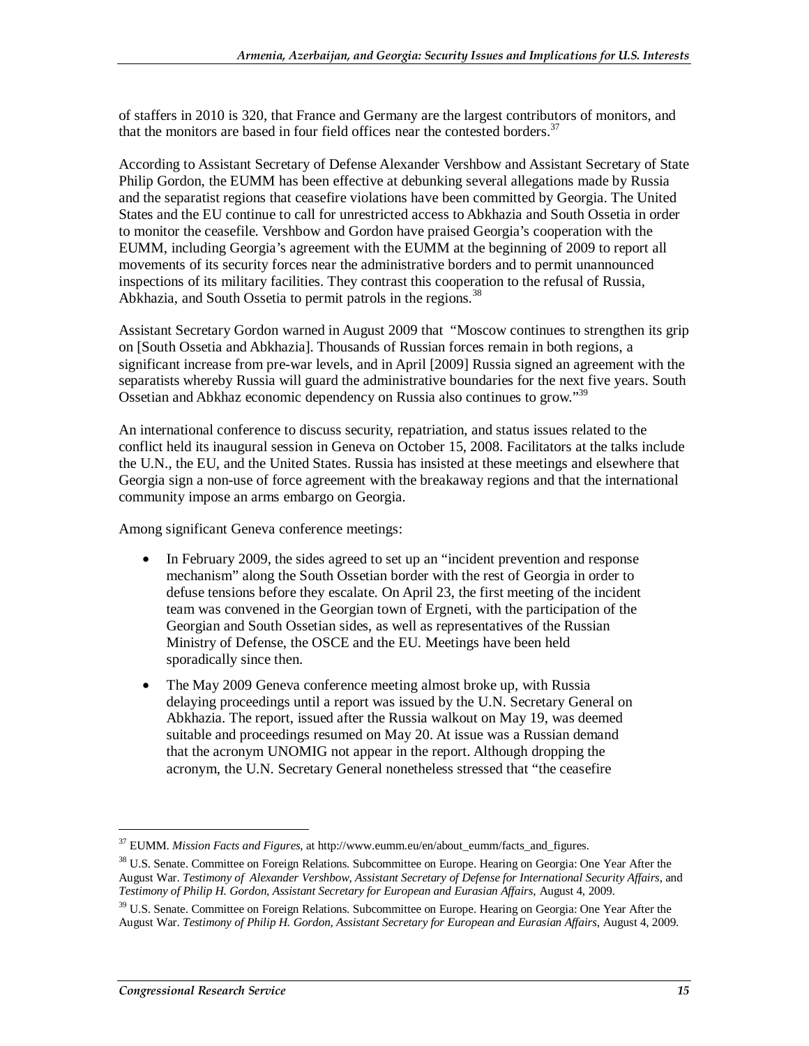of staffers in 2010 is 320, that France and Germany are the largest contributors of monitors, and that the monitors are based in four field offices near the contested borders.[37]

According to Assistant Secretary of Defense Alexander Vershbow and Assistant Secretary of State Philip Gordon, the EUMM has been effective at debunking several allegations made by Russia and the separatist regions that ceasefire violations have been committed by Georgia. The United States and the EU continue to call for unrestricted access to Abkhazia and South Ossetia in order to monitor the ceasefile. Vershbow and Gordon have praised Georgia's cooperation with the EUMM, including Georgia's agreement with the EUMM at the beginning of 2009 to report all movements of its security forces near the administrative borders and to permit unannounced inspections of its military facilities. They contrast this cooperation to the refusal of Russia, Abkhazia, and South Ossetia to permit patrols in the regions.[38]

Assistant Secretary Gordon warned in August 2009 that "Moscow continues to strengthen its grip on [South Ossetia and Abkhazia]. Thousands of Russian forces remain in both regions, a significant increase from pre-war levels, and in April [2009] Russia signed an agreement with the separatists whereby Russia will guard the administrative boundaries for the next five years. South Ossetian and Abkhaz economic dependency on Russia also continues to grow."[39]

An international conference to discuss security, repatriation, and status issues related to the conflict held its inaugural session in Geneva on October 15, 2008. Facilitators at the talks include the U.N., the EU, and the United States. Russia has insisted at these meetings and elsewhere that Georgia sign a non-use of force agreement with the breakaway regions and that the international community impose an arms embargo on Georgia.

Among significant Geneva conference meetings:

- In February 2009, the sides agreed to set up an "incident prevention and response mechanism" along the South Ossetian border with the rest of Georgia in order to defuse tensions before they escalate. On April 23, the first meeting of the incident team was convened in the Georgian town of Ergneti, with the participation of the Georgian and South Ossetian sides, as well as representatives of the Russian Ministry of Defense, the OSCE and the EU. Meetings have been held sporadically since then.
- The May 2009 Geneva conference meeting almost broke up, with Russia delaying proceedings until a report was issued by the U.N. Secretary General on Abkhazia. The report, issued after the Russia walkout on May 19, was deemed suitable and proceedings resumed on May 20. At issue was a Russian demand that the acronym UNOMIG not appear in the report. Although dropping the acronym, the U.N. Secretary General nonetheless stressed that "the ceasefire

---

[37] EUMM. *Mission Facts and Figures*, at http://www.eumm.eu/en/about_eumm/facts_and_figures.

[38] U.S. Senate. Committee on Foreign Relations. Subcommittee on Europe. Hearing on Georgia: One Year After the August War. *Testimony of Alexander Vershbow, Assistant Secretary of Defense for International Security Affairs*, and *Testimony of Philip H. Gordon, Assistant Secretary for European and Eurasian Affairs*, August 4, 2009.

[39] U.S. Senate. Committee on Foreign Relations. Subcommittee on Europe. Hearing on Georgia: One Year After the August War. *Testimony of Philip H. Gordon, Assistant Secretary for European and Eurasian Affairs*, August 4, 2009.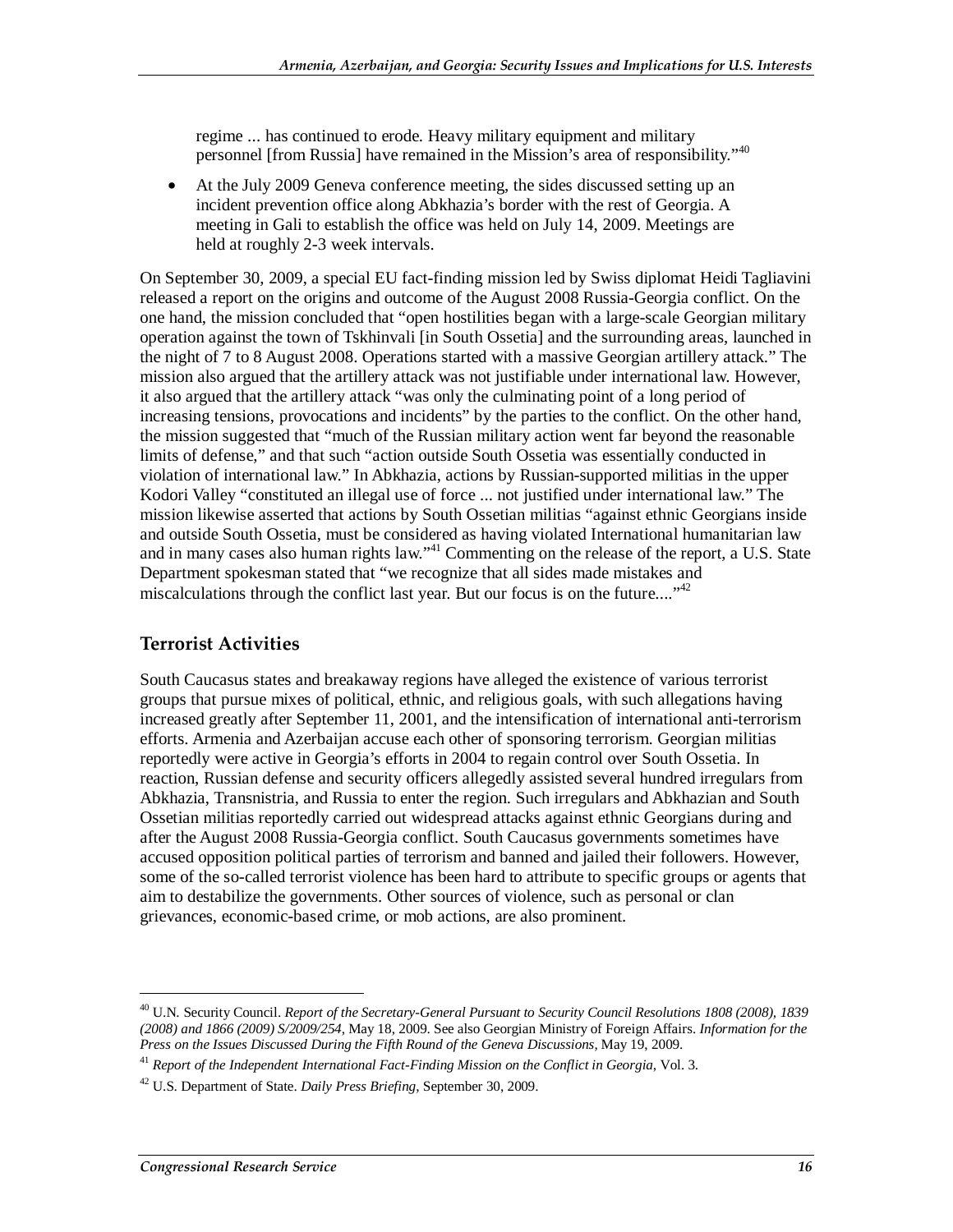regime ... has continued to erode. Heavy military equipment and military personnel [from Russia] have remained in the Mission's area of responsibility."[40]

- At the July 2009 Geneva conference meeting, the sides discussed setting up an incident prevention office along Abkhazia's border with the rest of Georgia. A meeting in Gali to establish the office was held on July 14, 2009. Meetings are held at roughly 2-3 week intervals.

On September 30, 2009, a special EU fact-finding mission led by Swiss diplomat Heidi Tagliavini released a report on the origins and outcome of the August 2008 Russia-Georgia conflict. On the one hand, the mission concluded that "open hostilities began with a large-scale Georgian military operation against the town of Tskhinvali [in South Ossetia] and the surrounding areas, launched in the night of 7 to 8 August 2008. Operations started with a massive Georgian artillery attack." The mission also argued that the artillery attack was not justifiable under international law. However, it also argued that the artillery attack "was only the culminating point of a long period of increasing tensions, provocations and incidents" by the parties to the conflict. On the other hand, the mission suggested that "much of the Russian military action went far beyond the reasonable limits of defense," and that such "action outside South Ossetia was essentially conducted in violation of international law." In Abkhazia, actions by Russian-supported militias in the upper Kodori Valley "constituted an illegal use of force ... not justified under international law." The mission likewise asserted that actions by South Ossetian militias "against ethnic Georgians inside and outside South Ossetia, must be considered as having violated International humanitarian law and in many cases also human rights law."[41] Commenting on the release of the report, a U.S. State Department spokesman stated that "we recognize that all sides made mistakes and miscalculations through the conflict last year. But our focus is on the future...."[42]

## Terrorist Activities

South Caucasus states and breakaway regions have alleged the existence of various terrorist groups that pursue mixes of political, ethnic, and religious goals, with such allegations having increased greatly after September 11, 2001, and the intensification of international anti-terrorism efforts. Armenia and Azerbaijan accuse each other of sponsoring terrorism. Georgian militias reportedly were active in Georgia's efforts in 2004 to regain control over South Ossetia. In reaction, Russian defense and security officers allegedly assisted several hundred irregulars from Abkhazia, Transnistria, and Russia to enter the region. Such irregulars and Abkhazian and South Ossetian militias reportedly carried out widespread attacks against ethnic Georgians during and after the August 2008 Russia-Georgia conflict. South Caucasus governments sometimes have accused opposition political parties of terrorism and banned and jailed their followers. However, some of the so-called terrorist violence has been hard to attribute to specific groups or agents that aim to destabilize the governments. Other sources of violence, such as personal or clan grievances, economic-based crime, or mob actions, are also prominent.

---

[40] U.N. Security Council. *Report of the Secretary-General Pursuant to Security Council Resolutions 1808 (2008), 1839 (2008) and 1866 (2009) S/2009/254*, May 18, 2009. See also Georgian Ministry of Foreign Affairs. *Information for the Press on the Issues Discussed During the Fifth Round of the Geneva Discussions*, May 19, 2009.

[41] *Report of the Independent International Fact-Finding Mission on the Conflict in Georgia*, Vol. 3.

[42] U.S. Department of State. *Daily Press Briefing*, September 30, 2009.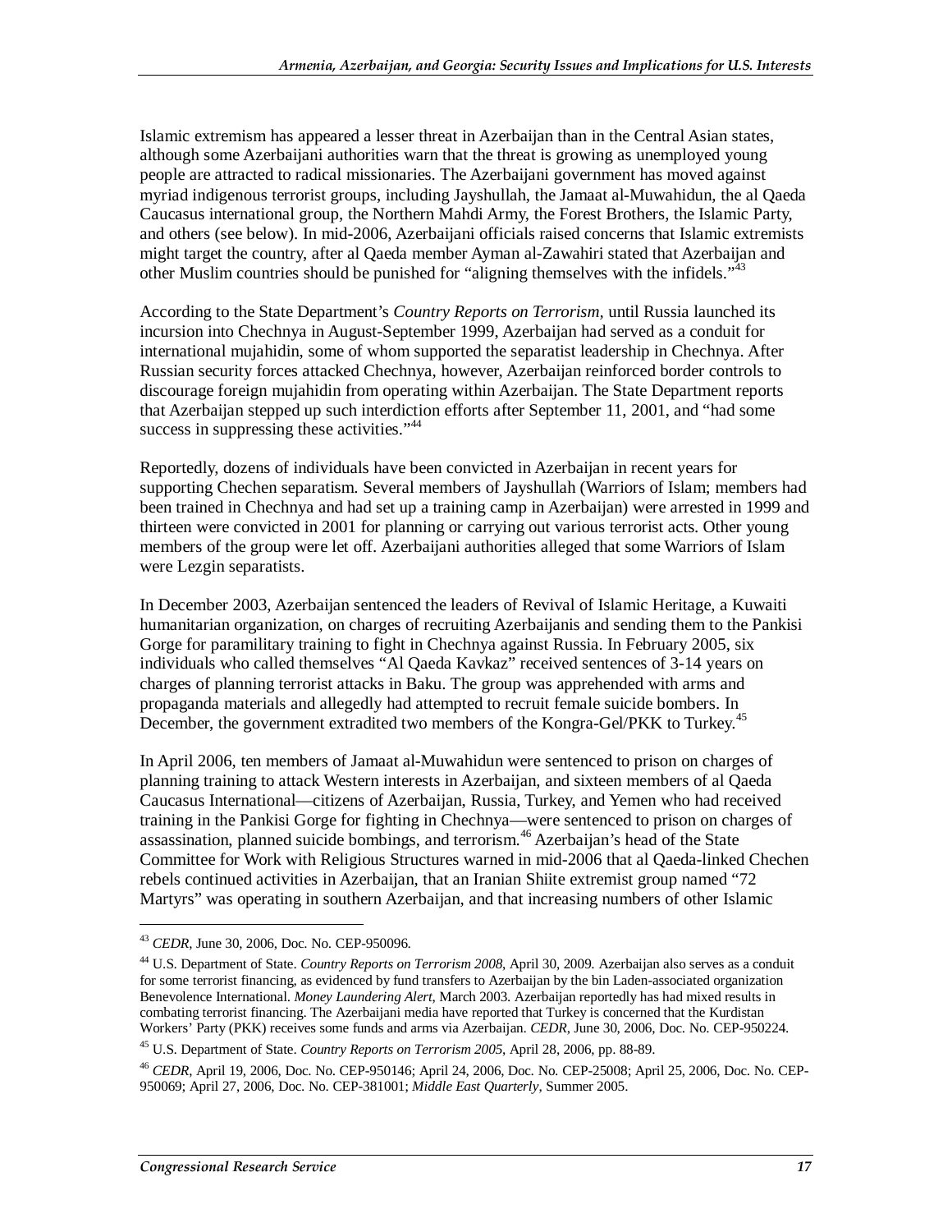Islamic extremism has appeared a lesser threat in Azerbaijan than in the Central Asian states, although some Azerbaijani authorities warn that the threat is growing as unemployed young people are attracted to radical missionaries. The Azerbaijani government has moved against myriad indigenous terrorist groups, including Jayshullah, the Jamaat al-Muwahidun, the al Qaeda Caucasus international group, the Northern Mahdi Army, the Forest Brothers, the Islamic Party, and others (see below). In mid-2006, Azerbaijani officials raised concerns that Islamic extremists might target the country, after al Qaeda member Ayman al-Zawahiri stated that Azerbaijan and other Muslim countries should be punished for "aligning themselves with the infidels."[43]

According to the State Department's *Country Reports on Terrorism*, until Russia launched its incursion into Chechnya in August-September 1999, Azerbaijan had served as a conduit for international mujahidin, some of whom supported the separatist leadership in Chechnya. After Russian security forces attacked Chechnya, however, Azerbaijan reinforced border controls to discourage foreign mujahidin from operating within Azerbaijan. The State Department reports that Azerbaijan stepped up such interdiction efforts after September 11, 2001, and "had some success in suppressing these activities."[44]

Reportedly, dozens of individuals have been convicted in Azerbaijan in recent years for supporting Chechen separatism. Several members of Jayshullah (Warriors of Islam; members had been trained in Chechnya and had set up a training camp in Azerbaijan) were arrested in 1999 and thirteen were convicted in 2001 for planning or carrying out various terrorist acts. Other young members of the group were let off. Azerbaijani authorities alleged that some Warriors of Islam were Lezgin separatists.

In December 2003, Azerbaijan sentenced the leaders of Revival of Islamic Heritage, a Kuwaiti humanitarian organization, on charges of recruiting Azerbaijanis and sending them to the Pankisi Gorge for paramilitary training to fight in Chechnya against Russia. In February 2005, six individuals who called themselves "Al Qaeda Kavkaz" received sentences of 3-14 years on charges of planning terrorist attacks in Baku. The group was apprehended with arms and propaganda materials and allegedly had attempted to recruit female suicide bombers. In December, the government extradited two members of the Kongra-Gel/PKK to Turkey.[45]

In April 2006, ten members of Jamaat al-Muwahidun were sentenced to prison on charges of planning training to attack Western interests in Azerbaijan, and sixteen members of al Qaeda Caucasus International—citizens of Azerbaijan, Russia, Turkey, and Yemen who had received training in the Pankisi Gorge for fighting in Chechnya—were sentenced to prison on charges of assassination, planned suicide bombings, and terrorism.[46] Azerbaijan's head of the State Committee for Work with Religious Structures warned in mid-2006 that al Qaeda-linked Chechen rebels continued activities in Azerbaijan, that an Iranian Shiite extremist group named "72 Martyrs" was operating in southern Azerbaijan, and that increasing numbers of other Islamic

---

[43] *CEDR*, June 30, 2006, Doc. No. CEP-950096.

[44] U.S. Department of State. *Country Reports on Terrorism 2008*, April 30, 2009. Azerbaijan also serves as a conduit for some terrorist financing, as evidenced by fund transfers to Azerbaijan by the bin Laden-associated organization Benevolence International. *Money Laundering Alert*, March 2003. Azerbaijan reportedly has had mixed results in combating terrorist financing. The Azerbaijani media have reported that Turkey is concerned that the Kurdistan Workers' Party (PKK) receives some funds and arms via Azerbaijan. *CEDR*, June 30, 2006, Doc. No. CEP-950224.

[45] U.S. Department of State. *Country Reports on Terrorism 2005*, April 28, 2006, pp. 88-89.

[46] *CEDR*, April 19, 2006, Doc. No. CEP-950146; April 24, 2006, Doc. No. CEP-25008; April 25, 2006, Doc. No. CEP-950069; April 27, 2006, Doc. No. CEP-381001; *Middle East Quarterly*, Summer 2005.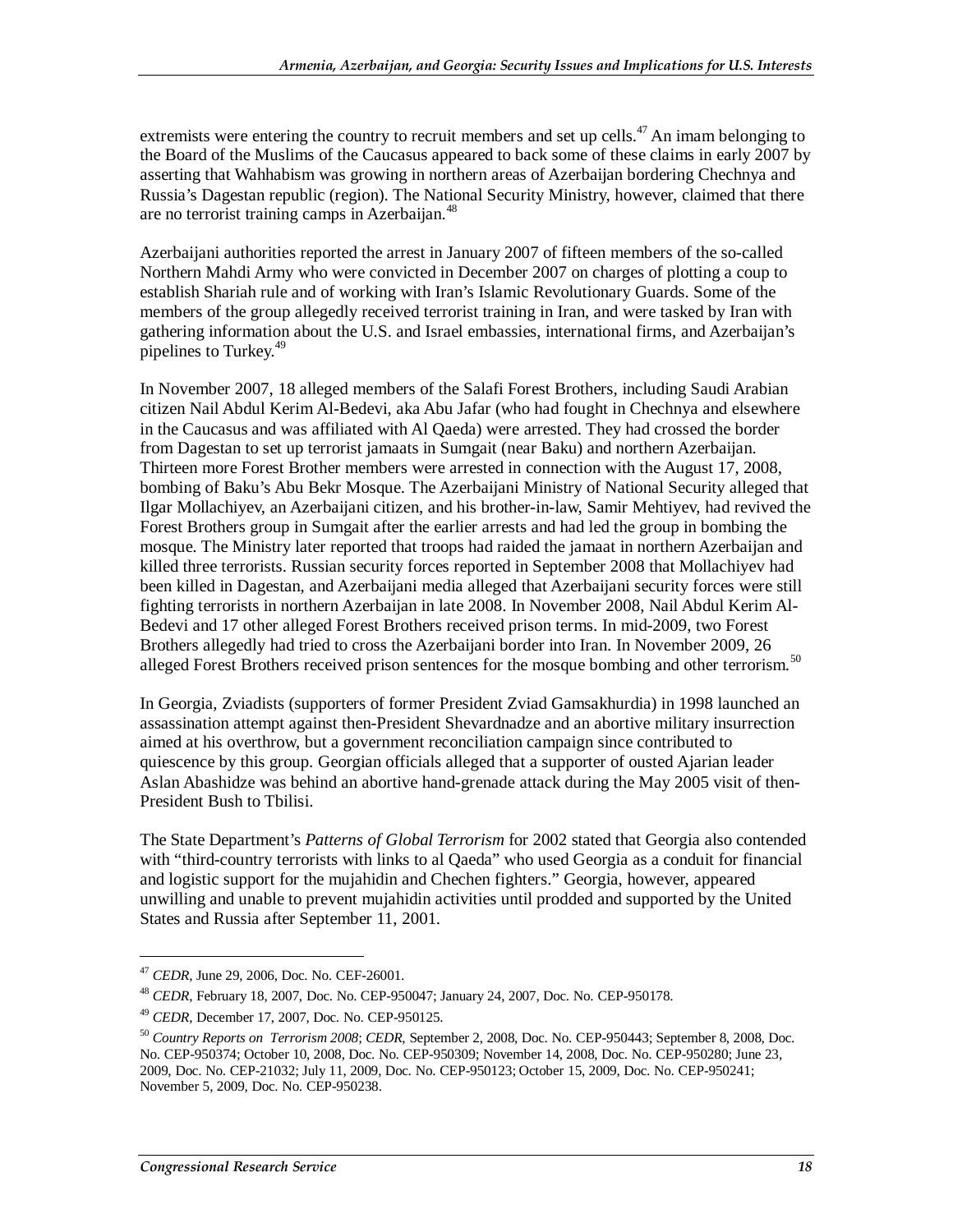extremists were entering the country to recruit members and set up cells.[47] An imam belonging to the Board of the Muslims of the Caucasus appeared to back some of these claims in early 2007 by asserting that Wahhabism was growing in northern areas of Azerbaijan bordering Chechnya and Russia's Dagestan republic (region). The National Security Ministry, however, claimed that there are no terrorist training camps in Azerbaijan.[48]

Azerbaijani authorities reported the arrest in January 2007 of fifteen members of the so-called Northern Mahdi Army who were convicted in December 2007 on charges of plotting a coup to establish Shariah rule and of working with Iran's Islamic Revolutionary Guards. Some of the members of the group allegedly received terrorist training in Iran, and were tasked by Iran with gathering information about the U.S. and Israel embassies, international firms, and Azerbaijan's pipelines to Turkey.[49]

In November 2007, 18 alleged members of the Salafi Forest Brothers, including Saudi Arabian citizen Nail Abdul Kerim Al-Bedevi, aka Abu Jafar (who had fought in Chechnya and elsewhere in the Caucasus and was affiliated with Al Qaeda) were arrested. They had crossed the border from Dagestan to set up terrorist jamaats in Sumgait (near Baku) and northern Azerbaijan. Thirteen more Forest Brother members were arrested in connection with the August 17, 2008, bombing of Baku's Abu Bekr Mosque. The Azerbaijani Ministry of National Security alleged that Ilgar Mollachiyev, an Azerbaijani citizen, and his brother-in-law, Samir Mehtiyev, had revived the Forest Brothers group in Sumgait after the earlier arrests and had led the group in bombing the mosque. The Ministry later reported that troops had raided the jamaat in northern Azerbaijan and killed three terrorists. Russian security forces reported in September 2008 that Mollachiyev had been killed in Dagestan, and Azerbaijani media alleged that Azerbaijani security forces were still fighting terrorists in northern Azerbaijan in late 2008. In November 2008, Nail Abdul Kerim Al-Bedevi and 17 other alleged Forest Brothers received prison terms. In mid-2009, two Forest Brothers allegedly had tried to cross the Azerbaijani border into Iran. In November 2009, 26 alleged Forest Brothers received prison sentences for the mosque bombing and other terrorism.[50]

In Georgia, Zviadists (supporters of former President Zviad Gamsakhurdia) in 1998 launched an assassination attempt against then-President Shevardnadze and an abortive military insurrection aimed at his overthrow, but a government reconciliation campaign since contributed to quiescence by this group. Georgian officials alleged that a supporter of ousted Ajarian leader Aslan Abashidze was behind an abortive hand-grenade attack during the May 2005 visit of then-President Bush to Tbilisi.

The State Department's *Patterns of Global Terrorism* for 2002 stated that Georgia also contended with "third-country terrorists with links to al Qaeda" who used Georgia as a conduit for financial and logistic support for the mujahidin and Chechen fighters." Georgia, however, appeared unwilling and unable to prevent mujahidin activities until prodded and supported by the United States and Russia after September 11, 2001.

---

[47] *CEDR*, June 29, 2006, Doc. No. CEF-26001.

[48] *CEDR*, February 18, 2007, Doc. No. CEP-950047; January 24, 2007, Doc. No. CEP-950178.

[49] *CEDR*, December 17, 2007, Doc. No. CEP-950125.

[50] *Country Reports on Terrorism 2008*; *CEDR*, September 2, 2008, Doc. No. CEP-950443; September 8, 2008, Doc. No. CEP-950374; October 10, 2008, Doc. No. CEP-950309; November 14, 2008, Doc. No. CEP-950280; June 23, 2009, Doc. No. CEP-21032; July 11, 2009, Doc. No. CEP-950123; October 15, 2009, Doc. No. CEP-950241; November 5, 2009, Doc. No. CEP-950238.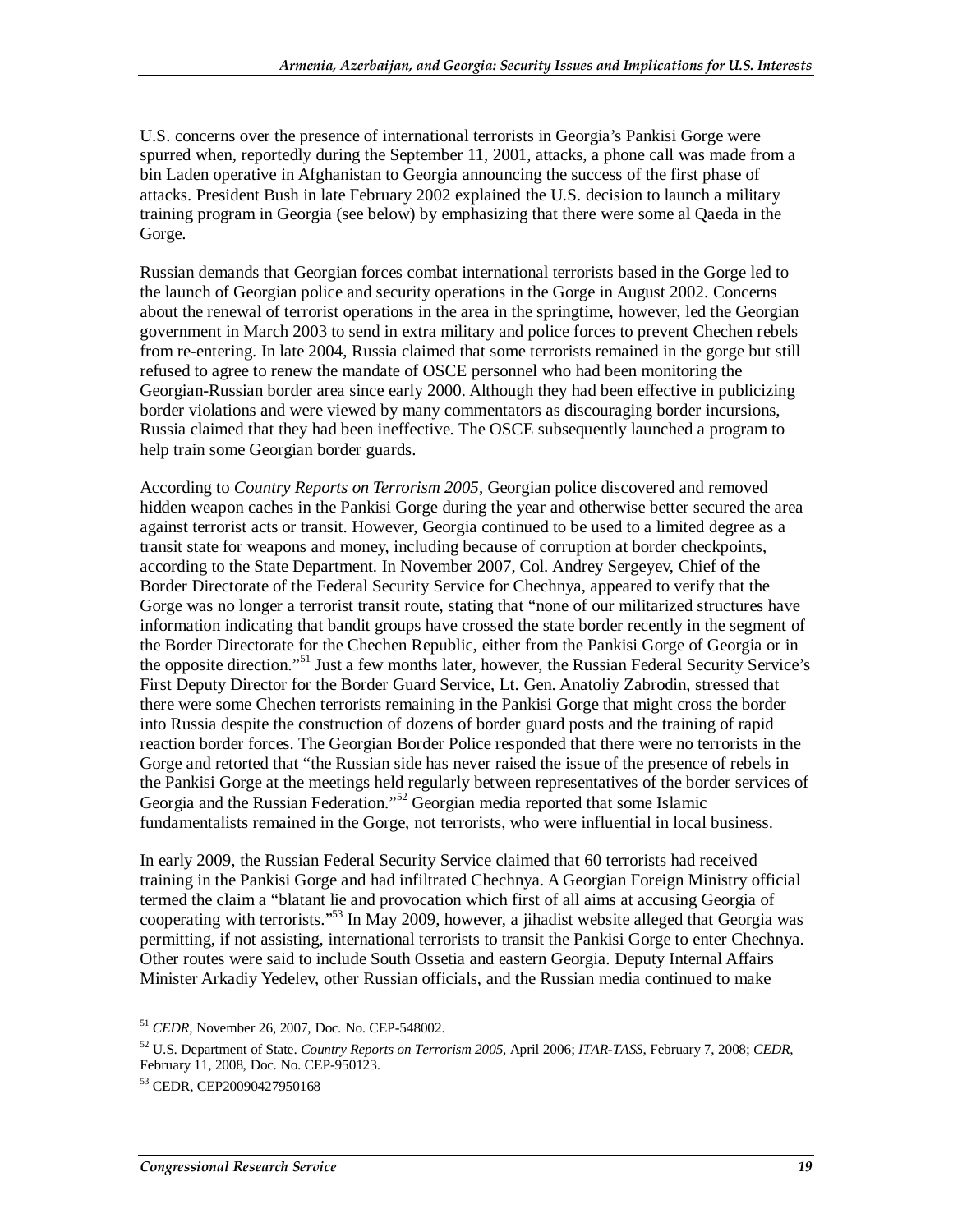U.S. concerns over the presence of international terrorists in Georgia's Pankisi Gorge were spurred when, reportedly during the September 11, 2001, attacks, a phone call was made from a bin Laden operative in Afghanistan to Georgia announcing the success of the first phase of attacks. President Bush in late February 2002 explained the U.S. decision to launch a military training program in Georgia (see below) by emphasizing that there were some al Qaeda in the Gorge.

Russian demands that Georgian forces combat international terrorists based in the Gorge led to the launch of Georgian police and security operations in the Gorge in August 2002. Concerns about the renewal of terrorist operations in the area in the springtime, however, led the Georgian government in March 2003 to send in extra military and police forces to prevent Chechen rebels from re-entering. In late 2004, Russia claimed that some terrorists remained in the gorge but still refused to agree to renew the mandate of OSCE personnel who had been monitoring the Georgian-Russian border area since early 2000. Although they had been effective in publicizing border violations and were viewed by many commentators as discouraging border incursions, Russia claimed that they had been ineffective. The OSCE subsequently launched a program to help train some Georgian border guards.

According to *Country Reports on Terrorism 2005*, Georgian police discovered and removed hidden weapon caches in the Pankisi Gorge during the year and otherwise better secured the area against terrorist acts or transit. However, Georgia continued to be used to a limited degree as a transit state for weapons and money, including because of corruption at border checkpoints, according to the State Department. In November 2007, Col. Andrey Sergeyev, Chief of the Border Directorate of the Federal Security Service for Chechnya, appeared to verify that the Gorge was no longer a terrorist transit route, stating that "none of our militarized structures have information indicating that bandit groups have crossed the state border recently in the segment of the Border Directorate for the Chechen Republic, either from the Pankisi Gorge of Georgia or in the opposite direction."[51] Just a few months later, however, the Russian Federal Security Service's First Deputy Director for the Border Guard Service, Lt. Gen. Anatoliy Zabrodin, stressed that there were some Chechen terrorists remaining in the Pankisi Gorge that might cross the border into Russia despite the construction of dozens of border guard posts and the training of rapid reaction border forces. The Georgian Border Police responded that there were no terrorists in the Gorge and retorted that "the Russian side has never raised the issue of the presence of rebels in the Pankisi Gorge at the meetings held regularly between representatives of the border services of Georgia and the Russian Federation."[52] Georgian media reported that some Islamic fundamentalists remained in the Gorge, not terrorists, who were influential in local business.

In early 2009, the Russian Federal Security Service claimed that 60 terrorists had received training in the Pankisi Gorge and had infiltrated Chechnya. A Georgian Foreign Ministry official termed the claim a "blatant lie and provocation which first of all aims at accusing Georgia of cooperating with terrorists."[53] In May 2009, however, a jihadist website alleged that Georgia was permitting, if not assisting, international terrorists to transit the Pankisi Gorge to enter Chechnya. Other routes were said to include South Ossetia and eastern Georgia. Deputy Internal Affairs Minister Arkadiy Yedelev, other Russian officials, and the Russian media continued to make

---

[51] *CEDR*, November 26, 2007, Doc. No. CEP-548002.

[52] U.S. Department of State. *Country Reports on Terrorism 2005*, April 2006; *ITAR-TASS*, February 7, 2008; *CEDR*, February 11, 2008, Doc. No. CEP-950123.

[53] CEDR, CEP20090427950168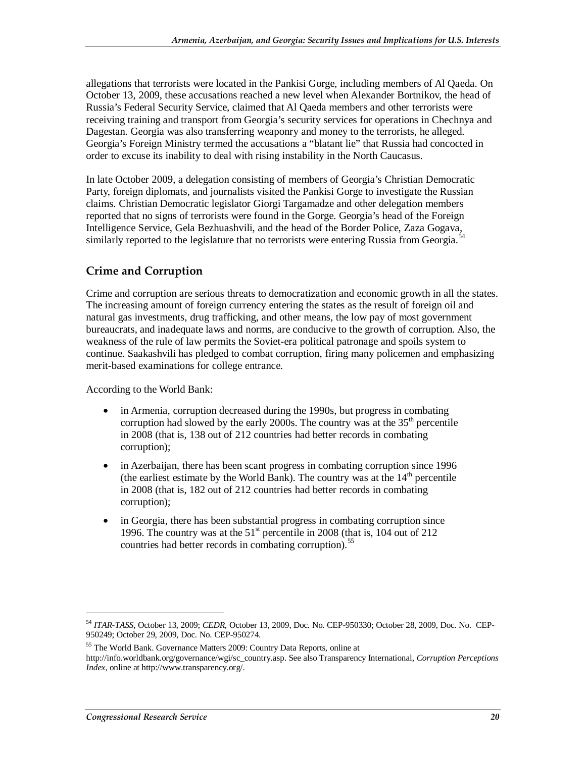allegations that terrorists were located in the Pankisi Gorge, including members of Al Qaeda. On October 13, 2009, these accusations reached a new level when Alexander Bortnikov, the head of Russia's Federal Security Service, claimed that Al Qaeda members and other terrorists were receiving training and transport from Georgia's security services for operations in Chechnya and Dagestan. Georgia was also transferring weaponry and money to the terrorists, he alleged. Georgia's Foreign Ministry termed the accusations a "blatant lie" that Russia had concocted in order to excuse its inability to deal with rising instability in the North Caucasus.

In late October 2009, a delegation consisting of members of Georgia's Christian Democratic Party, foreign diplomats, and journalists visited the Pankisi Gorge to investigate the Russian claims. Christian Democratic legislator Giorgi Targamadze and other delegation members reported that no signs of terrorists were found in the Gorge. Georgia's head of the Foreign Intelligence Service, Gela Bezhuashvili, and the head of the Border Police, Zaza Gogava, similarly reported to the legislature that no terrorists were entering Russia from Georgia.[54]

## Crime and Corruption

Crime and corruption are serious threats to democratization and economic growth in all the states. The increasing amount of foreign currency entering the states as the result of foreign oil and natural gas investments, drug trafficking, and other means, the low pay of most government bureaucrats, and inadequate laws and norms, are conducive to the growth of corruption. Also, the weakness of the rule of law permits the Soviet-era political patronage and spoils system to continue. Saakashvili has pledged to combat corruption, firing many policemen and emphasizing merit-based examinations for college entrance.

According to the World Bank:

- in Armenia, corruption decreased during the 1990s, but progress in combating corruption had slowed by the early 2000s. The country was at the 35th percentile in 2008 (that is, 138 out of 212 countries had better records in combating corruption);
- in Azerbaijan, there has been scant progress in combating corruption since 1996 (the earliest estimate by the World Bank). The country was at the 14th percentile in 2008 (that is, 182 out of 212 countries had better records in combating corruption);
- in Georgia, there has been substantial progress in combating corruption since 1996. The country was at the 51st percentile in 2008 (that is, 104 out of 212 countries had better records in combating corruption).[55]

---

[54] *ITAR-TASS*, October 13, 2009; *CEDR*, October 13, 2009, Doc. No. CEP-950330; October 28, 2009, Doc. No. CEP-950249; October 29, 2009, Doc. No. CEP-950274.

[55] The World Bank. Governance Matters 2009: Country Data Reports, online at http://info.worldbank.org/governance/wgi/sc_country.asp. See also Transparency International, *Corruption Perceptions Index*, online at http://www.transparency.org/.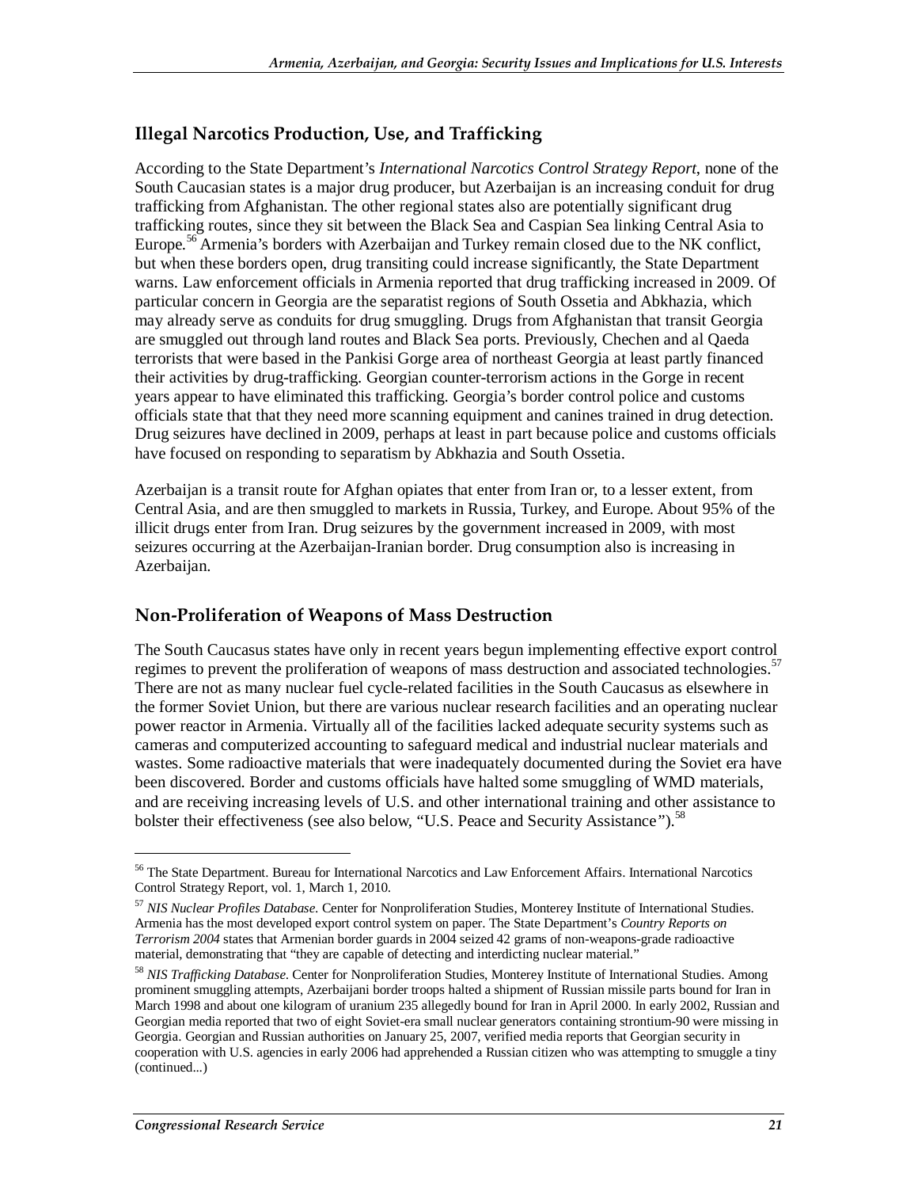## Illegal Narcotics Production, Use, and Trafficking

According to the State Department's *International Narcotics Control Strategy Report*, none of the South Caucasian states is a major drug producer, but Azerbaijan is an increasing conduit for drug trafficking from Afghanistan. The other regional states also are potentially significant drug trafficking routes, since they sit between the Black Sea and Caspian Sea linking Central Asia to Europe.[56] Armenia's borders with Azerbaijan and Turkey remain closed due to the NK conflict, but when these borders open, drug transiting could increase significantly, the State Department warns. Law enforcement officials in Armenia reported that drug trafficking increased in 2009. Of particular concern in Georgia are the separatist regions of South Ossetia and Abkhazia, which may already serve as conduits for drug smuggling. Drugs from Afghanistan that transit Georgia are smuggled out through land routes and Black Sea ports. Previously, Chechen and al Qaeda terrorists that were based in the Pankisi Gorge area of northeast Georgia at least partly financed their activities by drug-trafficking. Georgian counter-terrorism actions in the Gorge in recent years appear to have eliminated this trafficking. Georgia's border control police and customs officials state that that they need more scanning equipment and canines trained in drug detection. Drug seizures have declined in 2009, perhaps at least in part because police and customs officials have focused on responding to separatism by Abkhazia and South Ossetia.

Azerbaijan is a transit route for Afghan opiates that enter from Iran or, to a lesser extent, from Central Asia, and are then smuggled to markets in Russia, Turkey, and Europe. About 95% of the illicit drugs enter from Iran. Drug seizures by the government increased in 2009, with most seizures occurring at the Azerbaijan-Iranian border. Drug consumption also is increasing in Azerbaijan.

## Non-Proliferation of Weapons of Mass Destruction

The South Caucasus states have only in recent years begun implementing effective export control regimes to prevent the proliferation of weapons of mass destruction and associated technologies.[57] There are not as many nuclear fuel cycle-related facilities in the South Caucasus as elsewhere in the former Soviet Union, but there are various nuclear research facilities and an operating nuclear power reactor in Armenia. Virtually all of the facilities lacked adequate security systems such as cameras and computerized accounting to safeguard medical and industrial nuclear materials and wastes. Some radioactive materials that were inadequately documented during the Soviet era have been discovered. Border and customs officials have halted some smuggling of WMD materials, and are receiving increasing levels of U.S. and other international training and other assistance to bolster their effectiveness (see also below, "U.S. Peace and Security Assistance").[58]

---

[56] The State Department. Bureau for International Narcotics and Law Enforcement Affairs. International Narcotics Control Strategy Report, vol. 1, March 1, 2010.

[57] *NIS Nuclear Profiles Database*. Center for Nonproliferation Studies, Monterey Institute of International Studies. Armenia has the most developed export control system on paper. The State Department's *Country Reports on Terrorism 2004* states that Armenian border guards in 2004 seized 42 grams of non-weapons-grade radioactive material, demonstrating that "they are capable of detecting and interdicting nuclear material."

[58] *NIS Trafficking Database*. Center for Nonproliferation Studies, Monterey Institute of International Studies. Among prominent smuggling attempts, Azerbaijani border troops halted a shipment of Russian missile parts bound for Iran in March 1998 and about one kilogram of uranium 235 allegedly bound for Iran in April 2000. In early 2002, Russian and Georgian media reported that two of eight Soviet-era small nuclear generators containing strontium-90 were missing in Georgia. Georgian and Russian authorities on January 25, 2007, verified media reports that Georgian security in cooperation with U.S. agencies in early 2006 had apprehended a Russian citizen who was attempting to smuggle a tiny (continued...)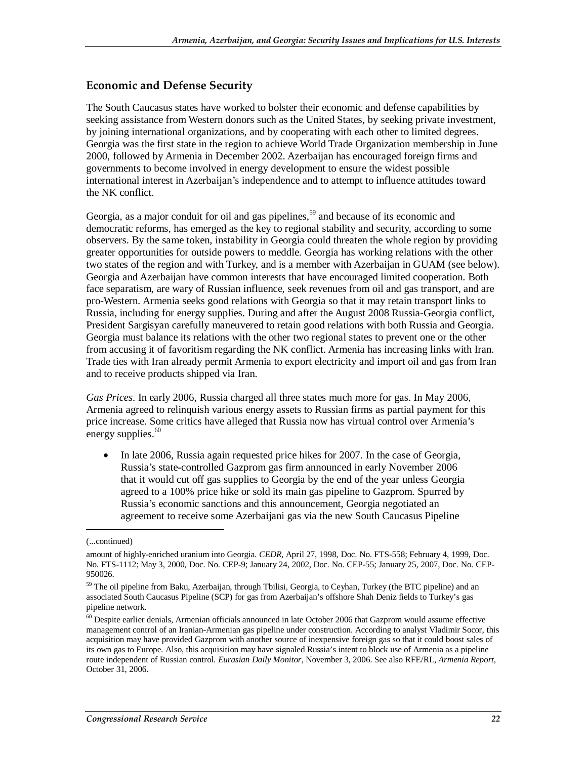## Economic and Defense Security

The South Caucasus states have worked to bolster their economic and defense capabilities by seeking assistance from Western donors such as the United States, by seeking private investment, by joining international organizations, and by cooperating with each other to limited degrees. Georgia was the first state in the region to achieve World Trade Organization membership in June 2000, followed by Armenia in December 2002. Azerbaijan has encouraged foreign firms and governments to become involved in energy development to ensure the widest possible international interest in Azerbaijan's independence and to attempt to influence attitudes toward the NK conflict.

Georgia, as a major conduit for oil and gas pipelines,[59] and because of its economic and democratic reforms, has emerged as the key to regional stability and security, according to some observers. By the same token, instability in Georgia could threaten the whole region by providing greater opportunities for outside powers to meddle. Georgia has working relations with the other two states of the region and with Turkey, and is a member with Azerbaijan in GUAM (see below). Georgia and Azerbaijan have common interests that have encouraged limited cooperation. Both face separatism, are wary of Russian influence, seek revenues from oil and gas transport, and are pro-Western. Armenia seeks good relations with Georgia so that it may retain transport links to Russia, including for energy supplies. During and after the August 2008 Russia-Georgia conflict, President Sargisyan carefully maneuvered to retain good relations with both Russia and Georgia. Georgia must balance its relations with the other two regional states to prevent one or the other from accusing it of favoritism regarding the NK conflict. Armenia has increasing links with Iran. Trade ties with Iran already permit Armenia to export electricity and import oil and gas from Iran and to receive products shipped via Iran.

*Gas Prices*. In early 2006, Russia charged all three states much more for gas. In May 2006, Armenia agreed to relinquish various energy assets to Russian firms as partial payment for this price increase. Some critics have alleged that Russia now has virtual control over Armenia's energy supplies.[60]

- In late 2006, Russia again requested price hikes for 2007. In the case of Georgia, Russia's state-controlled Gazprom gas firm announced in early November 2006 that it would cut off gas supplies to Georgia by the end of the year unless Georgia agreed to a 100% price hike or sold its main gas pipeline to Gazprom. Spurred by Russia's economic sanctions and this announcement, Georgia negotiated an agreement to receive some Azerbaijani gas via the new South Caucasus Pipeline

---

(...continued)

amount of highly-enriched uranium into Georgia. *CEDR*, April 27, 1998, Doc. No. FTS-558; February 4, 1999, Doc. No. FTS-1112; May 3, 2000, Doc. No. CEP-9; January 24, 2002, Doc. No. CEP-55; January 25, 2007, Doc. No. CEP-950026.

[59] The oil pipeline from Baku, Azerbaijan, through Tbilisi, Georgia, to Ceyhan, Turkey (the BTC pipeline) and an associated South Caucasus Pipeline (SCP) for gas from Azerbaijan's offshore Shah Deniz fields to Turkey's gas pipeline network.

[60] Despite earlier denials, Armenian officials announced in late October 2006 that Gazprom would assume effective management control of an Iranian-Armenian gas pipeline under construction. According to analyst Vladimir Socor, this acquisition may have provided Gazprom with another source of inexpensive foreign gas so that it could boost sales of its own gas to Europe. Also, this acquisition may have signaled Russia's intent to block use of Armenia as a pipeline route independent of Russian control. *Eurasian Daily Monitor*, November 3, 2006. See also RFE/RL, *Armenia Report*, October 31, 2006.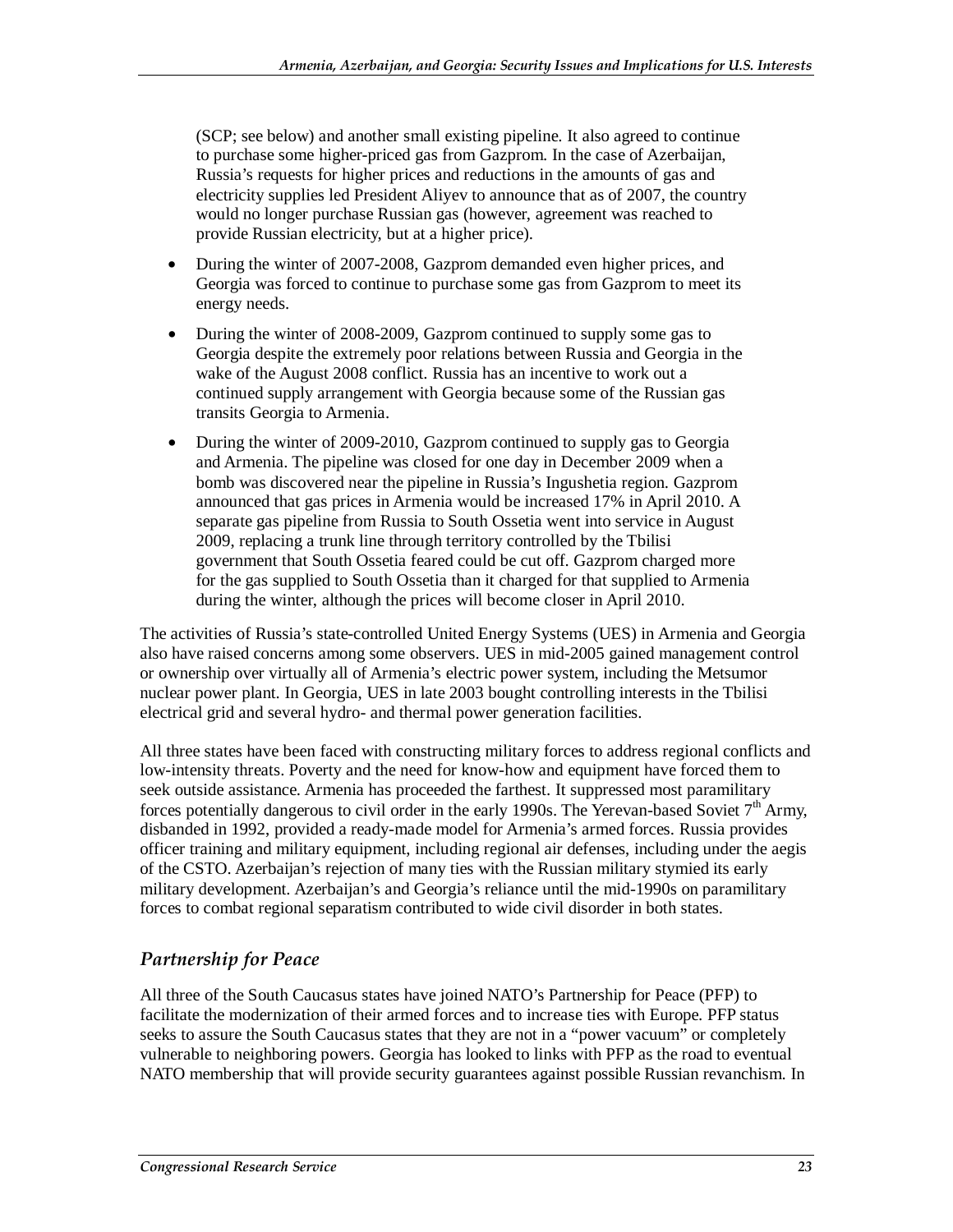(SCP; see below) and another small existing pipeline. It also agreed to continue to purchase some higher-priced gas from Gazprom. In the case of Azerbaijan, Russia's requests for higher prices and reductions in the amounts of gas and electricity supplies led President Aliyev to announce that as of 2007, the country would no longer purchase Russian gas (however, agreement was reached to provide Russian electricity, but at a higher price).

- During the winter of 2007-2008, Gazprom demanded even higher prices, and Georgia was forced to continue to purchase some gas from Gazprom to meet its energy needs.
- During the winter of 2008-2009, Gazprom continued to supply some gas to Georgia despite the extremely poor relations between Russia and Georgia in the wake of the August 2008 conflict. Russia has an incentive to work out a continued supply arrangement with Georgia because some of the Russian gas transits Georgia to Armenia.
- During the winter of 2009-2010, Gazprom continued to supply gas to Georgia and Armenia. The pipeline was closed for one day in December 2009 when a bomb was discovered near the pipeline in Russia's Ingushetia region. Gazprom announced that gas prices in Armenia would be increased 17% in April 2010. A separate gas pipeline from Russia to South Ossetia went into service in August 2009, replacing a trunk line through territory controlled by the Tbilisi government that South Ossetia feared could be cut off. Gazprom charged more for the gas supplied to South Ossetia than it charged for that supplied to Armenia during the winter, although the prices will become closer in April 2010.

The activities of Russia's state-controlled United Energy Systems (UES) in Armenia and Georgia also have raised concerns among some observers. UES in mid-2005 gained management control or ownership over virtually all of Armenia's electric power system, including the Metsumor nuclear power plant. In Georgia, UES in late 2003 bought controlling interests in the Tbilisi electrical grid and several hydro- and thermal power generation facilities.

All three states have been faced with constructing military forces to address regional conflicts and low-intensity threats. Poverty and the need for know-how and equipment have forced them to seek outside assistance. Armenia has proceeded the farthest. It suppressed most paramilitary forces potentially dangerous to civil order in the early 1990s. The Yerevan-based Soviet 7th Army, disbanded in 1992, provided a ready-made model for Armenia's armed forces. Russia provides officer training and military equipment, including regional air defenses, including under the aegis of the CSTO. Azerbaijan's rejection of many ties with the Russian military stymied its early military development. Azerbaijan's and Georgia's reliance until the mid-1990s on paramilitary forces to combat regional separatism contributed to wide civil disorder in both states.

## *Partnership for Peace*

All three of the South Caucasus states have joined NATO's Partnership for Peace (PFP) to facilitate the modernization of their armed forces and to increase ties with Europe. PFP status seeks to assure the South Caucasus states that they are not in a "power vacuum" or completely vulnerable to neighboring powers. Georgia has looked to links with PFP as the road to eventual NATO membership that will provide security guarantees against possible Russian revanchism. In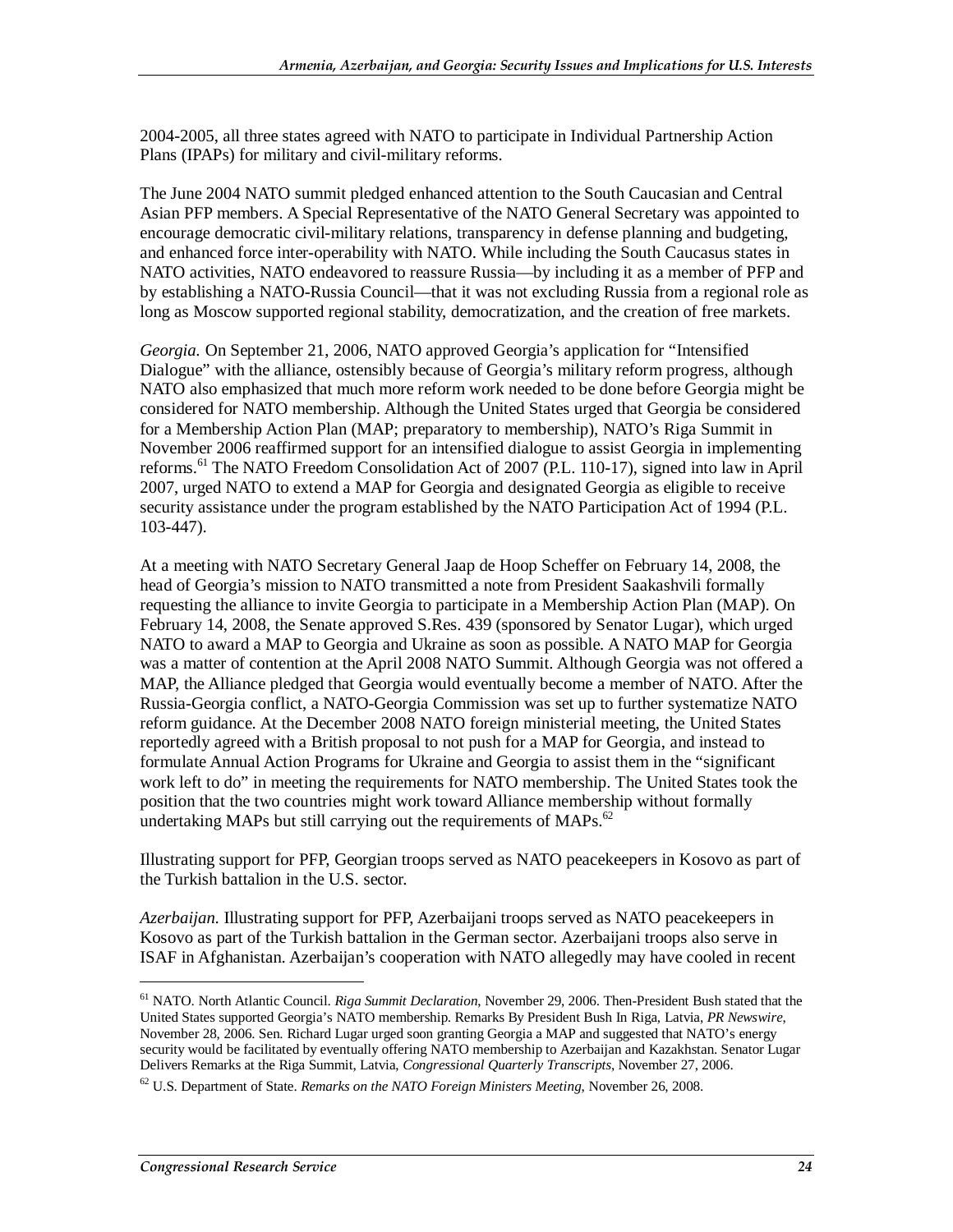2004-2005, all three states agreed with NATO to participate in Individual Partnership Action Plans (IPAPs) for military and civil-military reforms.

The June 2004 NATO summit pledged enhanced attention to the South Caucasian and Central Asian PFP members. A Special Representative of the NATO General Secretary was appointed to encourage democratic civil-military relations, transparency in defense planning and budgeting, and enhanced force inter-operability with NATO. While including the South Caucasus states in NATO activities, NATO endeavored to reassure Russia—by including it as a member of PFP and by establishing a NATO-Russia Council—that it was not excluding Russia from a regional role as long as Moscow supported regional stability, democratization, and the creation of free markets.

*Georgia.* On September 21, 2006, NATO approved Georgia's application for "Intensified Dialogue" with the alliance, ostensibly because of Georgia's military reform progress, although NATO also emphasized that much more reform work needed to be done before Georgia might be considered for NATO membership. Although the United States urged that Georgia be considered for a Membership Action Plan (MAP; preparatory to membership), NATO's Riga Summit in November 2006 reaffirmed support for an intensified dialogue to assist Georgia in implementing reforms.[61] The NATO Freedom Consolidation Act of 2007 (P.L. 110-17), signed into law in April 2007, urged NATO to extend a MAP for Georgia and designated Georgia as eligible to receive security assistance under the program established by the NATO Participation Act of 1994 (P.L. 103-447).

At a meeting with NATO Secretary General Jaap de Hoop Scheffer on February 14, 2008, the head of Georgia's mission to NATO transmitted a note from President Saakashvili formally requesting the alliance to invite Georgia to participate in a Membership Action Plan (MAP). On February 14, 2008, the Senate approved S.Res. 439 (sponsored by Senator Lugar), which urged NATO to award a MAP to Georgia and Ukraine as soon as possible. A NATO MAP for Georgia was a matter of contention at the April 2008 NATO Summit. Although Georgia was not offered a MAP, the Alliance pledged that Georgia would eventually become a member of NATO. After the Russia-Georgia conflict, a NATO-Georgia Commission was set up to further systematize NATO reform guidance. At the December 2008 NATO foreign ministerial meeting, the United States reportedly agreed with a British proposal to not push for a MAP for Georgia, and instead to formulate Annual Action Programs for Ukraine and Georgia to assist them in the "significant work left to do" in meeting the requirements for NATO membership. The United States took the position that the two countries might work toward Alliance membership without formally undertaking MAPs but still carrying out the requirements of MAPs.[62]

Illustrating support for PFP, Georgian troops served as NATO peacekeepers in Kosovo as part of the Turkish battalion in the U.S. sector.

*Azerbaijan.* Illustrating support for PFP, Azerbaijani troops served as NATO peacekeepers in Kosovo as part of the Turkish battalion in the German sector. Azerbaijani troops also serve in ISAF in Afghanistan. Azerbaijan's cooperation with NATO allegedly may have cooled in recent

---

[61] NATO. North Atlantic Council. *Riga Summit Declaration*, November 29, 2006. Then-President Bush stated that the United States supported Georgia's NATO membership. Remarks By President Bush In Riga, Latvia, *PR Newswire*, November 28, 2006. Sen. Richard Lugar urged soon granting Georgia a MAP and suggested that NATO's energy security would be facilitated by eventually offering NATO membership to Azerbaijan and Kazakhstan. Senator Lugar Delivers Remarks at the Riga Summit, Latvia, *Congressional Quarterly Transcripts*, November 27, 2006.

[62] U.S. Department of State. *Remarks on the NATO Foreign Ministers Meeting*, November 26, 2008.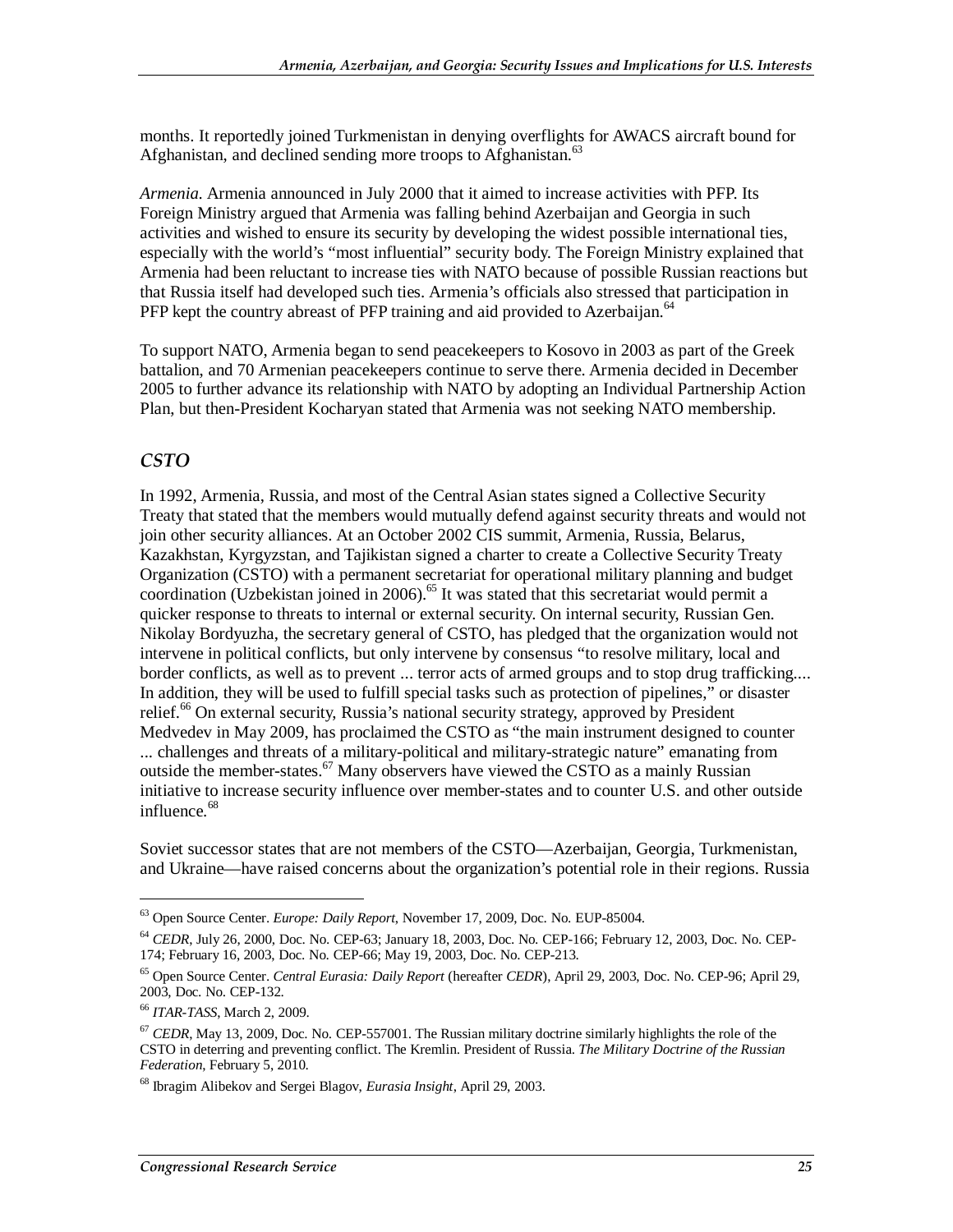months. It reportedly joined Turkmenistan in denying overflights for AWACS aircraft bound for Afghanistan, and declined sending more troops to Afghanistan.[63]

*Armenia.* Armenia announced in July 2000 that it aimed to increase activities with PFP. Its Foreign Ministry argued that Armenia was falling behind Azerbaijan and Georgia in such activities and wished to ensure its security by developing the widest possible international ties, especially with the world's "most influential" security body. The Foreign Ministry explained that Armenia had been reluctant to increase ties with NATO because of possible Russian reactions but that Russia itself had developed such ties. Armenia's officials also stressed that participation in PFP kept the country abreast of PFP training and aid provided to Azerbaijan.[64]

To support NATO, Armenia began to send peacekeepers to Kosovo in 2003 as part of the Greek battalion, and 70 Armenian peacekeepers continue to serve there. Armenia decided in December 2005 to further advance its relationship with NATO by adopting an Individual Partnership Action Plan, but then-President Kocharyan stated that Armenia was not seeking NATO membership.

### *CSTO*

In 1992, Armenia, Russia, and most of the Central Asian states signed a Collective Security Treaty that stated that the members would mutually defend against security threats and would not join other security alliances. At an October 2002 CIS summit, Armenia, Russia, Belarus, Kazakhstan, Kyrgyzstan, and Tajikistan signed a charter to create a Collective Security Treaty Organization (CSTO) with a permanent secretariat for operational military planning and budget coordination (Uzbekistan joined in 2006).[65] It was stated that this secretariat would permit a quicker response to threats to internal or external security. On internal security, Russian Gen. Nikolay Bordyuzha, the secretary general of CSTO, has pledged that the organization would not intervene in political conflicts, but only intervene by consensus "to resolve military, local and border conflicts, as well as to prevent ... terror acts of armed groups and to stop drug trafficking.... In addition, they will be used to fulfill special tasks such as protection of pipelines," or disaster relief.[66] On external security, Russia's national security strategy, approved by President Medvedev in May 2009, has proclaimed the CSTO as "the main instrument designed to counter ... challenges and threats of a military-political and military-strategic nature" emanating from outside the member-states.[67] Many observers have viewed the CSTO as a mainly Russian initiative to increase security influence over member-states and to counter U.S. and other outside influence.[68]

Soviet successor states that are not members of the CSTO—Azerbaijan, Georgia, Turkmenistan, and Ukraine—have raised concerns about the organization's potential role in their regions. Russia

---

[63] Open Source Center. *Europe: Daily Report*, November 17, 2009, Doc. No. EUP-85004.

[64] *CEDR*, July 26, 2000, Doc. No. CEP-63; January 18, 2003, Doc. No. CEP-166; February 12, 2003, Doc. No. CEP-174; February 16, 2003, Doc. No. CEP-66; May 19, 2003, Doc. No. CEP-213.

[65] Open Source Center. *Central Eurasia: Daily Report* (hereafter *CEDR*), April 29, 2003, Doc. No. CEP-96; April 29, 2003, Doc. No. CEP-132.

[66] *ITAR-TASS*, March 2, 2009.

[67] *CEDR*, May 13, 2009, Doc. No. CEP-557001. The Russian military doctrine similarly highlights the role of the CSTO in deterring and preventing conflict. The Kremlin. President of Russia. *The Military Doctrine of the Russian Federation*, February 5, 2010.

[68] Ibragim Alibekov and Sergei Blagov, *Eurasia Insight*, April 29, 2003.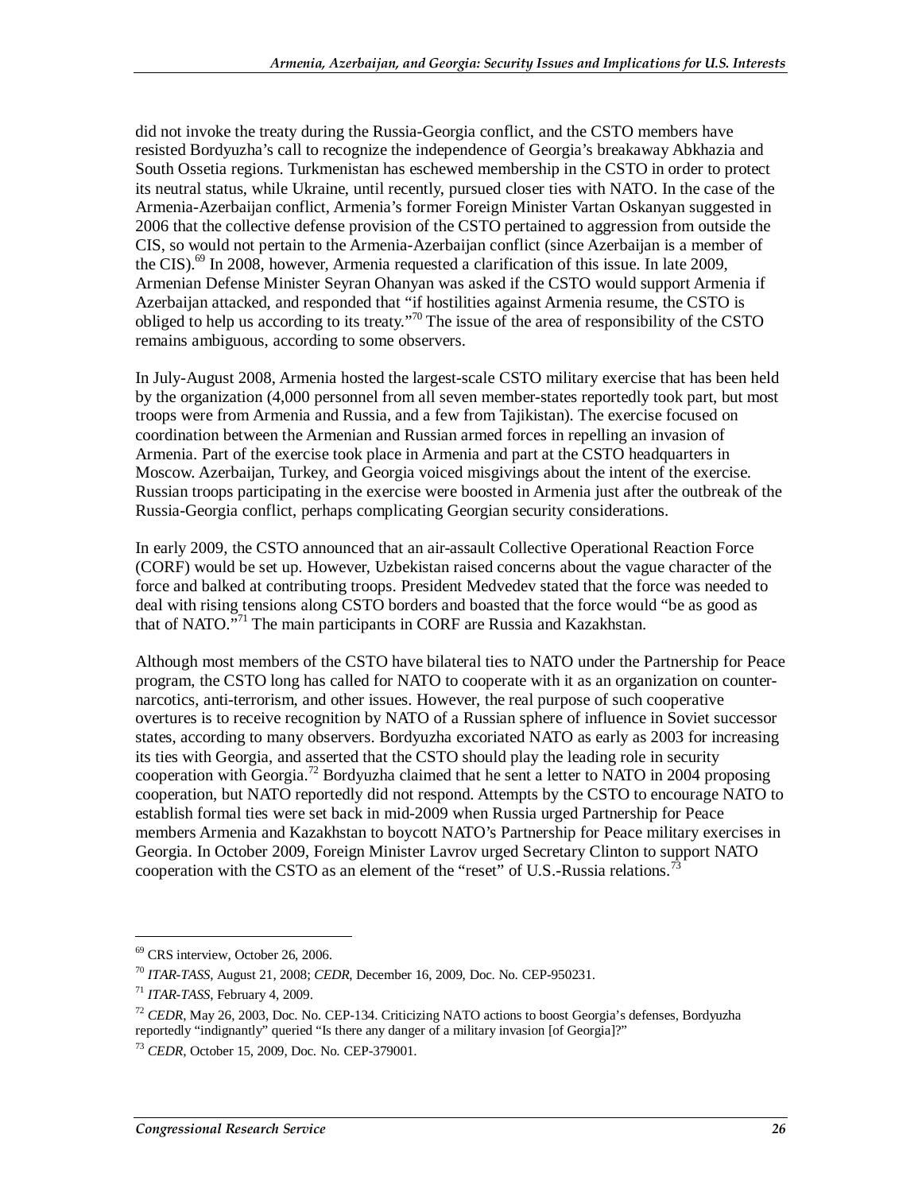did not invoke the treaty during the Russia-Georgia conflict, and the CSTO members have resisted Bordyuzha's call to recognize the independence of Georgia's breakaway Abkhazia and South Ossetia regions. Turkmenistan has eschewed membership in the CSTO in order to protect its neutral status, while Ukraine, until recently, pursued closer ties with NATO. In the case of the Armenia-Azerbaijan conflict, Armenia's former Foreign Minister Vartan Oskanyan suggested in 2006 that the collective defense provision of the CSTO pertained to aggression from outside the CIS, so would not pertain to the Armenia-Azerbaijan conflict (since Azerbaijan is a member of the CIS).[69] In 2008, however, Armenia requested a clarification of this issue. In late 2009, Armenian Defense Minister Seyran Ohanyan was asked if the CSTO would support Armenia if Azerbaijan attacked, and responded that "if hostilities against Armenia resume, the CSTO is obliged to help us according to its treaty."[70] The issue of the area of responsibility of the CSTO remains ambiguous, according to some observers.

In July-August 2008, Armenia hosted the largest-scale CSTO military exercise that has been held by the organization (4,000 personnel from all seven member-states reportedly took part, but most troops were from Armenia and Russia, and a few from Tajikistan). The exercise focused on coordination between the Armenian and Russian armed forces in repelling an invasion of Armenia. Part of the exercise took place in Armenia and part at the CSTO headquarters in Moscow. Azerbaijan, Turkey, and Georgia voiced misgivings about the intent of the exercise. Russian troops participating in the exercise were boosted in Armenia just after the outbreak of the Russia-Georgia conflict, perhaps complicating Georgian security considerations.

In early 2009, the CSTO announced that an air-assault Collective Operational Reaction Force (CORF) would be set up. However, Uzbekistan raised concerns about the vague character of the force and balked at contributing troops. President Medvedev stated that the force was needed to deal with rising tensions along CSTO borders and boasted that the force would "be as good as that of NATO."[71] The main participants in CORF are Russia and Kazakhstan.

Although most members of the CSTO have bilateral ties to NATO under the Partnership for Peace program, the CSTO long has called for NATO to cooperate with it as an organization on counter-narcotics, anti-terrorism, and other issues. However, the real purpose of such cooperative overtures is to receive recognition by NATO of a Russian sphere of influence in Soviet successor states, according to many observers. Bordyuzha excoriated NATO as early as 2003 for increasing its ties with Georgia, and asserted that the CSTO should play the leading role in security cooperation with Georgia.[72] Bordyuzha claimed that he sent a letter to NATO in 2004 proposing cooperation, but NATO reportedly did not respond. Attempts by the CSTO to encourage NATO to establish formal ties were set back in mid-2009 when Russia urged Partnership for Peace members Armenia and Kazakhstan to boycott NATO's Partnership for Peace military exercises in Georgia. In October 2009, Foreign Minister Lavrov urged Secretary Clinton to support NATO cooperation with the CSTO as an element of the "reset" of U.S.-Russia relations.[73]

---

[69] CRS interview, October 26, 2006.

[70] *ITAR-TASS*, August 21, 2008; *CEDR*, December 16, 2009, Doc. No. CEP-950231.

[71] *ITAR-TASS*, February 4, 2009.

[72] *CEDR*, May 26, 2003, Doc. No. CEP-134. Criticizing NATO actions to boost Georgia's defenses, Bordyuzha reportedly "indignantly" queried "Is there any danger of a military invasion [of Georgia]?"

[73] *CEDR*, October 15, 2009, Doc. No. CEP-379001.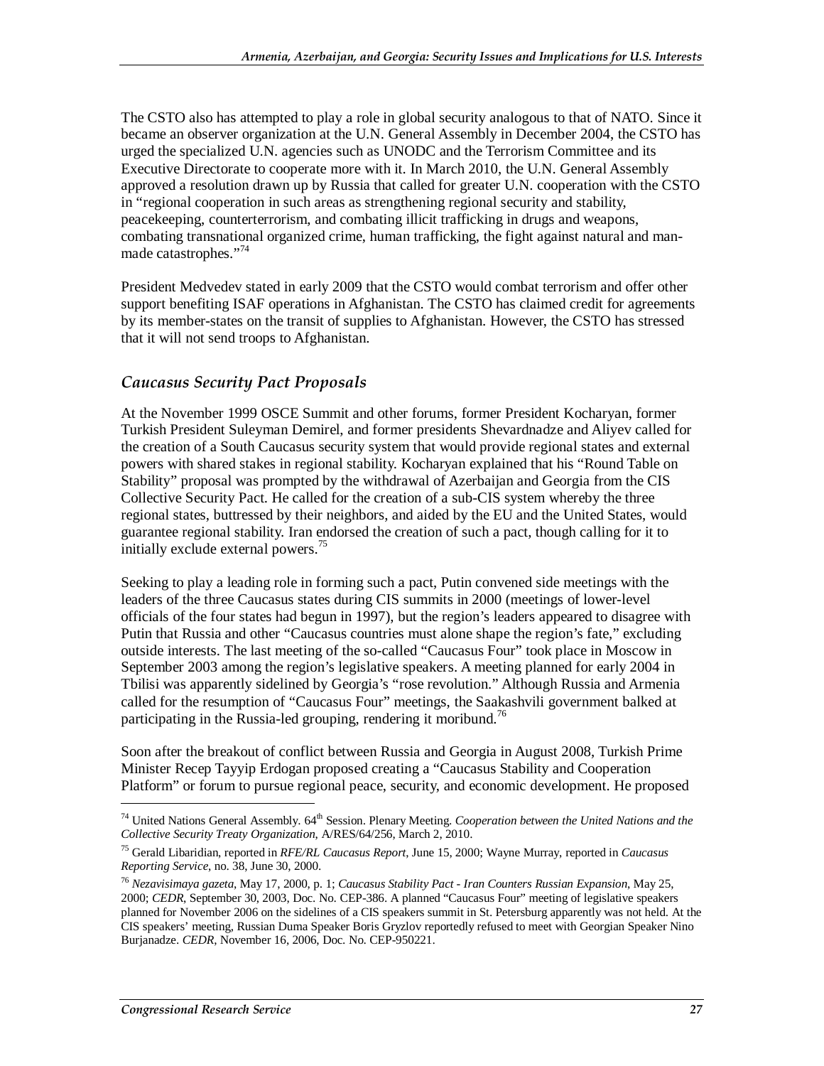The CSTO also has attempted to play a role in global security analogous to that of NATO. Since it became an observer organization at the U.N. General Assembly in December 2004, the CSTO has urged the specialized U.N. agencies such as UNODC and the Terrorism Committee and its Executive Directorate to cooperate more with it. In March 2010, the U.N. General Assembly approved a resolution drawn up by Russia that called for greater U.N. cooperation with the CSTO in "regional cooperation in such areas as strengthening regional security and stability, peacekeeping, counterterrorism, and combating illicit trafficking in drugs and weapons, combating transnational organized crime, human trafficking, the fight against natural and man-made catastrophes."[74]

President Medvedev stated in early 2009 that the CSTO would combat terrorism and offer other support benefiting ISAF operations in Afghanistan. The CSTO has claimed credit for agreements by its member-states on the transit of supplies to Afghanistan. However, the CSTO has stressed that it will not send troops to Afghanistan.

### *Caucasus Security Pact Proposals*

At the November 1999 OSCE Summit and other forums, former President Kocharyan, former Turkish President Suleyman Demirel, and former presidents Shevardnadze and Aliyev called for the creation of a South Caucasus security system that would provide regional states and external powers with shared stakes in regional stability. Kocharyan explained that his "Round Table on Stability" proposal was prompted by the withdrawal of Azerbaijan and Georgia from the CIS Collective Security Pact. He called for the creation of a sub-CIS system whereby the three regional states, buttressed by their neighbors, and aided by the EU and the United States, would guarantee regional stability. Iran endorsed the creation of such a pact, though calling for it to initially exclude external powers.[75]

Seeking to play a leading role in forming such a pact, Putin convened side meetings with the leaders of the three Caucasus states during CIS summits in 2000 (meetings of lower-level officials of the four states had begun in 1997), but the region's leaders appeared to disagree with Putin that Russia and other "Caucasus countries must alone shape the region's fate," excluding outside interests. The last meeting of the so-called "Caucasus Four" took place in Moscow in September 2003 among the region's legislative speakers. A meeting planned for early 2004 in Tbilisi was apparently sidelined by Georgia's "rose revolution." Although Russia and Armenia called for the resumption of "Caucasus Four" meetings, the Saakashvili government balked at participating in the Russia-led grouping, rendering it moribund.[76]

Soon after the breakout of conflict between Russia and Georgia in August 2008, Turkish Prime Minister Recep Tayyip Erdogan proposed creating a "Caucasus Stability and Cooperation Platform" or forum to pursue regional peace, security, and economic development. He proposed

---

[74] United Nations General Assembly. 64th Session. Plenary Meeting. *Cooperation between the United Nations and the Collective Security Treaty Organization*, A/RES/64/256, March 2, 2010.

[75] Gerald Libaridian, reported in *RFE/RL Caucasus Report*, June 15, 2000; Wayne Murray, reported in *Caucasus Reporting Service*, no. 38, June 30, 2000.

[76] *Nezavisimaya gazeta*, May 17, 2000, p. 1; *Caucasus Stability Pact - Iran Counters Russian Expansion*, May 25, 2000; *CEDR*, September 30, 2003, Doc. No. CEP-386. A planned "Caucasus Four" meeting of legislative speakers planned for November 2006 on the sidelines of a CIS speakers summit in St. Petersburg apparently was not held. At the CIS speakers' meeting, Russian Duma Speaker Boris Gryzlov reportedly refused to meet with Georgian Speaker Nino Burjanadze. *CEDR*, November 16, 2006, Doc. No. CEP-950221.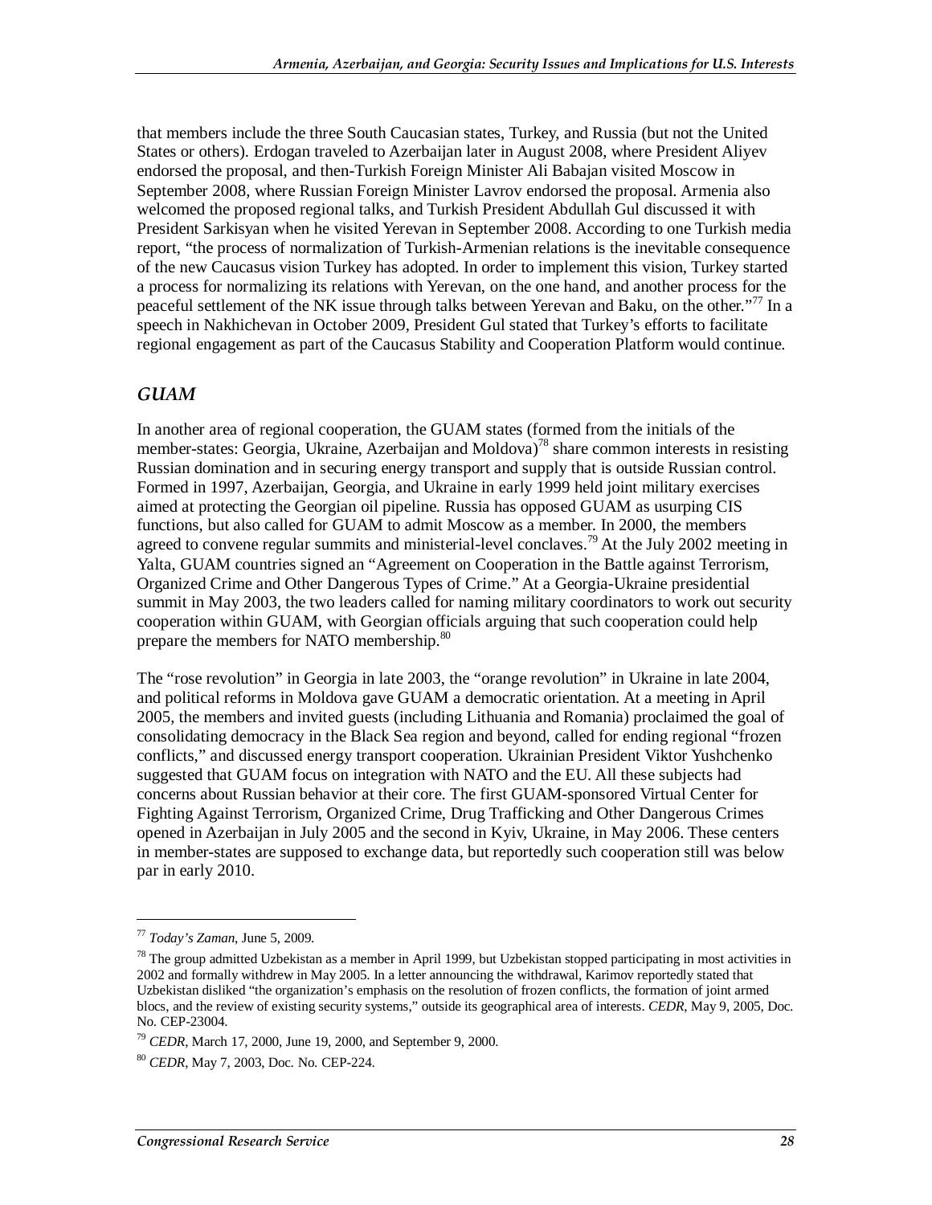that members include the three South Caucasian states, Turkey, and Russia (but not the United States or others). Erdogan traveled to Azerbaijan later in August 2008, where President Aliyev endorsed the proposal, and then-Turkish Foreign Minister Ali Babajan visited Moscow in September 2008, where Russian Foreign Minister Lavrov endorsed the proposal. Armenia also welcomed the proposed regional talks, and Turkish President Abdullah Gul discussed it with President Sarkisyan when he visited Yerevan in September 2008. According to one Turkish media report, "the process of normalization of Turkish-Armenian relations is the inevitable consequence of the new Caucasus vision Turkey has adopted. In order to implement this vision, Turkey started a process for normalizing its relations with Yerevan, on the one hand, and another process for the peaceful settlement of the NK issue through talks between Yerevan and Baku, on the other."[77] In a speech in Nakhichevan in October 2009, President Gul stated that Turkey's efforts to facilitate regional engagement as part of the Caucasus Stability and Cooperation Platform would continue.

## GUAM

In another area of regional cooperation, the GUAM states (formed from the initials of the member-states: Georgia, Ukraine, Azerbaijan and Moldova)[78] share common interests in resisting Russian domination and in securing energy transport and supply that is outside Russian control. Formed in 1997, Azerbaijan, Georgia, and Ukraine in early 1999 held joint military exercises aimed at protecting the Georgian oil pipeline. Russia has opposed GUAM as usurping CIS functions, but also called for GUAM to admit Moscow as a member. In 2000, the members agreed to convene regular summits and ministerial-level conclaves.[79] At the July 2002 meeting in Yalta, GUAM countries signed an "Agreement on Cooperation in the Battle against Terrorism, Organized Crime and Other Dangerous Types of Crime." At a Georgia-Ukraine presidential summit in May 2003, the two leaders called for naming military coordinators to work out security cooperation within GUAM, with Georgian officials arguing that such cooperation could help prepare the members for NATO membership.[80]

The "rose revolution" in Georgia in late 2003, the "orange revolution" in Ukraine in late 2004, and political reforms in Moldova gave GUAM a democratic orientation. At a meeting in April 2005, the members and invited guests (including Lithuania and Romania) proclaimed the goal of consolidating democracy in the Black Sea region and beyond, called for ending regional "frozen conflicts," and discussed energy transport cooperation. Ukrainian President Viktor Yushchenko suggested that GUAM focus on integration with NATO and the EU. All these subjects had concerns about Russian behavior at their core. The first GUAM-sponsored Virtual Center for Fighting Against Terrorism, Organized Crime, Drug Trafficking and Other Dangerous Crimes opened in Azerbaijan in July 2005 and the second in Kyiv, Ukraine, in May 2006. These centers in member-states are supposed to exchange data, but reportedly such cooperation still was below par in early 2010.

---

[77] *Today's Zaman*, June 5, 2009.

[78] The group admitted Uzbekistan as a member in April 1999, but Uzbekistan stopped participating in most activities in 2002 and formally withdrew in May 2005. In a letter announcing the withdrawal, Karimov reportedly stated that Uzbekistan disliked "the organization's emphasis on the resolution of frozen conflicts, the formation of joint armed blocs, and the review of existing security systems," outside its geographical area of interests. *CEDR*, May 9, 2005, Doc. No. CEP-23004.

[79] *CEDR*, March 17, 2000, June 19, 2000, and September 9, 2000.

[80] *CEDR*, May 7, 2003, Doc. No. CEP-224.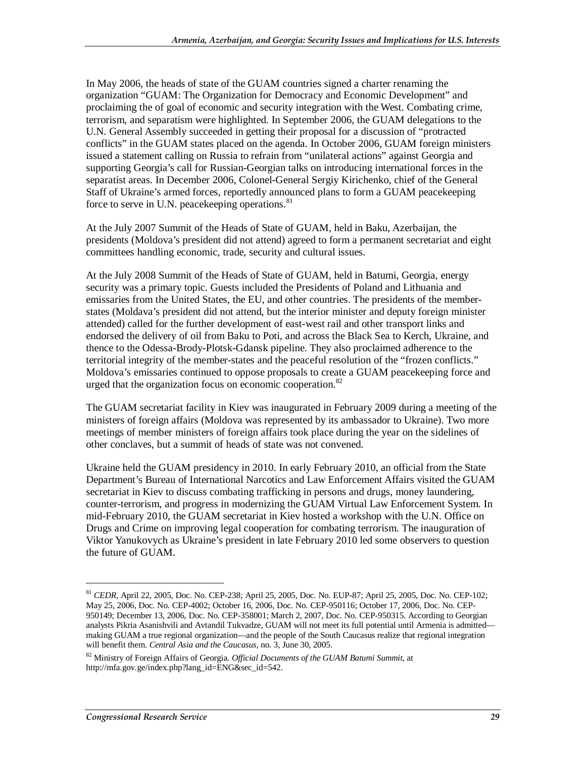In May 2006, the heads of state of the GUAM countries signed a charter renaming the organization "GUAM: The Organization for Democracy and Economic Development" and proclaiming the of goal of economic and security integration with the West. Combating crime, terrorism, and separatism were highlighted. In September 2006, the GUAM delegations to the U.N. General Assembly succeeded in getting their proposal for a discussion of "protracted conflicts" in the GUAM states placed on the agenda. In October 2006, GUAM foreign ministers issued a statement calling on Russia to refrain from "unilateral actions" against Georgia and supporting Georgia's call for Russian-Georgian talks on introducing international forces in the separatist areas. In December 2006, Colonel-General Sergiy Kirichenko, chief of the General Staff of Ukraine's armed forces, reportedly announced plans to form a GUAM peacekeeping force to serve in U.N. peacekeeping operations.[81]

At the July 2007 Summit of the Heads of State of GUAM, held in Baku, Azerbaijan, the presidents (Moldova's president did not attend) agreed to form a permanent secretariat and eight committees handling economic, trade, security and cultural issues.

At the July 2008 Summit of the Heads of State of GUAM, held in Batumi, Georgia, energy security was a primary topic. Guests included the Presidents of Poland and Lithuania and emissaries from the United States, the EU, and other countries. The presidents of the member-states (Moldava's president did not attend, but the interior minister and deputy foreign minister attended) called for the further development of east-west rail and other transport links and endorsed the delivery of oil from Baku to Poti, and across the Black Sea to Kerch, Ukraine, and thence to the Odessa-Brody-Plotsk-Gdansk pipeline. They also proclaimed adherence to the territorial integrity of the member-states and the peaceful resolution of the "frozen conflicts." Moldova's emissaries continued to oppose proposals to create a GUAM peacekeeping force and urged that the organization focus on economic cooperation.[82]

The GUAM secretariat facility in Kiev was inaugurated in February 2009 during a meeting of the ministers of foreign affairs (Moldova was represented by its ambassador to Ukraine). Two more meetings of member ministers of foreign affairs took place during the year on the sidelines of other conclaves, but a summit of heads of state was not convened.

Ukraine held the GUAM presidency in 2010. In early February 2010, an official from the State Department's Bureau of International Narcotics and Law Enforcement Affairs visited the GUAM secretariat in Kiev to discuss combating trafficking in persons and drugs, money laundering, counter-terrorism, and progress in modernizing the GUAM Virtual Law Enforcement System. In mid-February 2010, the GUAM secretariat in Kiev hosted a workshop with the U.N. Office on Drugs and Crime on improving legal cooperation for combating terrorism. The inauguration of Viktor Yanukovych as Ukraine's president in late February 2010 led some observers to question the future of GUAM.

---

[81] *CEDR*, April 22, 2005, Doc. No. CEP-238; April 25, 2005, Doc. No. EUP-87; April 25, 2005, Doc. No. CEP-102; May 25, 2006, Doc. No. CEP-4002; October 16, 2006, Doc. No. CEP-950116; October 17, 2006, Doc. No. CEP-950149; December 13, 2006, Doc. No. CEP-358001; March 2, 2007, Doc. No. CEP-950315. According to Georgian analysts Pikria Asanishvili and Avtandil Tukvadze, GUAM will not meet its full potential until Armenia is admitted—making GUAM a true regional organization—and the people of the South Caucasus realize that regional integration will benefit them. *Central Asia and the Caucasus*, no. 3, June 30, 2005.

[82] Ministry of Foreign Affairs of Georgia. *Official Documents of the GUAM Batumi Summit*, at http://mfa.gov.ge/index.php?lang_id=ENG&sec_id=542.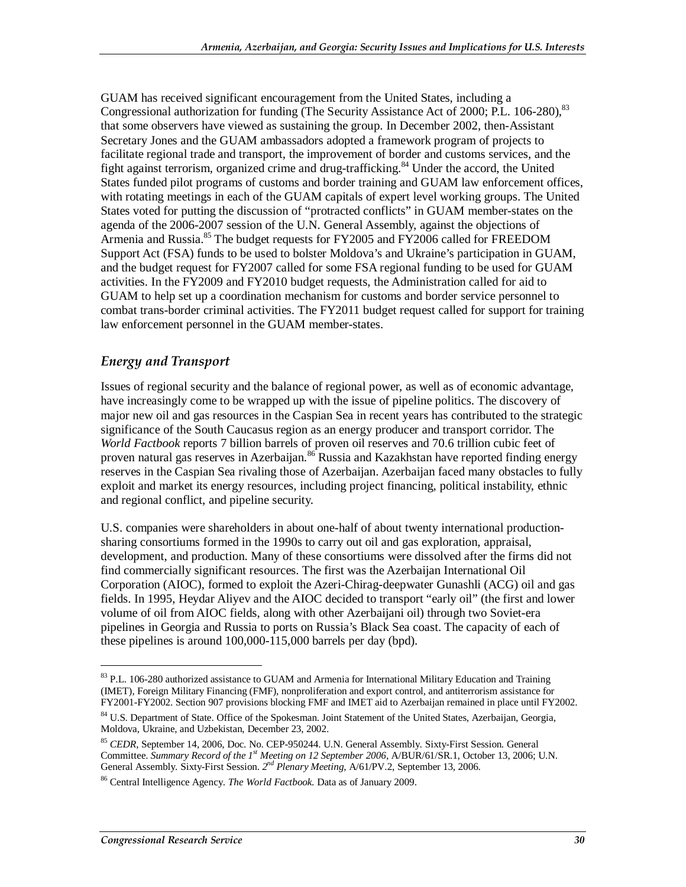GUAM has received significant encouragement from the United States, including a Congressional authorization for funding (The Security Assistance Act of 2000; P.L. 106-280),[83] that some observers have viewed as sustaining the group. In December 2002, then-Assistant Secretary Jones and the GUAM ambassadors adopted a framework program of projects to facilitate regional trade and transport, the improvement of border and customs services, and the fight against terrorism, organized crime and drug-trafficking.[84] Under the accord, the United States funded pilot programs of customs and border training and GUAM law enforcement offices, with rotating meetings in each of the GUAM capitals of expert level working groups. The United States voted for putting the discussion of "protracted conflicts" in GUAM member-states on the agenda of the 2006-2007 session of the U.N. General Assembly, against the objections of Armenia and Russia.[85] The budget requests for FY2005 and FY2006 called for FREEDOM Support Act (FSA) funds to be used to bolster Moldova's and Ukraine's participation in GUAM, and the budget request for FY2007 called for some FSA regional funding to be used for GUAM activities. In the FY2009 and FY2010 budget requests, the Administration called for aid to GUAM to help set up a coordination mechanism for customs and border service personnel to combat trans-border criminal activities. The FY2011 budget request called for support for training law enforcement personnel in the GUAM member-states.

### *Energy and Transport*

Issues of regional security and the balance of regional power, as well as of economic advantage, have increasingly come to be wrapped up with the issue of pipeline politics. The discovery of major new oil and gas resources in the Caspian Sea in recent years has contributed to the strategic significance of the South Caucasus region as an energy producer and transport corridor. The *World Factbook* reports 7 billion barrels of proven oil reserves and 70.6 trillion cubic feet of proven natural gas reserves in Azerbaijan.[86] Russia and Kazakhstan have reported finding energy reserves in the Caspian Sea rivaling those of Azerbaijan. Azerbaijan faced many obstacles to fully exploit and market its energy resources, including project financing, political instability, ethnic and regional conflict, and pipeline security.

U.S. companies were shareholders in about one-half of about twenty international production-sharing consortiums formed in the 1990s to carry out oil and gas exploration, appraisal, development, and production. Many of these consortiums were dissolved after the firms did not find commercially significant resources. The first was the Azerbaijan International Oil Corporation (AIOC), formed to exploit the Azeri-Chirag-deepwater Gunashli (ACG) oil and gas fields. In 1995, Heydar Aliyev and the AIOC decided to transport "early oil" (the first and lower volume of oil from AIOC fields, along with other Azerbaijani oil) through two Soviet-era pipelines in Georgia and Russia to ports on Russia's Black Sea coast. The capacity of each of these pipelines is around 100,000-115,000 barrels per day (bpd).

---

[83] P.L. 106-280 authorized assistance to GUAM and Armenia for International Military Education and Training (IMET), Foreign Military Financing (FMF), nonproliferation and export control, and antiterrorism assistance for FY2001-FY2002. Section 907 provisions blocking FMF and IMET aid to Azerbaijan remained in place until FY2002.

[84] U.S. Department of State. Office of the Spokesman. Joint Statement of the United States, Azerbaijan, Georgia, Moldova, Ukraine, and Uzbekistan, December 23, 2002.

[85] *CEDR*, September 14, 2006, Doc. No. CEP-950244. U.N. General Assembly. Sixty-First Session. General Committee. *Summary Record of the 1st Meeting on 12 September 2006*, A/BUR/61/SR.1, October 13, 2006; U.N. General Assembly. Sixty-First Session. *2nd Plenary Meeting*, A/61/PV.2, September 13, 2006.

[86] Central Intelligence Agency. *The World Factbook*. Data as of January 2009.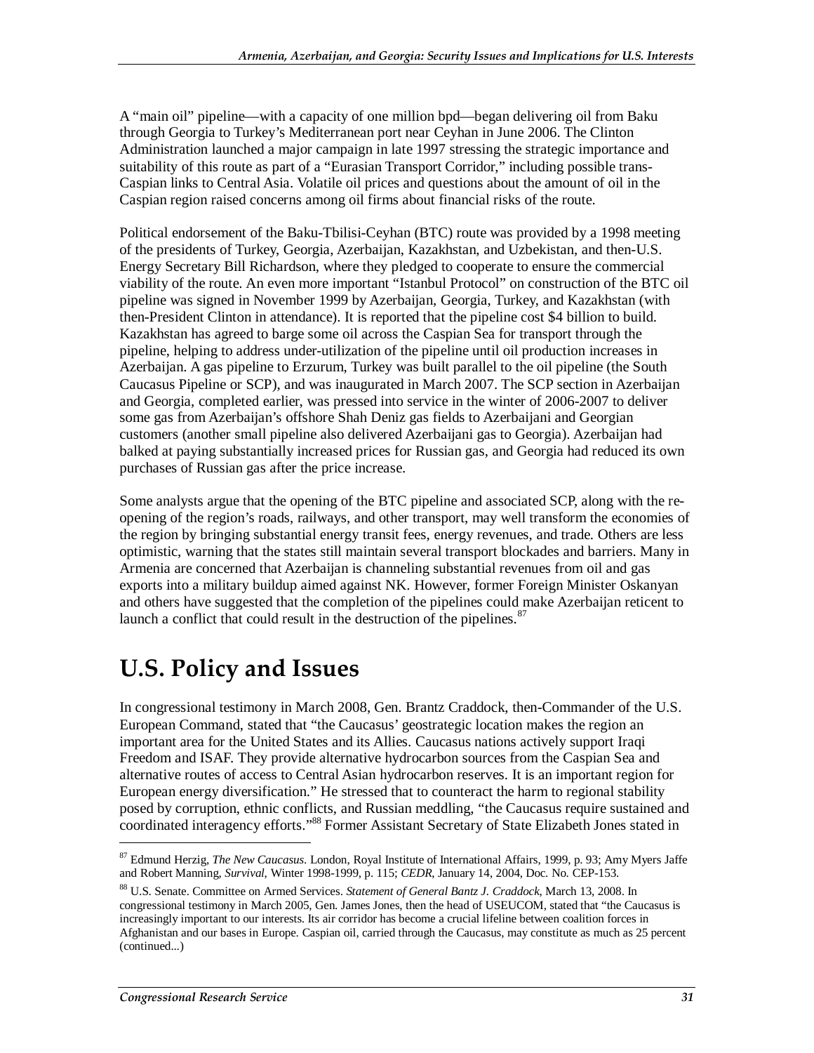A "main oil" pipeline—with a capacity of one million bpd—began delivering oil from Baku through Georgia to Turkey's Mediterranean port near Ceyhan in June 2006. The Clinton Administration launched a major campaign in late 1997 stressing the strategic importance and suitability of this route as part of a "Eurasian Transport Corridor," including possible trans-Caspian links to Central Asia. Volatile oil prices and questions about the amount of oil in the Caspian region raised concerns among oil firms about financial risks of the route.

Political endorsement of the Baku-Tbilisi-Ceyhan (BTC) route was provided by a 1998 meeting of the presidents of Turkey, Georgia, Azerbaijan, Kazakhstan, and Uzbekistan, and then-U.S. Energy Secretary Bill Richardson, where they pledged to cooperate to ensure the commercial viability of the route. An even more important "Istanbul Protocol" on construction of the BTC oil pipeline was signed in November 1999 by Azerbaijan, Georgia, Turkey, and Kazakhstan (with then-President Clinton in attendance). It is reported that the pipeline cost $4 billion to build. Kazakhstan has agreed to barge some oil across the Caspian Sea for transport through the pipeline, helping to address under-utilization of the pipeline until oil production increases in Azerbaijan. A gas pipeline to Erzurum, Turkey was built parallel to the oil pipeline (the South Caucasus Pipeline or SCP), and was inaugurated in March 2007. The SCP section in Azerbaijan and Georgia, completed earlier, was pressed into service in the winter of 2006-2007 to deliver some gas from Azerbaijan's offshore Shah Deniz gas fields to Azerbaijani and Georgian customers (another small pipeline also delivered Azerbaijani gas to Georgia). Azerbaijan had balked at paying substantially increased prices for Russian gas, and Georgia had reduced its own purchases of Russian gas after the price increase.

Some analysts argue that the opening of the BTC pipeline and associated SCP, along with the re-opening of the region's roads, railways, and other transport, may well transform the economies of the region by bringing substantial energy transit fees, energy revenues, and trade. Others are less optimistic, warning that the states still maintain several transport blockades and barriers. Many in Armenia are concerned that Azerbaijan is channeling substantial revenues from oil and gas exports into a military buildup aimed against NK. However, former Foreign Minister Oskanyan and others have suggested that the completion of the pipelines could make Azerbaijan reticent to launch a conflict that could result in the destruction of the pipelines.[87]

# U.S. Policy and Issues

In congressional testimony in March 2008, Gen. Brantz Craddock, then-Commander of the U.S. European Command, stated that "the Caucasus' geostrategic location makes the region an important area for the United States and its Allies. Caucasus nations actively support Iraqi Freedom and ISAF. They provide alternative hydrocarbon sources from the Caspian Sea and alternative routes of access to Central Asian hydrocarbon reserves. It is an important region for European energy diversification." He stressed that to counteract the harm to regional stability posed by corruption, ethnic conflicts, and Russian meddling, "the Caucasus require sustained and coordinated interagency efforts."[88] Former Assistant Secretary of State Elizabeth Jones stated in

---

[87] Edmund Herzig, *The New Caucasus*. London, Royal Institute of International Affairs, 1999, p. 93; Amy Myers Jaffe and Robert Manning, *Survival*, Winter 1998-1999, p. 115; *CEDR*, January 14, 2004, Doc. No. CEP-153.

[88] U.S. Senate. Committee on Armed Services. *Statement of General Bantz J. Craddock*, March 13, 2008. In congressional testimony in March 2005, Gen. James Jones, then the head of USEUCOM, stated that "the Caucasus is increasingly important to our interests. Its air corridor has become a crucial lifeline between coalition forces in Afghanistan and our bases in Europe. Caspian oil, carried through the Caucasus, may constitute as much as 25 percent (continued...)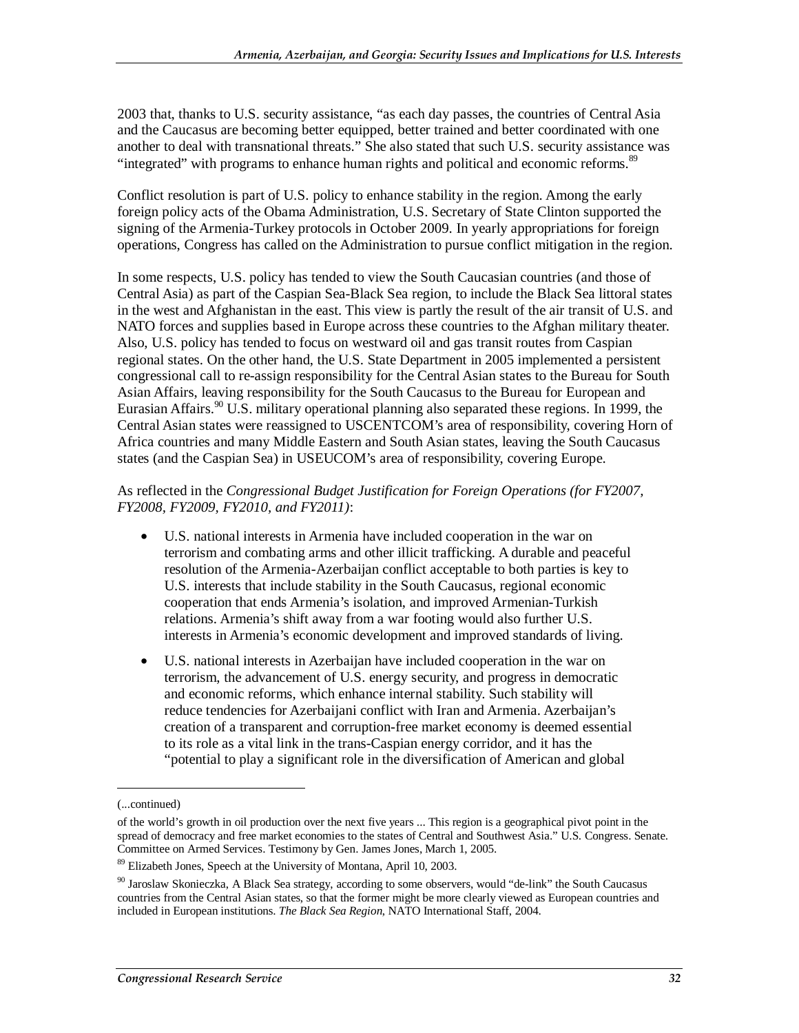2003 that, thanks to U.S. security assistance, "as each day passes, the countries of Central Asia and the Caucasus are becoming better equipped, better trained and better coordinated with one another to deal with transnational threats." She also stated that such U.S. security assistance was "integrated" with programs to enhance human rights and political and economic reforms.[89]

Conflict resolution is part of U.S. policy to enhance stability in the region. Among the early foreign policy acts of the Obama Administration, U.S. Secretary of State Clinton supported the signing of the Armenia-Turkey protocols in October 2009. In yearly appropriations for foreign operations, Congress has called on the Administration to pursue conflict mitigation in the region.

In some respects, U.S. policy has tended to view the South Caucasian countries (and those of Central Asia) as part of the Caspian Sea-Black Sea region, to include the Black Sea littoral states in the west and Afghanistan in the east. This view is partly the result of the air transit of U.S. and NATO forces and supplies based in Europe across these countries to the Afghan military theater. Also, U.S. policy has tended to focus on westward oil and gas transit routes from Caspian regional states. On the other hand, the U.S. State Department in 2005 implemented a persistent congressional call to re-assign responsibility for the Central Asian states to the Bureau for South Asian Affairs, leaving responsibility for the South Caucasus to the Bureau for European and Eurasian Affairs.[90] U.S. military operational planning also separated these regions. In 1999, the Central Asian states were reassigned to USCENTCOM's area of responsibility, covering Horn of Africa countries and many Middle Eastern and South Asian states, leaving the South Caucasus states (and the Caspian Sea) in USEUCOM's area of responsibility, covering Europe.

As reflected in the *Congressional Budget Justification for Foreign Operations (for FY2007, FY2008, FY2009, FY2010, and FY2011)*:

- U.S. national interests in Armenia have included cooperation in the war on terrorism and combating arms and other illicit trafficking. A durable and peaceful resolution of the Armenia-Azerbaijan conflict acceptable to both parties is key to U.S. interests that include stability in the South Caucasus, regional economic cooperation that ends Armenia's isolation, and improved Armenian-Turkish relations. Armenia's shift away from a war footing would also further U.S. interests in Armenia's economic development and improved standards of living.
- U.S. national interests in Azerbaijan have included cooperation in the war on terrorism, the advancement of U.S. energy security, and progress in democratic and economic reforms, which enhance internal stability. Such stability will reduce tendencies for Azerbaijani conflict with Iran and Armenia. Azerbaijan's creation of a transparent and corruption-free market economy is deemed essential to its role as a vital link in the trans-Caspian energy corridor, and it has the "potential to play a significant role in the diversification of American and global

---

(...continued)

of the world's growth in oil production over the next five years ... This region is a geographical pivot point in the spread of democracy and free market economies to the states of Central and Southwest Asia." U.S. Congress. Senate. Committee on Armed Services. Testimony by Gen. James Jones, March 1, 2005.

[89] Elizabeth Jones, Speech at the University of Montana, April 10, 2003.

[90] Jaroslaw Skonieczka, A Black Sea strategy, according to some observers, would "de-link" the South Caucasus countries from the Central Asian states, so that the former might be more clearly viewed as European countries and included in European institutions. *The Black Sea Region*, NATO International Staff, 2004.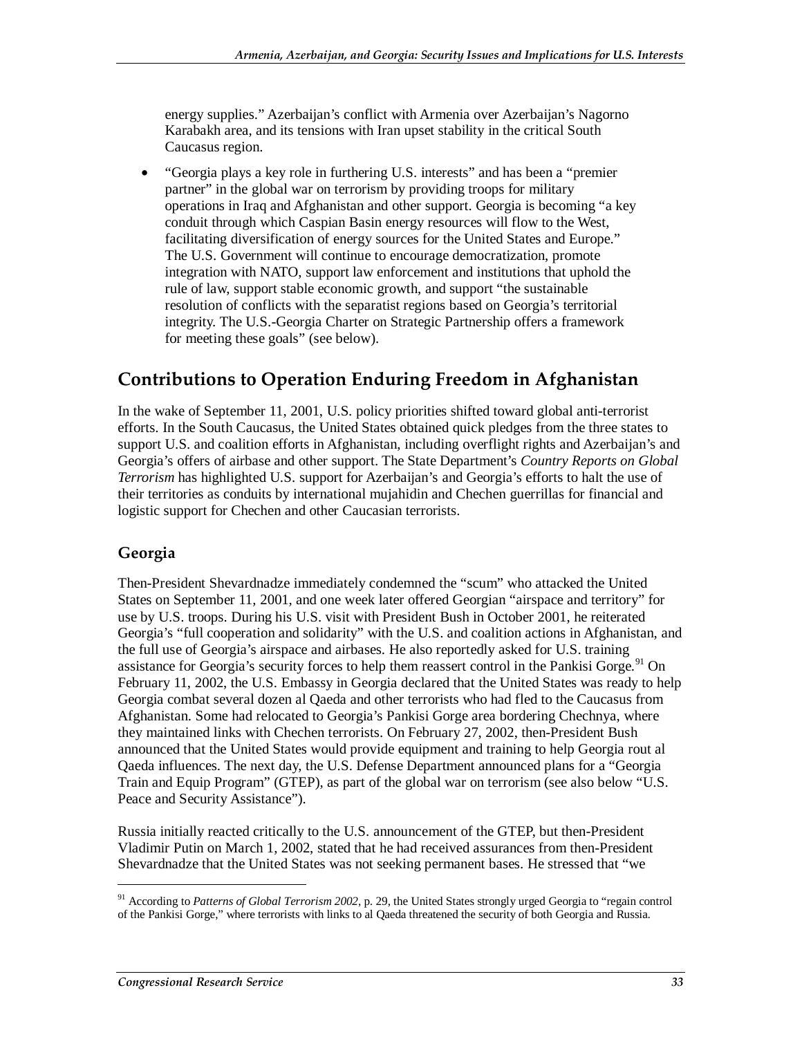energy supplies." Azerbaijan's conflict with Armenia over Azerbaijan's Nagorno Karabakh area, and its tensions with Iran upset stability in the critical South Caucasus region.

- "Georgia plays a key role in furthering U.S. interests" and has been a "premier partner" in the global war on terrorism by providing troops for military operations in Iraq and Afghanistan and other support. Georgia is becoming "a key conduit through which Caspian Basin energy resources will flow to the West, facilitating diversification of energy sources for the United States and Europe." The U.S. Government will continue to encourage democratization, promote integration with NATO, support law enforcement and institutions that uphold the rule of law, support stable economic growth, and support "the sustainable resolution of conflicts with the separatist regions based on Georgia's territorial integrity. The U.S.-Georgia Charter on Strategic Partnership offers a framework for meeting these goals" (see below).

## Contributions to Operation Enduring Freedom in Afghanistan

In the wake of September 11, 2001, U.S. policy priorities shifted toward global anti-terrorist efforts. In the South Caucasus, the United States obtained quick pledges from the three states to support U.S. and coalition efforts in Afghanistan, including overflight rights and Azerbaijan's and Georgia's offers of airbase and other support. The State Department's *Country Reports on Global Terrorism* has highlighted U.S. support for Azerbaijan's and Georgia's efforts to halt the use of their territories as conduits by international mujahidin and Chechen guerrillas for financial and logistic support for Chechen and other Caucasian terrorists.

### Georgia

Then-President Shevardnadze immediately condemned the "scum" who attacked the United States on September 11, 2001, and one week later offered Georgian "airspace and territory" for use by U.S. troops. During his U.S. visit with President Bush in October 2001, he reiterated Georgia's "full cooperation and solidarity" with the U.S. and coalition actions in Afghanistan, and the full use of Georgia's airspace and airbases. He also reportedly asked for U.S. training assistance for Georgia's security forces to help them reassert control in the Pankisi Gorge.[91] On February 11, 2002, the U.S. Embassy in Georgia declared that the United States was ready to help Georgia combat several dozen al Qaeda and other terrorists who had fled to the Caucasus from Afghanistan. Some had relocated to Georgia's Pankisi Gorge area bordering Chechnya, where they maintained links with Chechen terrorists. On February 27, 2002, then-President Bush announced that the United States would provide equipment and training to help Georgia rout al Qaeda influences. The next day, the U.S. Defense Department announced plans for a "Georgia Train and Equip Program" (GTEP), as part of the global war on terrorism (see also below "U.S. Peace and Security Assistance").

Russia initially reacted critically to the U.S. announcement of the GTEP, but then-President Vladimir Putin on March 1, 2002, stated that he had received assurances from then-President Shevardnadze that the United States was not seeking permanent bases. He stressed that "we

---

[91] According to *Patterns of Global Terrorism 2002*, p. 29, the United States strongly urged Georgia to "regain control of the Pankisi Gorge," where terrorists with links to al Qaeda threatened the security of both Georgia and Russia.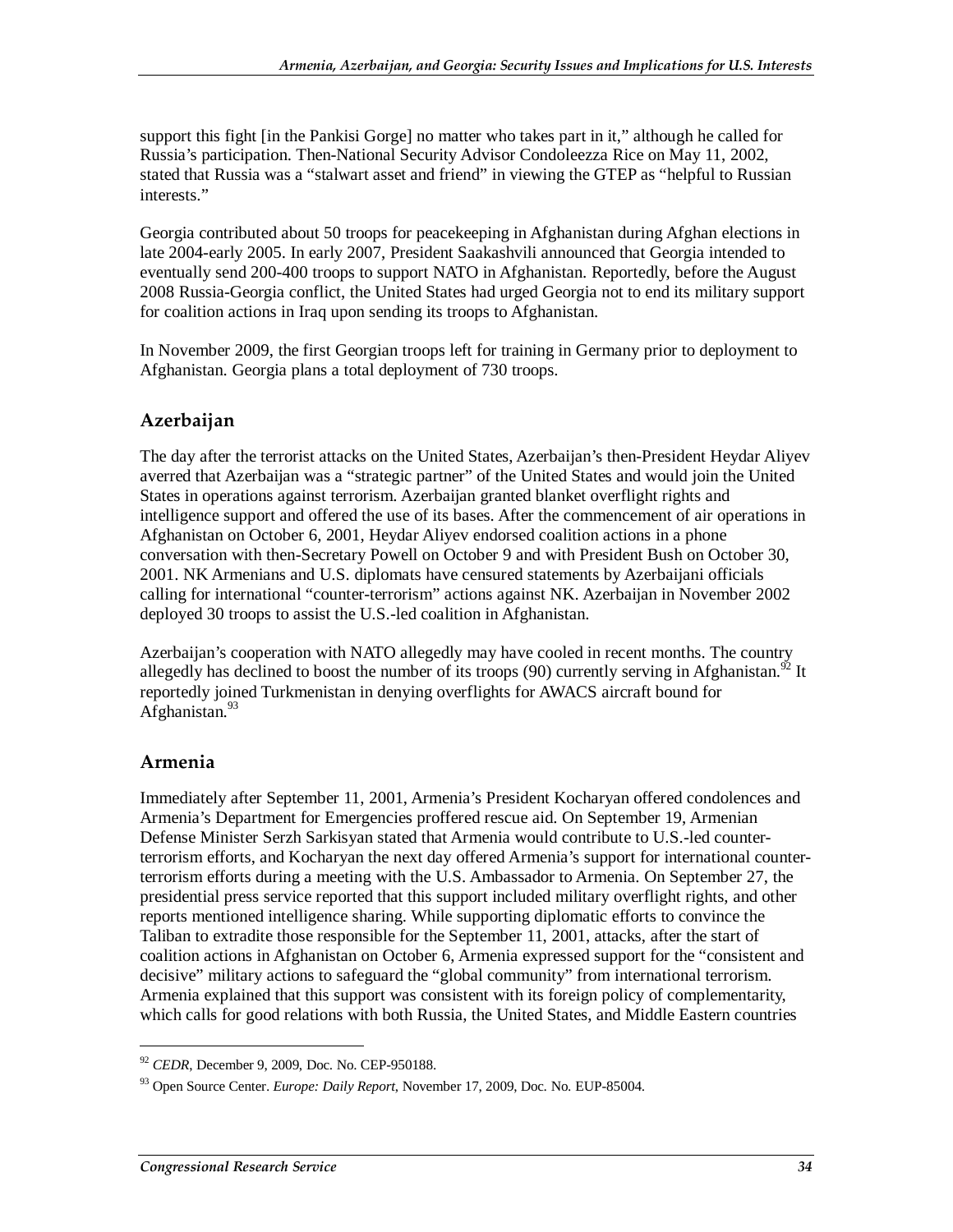support this fight [in the Pankisi Gorge] no matter who takes part in it," although he called for Russia's participation. Then-National Security Advisor Condoleezza Rice on May 11, 2002, stated that Russia was a "stalwart asset and friend" in viewing the GTEP as "helpful to Russian interests."

Georgia contributed about 50 troops for peacekeeping in Afghanistan during Afghan elections in late 2004-early 2005. In early 2007, President Saakashvili announced that Georgia intended to eventually send 200-400 troops to support NATO in Afghanistan. Reportedly, before the August 2008 Russia-Georgia conflict, the United States had urged Georgia not to end its military support for coalition actions in Iraq upon sending its troops to Afghanistan.

In November 2009, the first Georgian troops left for training in Germany prior to deployment to Afghanistan. Georgia plans a total deployment of 730 troops.

## Azerbaijan

The day after the terrorist attacks on the United States, Azerbaijan's then-President Heydar Aliyev averred that Azerbaijan was a "strategic partner" of the United States and would join the United States in operations against terrorism. Azerbaijan granted blanket overflight rights and intelligence support and offered the use of its bases. After the commencement of air operations in Afghanistan on October 6, 2001, Heydar Aliyev endorsed coalition actions in a phone conversation with then-Secretary Powell on October 9 and with President Bush on October 30, 2001. NK Armenians and U.S. diplomats have censured statements by Azerbaijani officials calling for international "counter-terrorism" actions against NK. Azerbaijan in November 2002 deployed 30 troops to assist the U.S.-led coalition in Afghanistan.

Azerbaijan's cooperation with NATO allegedly may have cooled in recent months. The country allegedly has declined to boost the number of its troops (90) currently serving in Afghanistan.[92] It reportedly joined Turkmenistan in denying overflights for AWACS aircraft bound for Afghanistan.[93]

## Armenia

Immediately after September 11, 2001, Armenia's President Kocharyan offered condolences and Armenia's Department for Emergencies proffered rescue aid. On September 19, Armenian Defense Minister Serzh Sarkisyan stated that Armenia would contribute to U.S.-led counter-terrorism efforts, and Kocharyan the next day offered Armenia's support for international counter-terrorism efforts during a meeting with the U.S. Ambassador to Armenia. On September 27, the presidential press service reported that this support included military overflight rights, and other reports mentioned intelligence sharing. While supporting diplomatic efforts to convince the Taliban to extradite those responsible for the September 11, 2001, attacks, after the start of coalition actions in Afghanistan on October 6, Armenia expressed support for the "consistent and decisive" military actions to safeguard the "global community" from international terrorism. Armenia explained that this support was consistent with its foreign policy of complementarity, which calls for good relations with both Russia, the United States, and Middle Eastern countries

---

[92] *CEDR*, December 9, 2009, Doc. No. CEP-950188.

[93] Open Source Center. *Europe: Daily Report*, November 17, 2009, Doc. No. EUP-85004.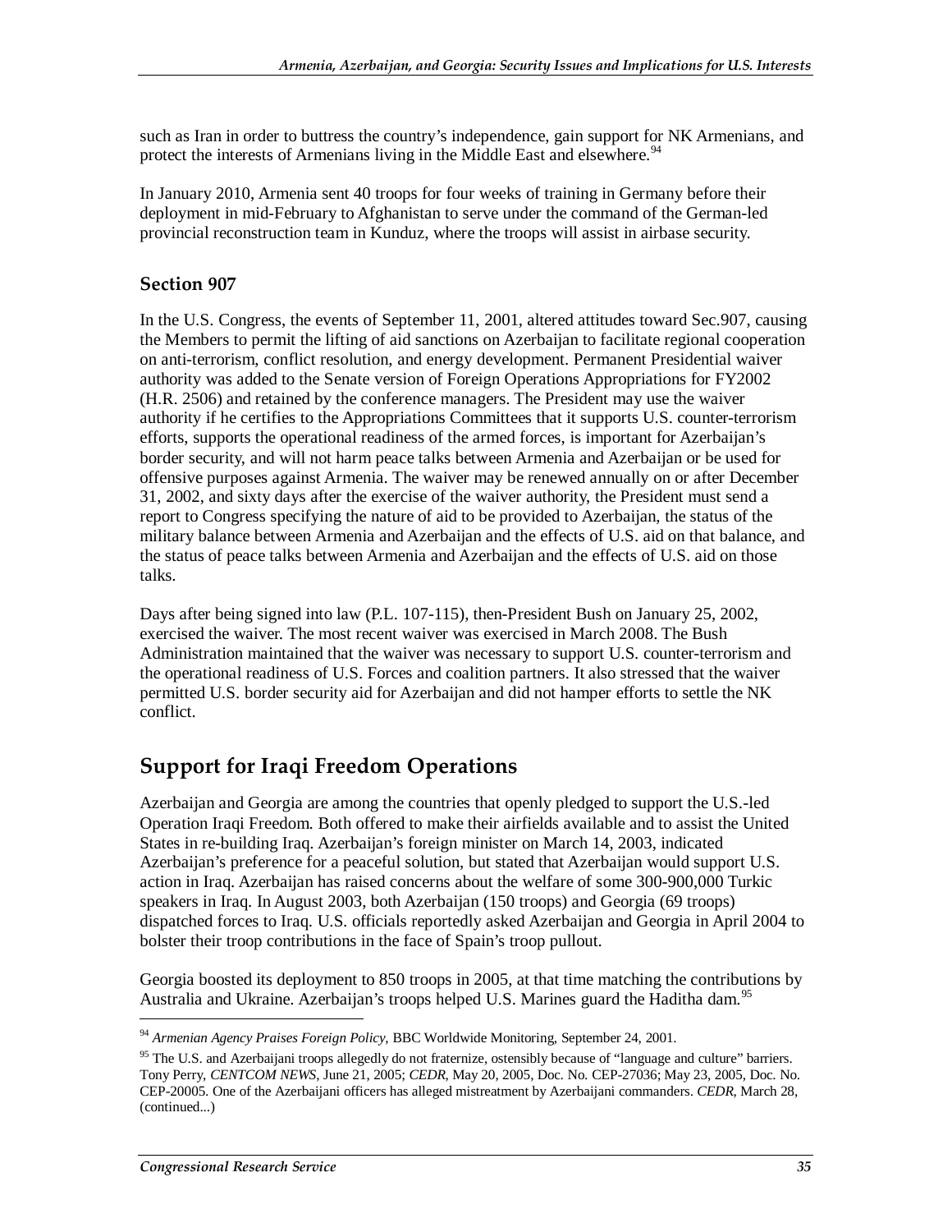such as Iran in order to buttress the country's independence, gain support for NK Armenians, and protect the interests of Armenians living in the Middle East and elsewhere.[94]

In January 2010, Armenia sent 40 troops for four weeks of training in Germany before their deployment in mid-February to Afghanistan to serve under the command of the German-led provincial reconstruction team in Kunduz, where the troops will assist in airbase security.

### Section 907

In the U.S. Congress, the events of September 11, 2001, altered attitudes toward Sec.907, causing the Members to permit the lifting of aid sanctions on Azerbaijan to facilitate regional cooperation on anti-terrorism, conflict resolution, and energy development. Permanent Presidential waiver authority was added to the Senate version of Foreign Operations Appropriations for FY2002 (H.R. 2506) and retained by the conference managers. The President may use the waiver authority if he certifies to the Appropriations Committees that it supports U.S. counter-terrorism efforts, supports the operational readiness of the armed forces, is important for Azerbaijan's border security, and will not harm peace talks between Armenia and Azerbaijan or be used for offensive purposes against Armenia. The waiver may be renewed annually on or after December 31, 2002, and sixty days after the exercise of the waiver authority, the President must send a report to Congress specifying the nature of aid to be provided to Azerbaijan, the status of the military balance between Armenia and Azerbaijan and the effects of U.S. aid on that balance, and the status of peace talks between Armenia and Azerbaijan and the effects of U.S. aid on those talks.

Days after being signed into law (P.L. 107-115), then-President Bush on January 25, 2002, exercised the waiver. The most recent waiver was exercised in March 2008. The Bush Administration maintained that the waiver was necessary to support U.S. counter-terrorism and the operational readiness of U.S. Forces and coalition partners. It also stressed that the waiver permitted U.S. border security aid for Azerbaijan and did not hamper efforts to settle the NK conflict.

## Support for Iraqi Freedom Operations

Azerbaijan and Georgia are among the countries that openly pledged to support the U.S.-led Operation Iraqi Freedom. Both offered to make their airfields available and to assist the United States in re-building Iraq. Azerbaijan's foreign minister on March 14, 2003, indicated Azerbaijan's preference for a peaceful solution, but stated that Azerbaijan would support U.S. action in Iraq. Azerbaijan has raised concerns about the welfare of some 300-900,000 Turkic speakers in Iraq. In August 2003, both Azerbaijan (150 troops) and Georgia (69 troops) dispatched forces to Iraq. U.S. officials reportedly asked Azerbaijan and Georgia in April 2004 to bolster their troop contributions in the face of Spain's troop pullout.

Georgia boosted its deployment to 850 troops in 2005, at that time matching the contributions by Australia and Ukraine. Azerbaijan's troops helped U.S. Marines guard the Haditha dam.[95]

---

[94] *Armenian Agency Praises Foreign Policy*, BBC Worldwide Monitoring, September 24, 2001.

[95] The U.S. and Azerbaijani troops allegedly do not fraternize, ostensibly because of "language and culture" barriers. Tony Perry, *CENTCOM NEWS*, June 21, 2005; *CEDR*, May 20, 2005, Doc. No. CEP-27036; May 23, 2005, Doc. No. CEP-20005. One of the Azerbaijani officers has alleged mistreatment by Azerbaijani commanders. *CEDR*, March 28, (continued...)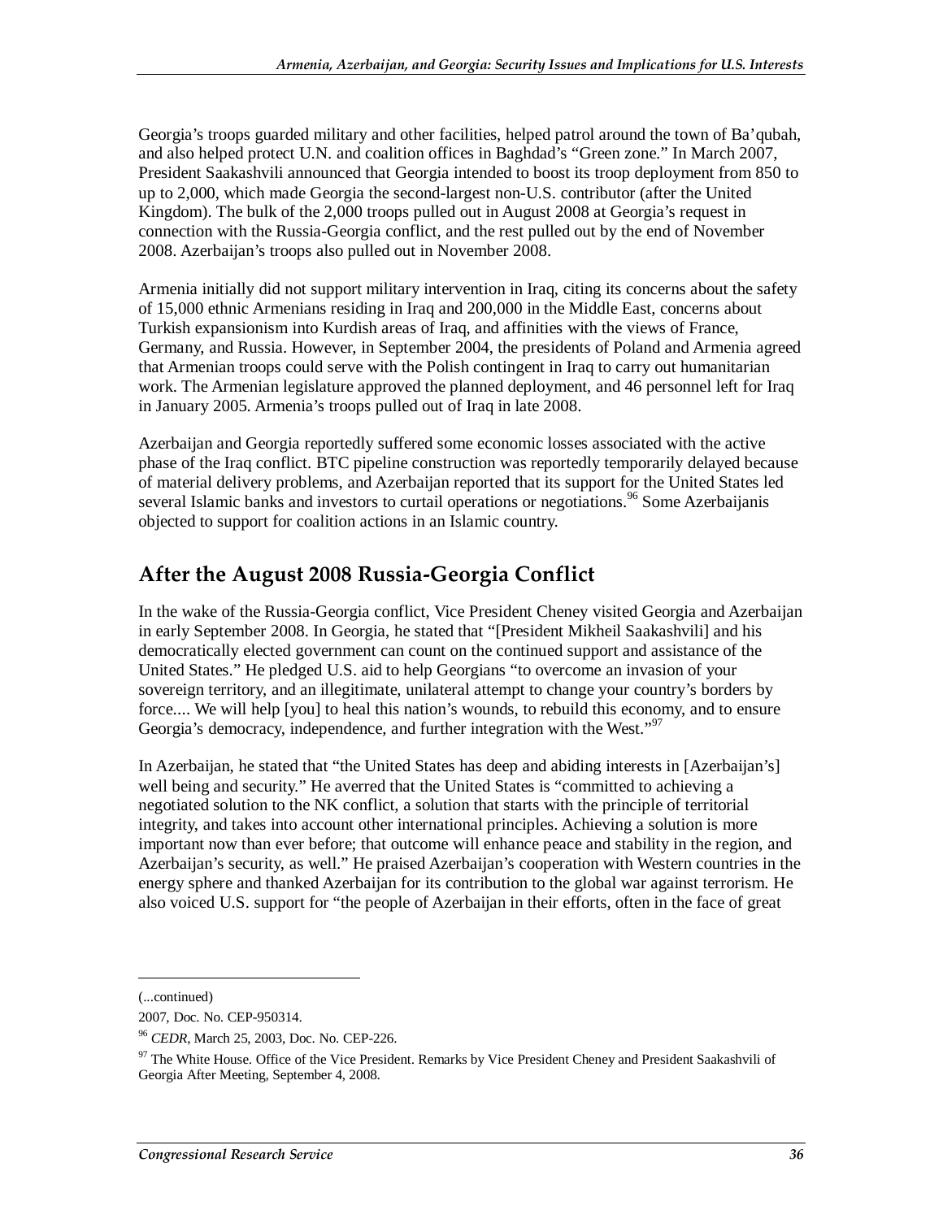Georgia's troops guarded military and other facilities, helped patrol around the town of Ba'qubah, and also helped protect U.N. and coalition offices in Baghdad's "Green zone." In March 2007, President Saakashvili announced that Georgia intended to boost its troop deployment from 850 to up to 2,000, which made Georgia the second-largest non-U.S. contributor (after the United Kingdom). The bulk of the 2,000 troops pulled out in August 2008 at Georgia's request in connection with the Russia-Georgia conflict, and the rest pulled out by the end of November 2008. Azerbaijan's troops also pulled out in November 2008.

Armenia initially did not support military intervention in Iraq, citing its concerns about the safety of 15,000 ethnic Armenians residing in Iraq and 200,000 in the Middle East, concerns about Turkish expansionism into Kurdish areas of Iraq, and affinities with the views of France, Germany, and Russia. However, in September 2004, the presidents of Poland and Armenia agreed that Armenian troops could serve with the Polish contingent in Iraq to carry out humanitarian work. The Armenian legislature approved the planned deployment, and 46 personnel left for Iraq in January 2005. Armenia's troops pulled out of Iraq in late 2008.

Azerbaijan and Georgia reportedly suffered some economic losses associated with the active phase of the Iraq conflict. BTC pipeline construction was reportedly temporarily delayed because of material delivery problems, and Azerbaijan reported that its support for the United States led several Islamic banks and investors to curtail operations or negotiations.[96] Some Azerbaijanis objected to support for coalition actions in an Islamic country.

## After the August 2008 Russia-Georgia Conflict

In the wake of the Russia-Georgia conflict, Vice President Cheney visited Georgia and Azerbaijan in early September 2008. In Georgia, he stated that "[President Mikheil Saakashvili] and his democratically elected government can count on the continued support and assistance of the United States." He pledged U.S. aid to help Georgians "to overcome an invasion of your sovereign territory, and an illegitimate, unilateral attempt to change your country's borders by force.... We will help [you] to heal this nation's wounds, to rebuild this economy, and to ensure Georgia's democracy, independence, and further integration with the West."[97]

In Azerbaijan, he stated that "the United States has deep and abiding interests in [Azerbaijan's] well being and security." He averred that the United States is "committed to achieving a negotiated solution to the NK conflict, a solution that starts with the principle of territorial integrity, and takes into account other international principles. Achieving a solution is more important now than ever before; that outcome will enhance peace and stability in the region, and Azerbaijan's security, as well." He praised Azerbaijan's cooperation with Western countries in the energy sphere and thanked Azerbaijan for its contribution to the global war against terrorism. He also voiced U.S. support for "the people of Azerbaijan in their efforts, often in the face of great

---

(...continued)

2007, Doc. No. CEP-950314.

[96] *CEDR*, March 25, 2003, Doc. No. CEP-226.

[97] The White House. Office of the Vice President. Remarks by Vice President Cheney and President Saakashvili of Georgia After Meeting, September 4, 2008.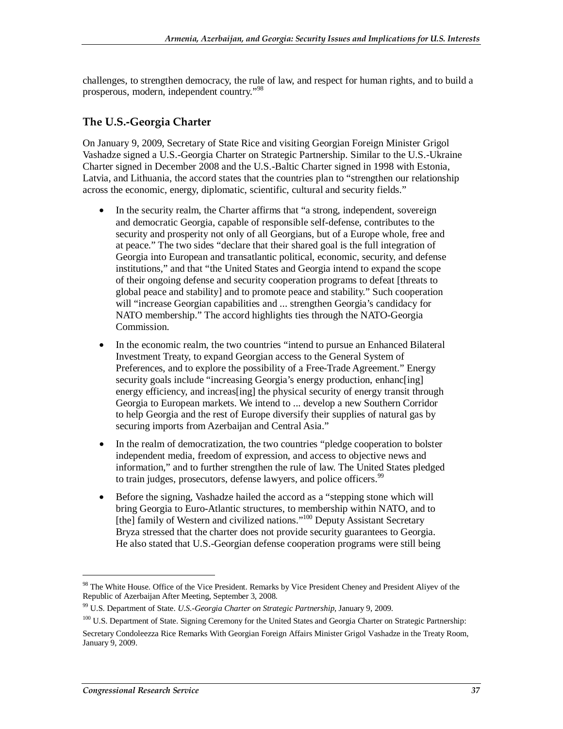challenges, to strengthen democracy, the rule of law, and respect for human rights, and to build a prosperous, modern, independent country."[98]

## The U.S.-Georgia Charter

On January 9, 2009, Secretary of State Rice and visiting Georgian Foreign Minister Grigol Vashadze signed a U.S.-Georgia Charter on Strategic Partnership. Similar to the U.S.-Ukraine Charter signed in December 2008 and the U.S.-Baltic Charter signed in 1998 with Estonia, Latvia, and Lithuania, the accord states that the countries plan to "strengthen our relationship across the economic, energy, diplomatic, scientific, cultural and security fields."

- In the security realm, the Charter affirms that "a strong, independent, sovereign and democratic Georgia, capable of responsible self-defense, contributes to the security and prosperity not only of all Georgians, but of a Europe whole, free and at peace." The two sides "declare that their shared goal is the full integration of Georgia into European and transatlantic political, economic, security, and defense institutions," and that "the United States and Georgia intend to expand the scope of their ongoing defense and security cooperation programs to defeat [threats to global peace and stability] and to promote peace and stability." Such cooperation will "increase Georgian capabilities and ... strengthen Georgia's candidacy for NATO membership." The accord highlights ties through the NATO-Georgia Commission.
- In the economic realm, the two countries "intend to pursue an Enhanced Bilateral Investment Treaty, to expand Georgian access to the General System of Preferences, and to explore the possibility of a Free-Trade Agreement." Energy security goals include "increasing Georgia's energy production, enhanc[ing] energy efficiency, and increas[ing] the physical security of energy transit through Georgia to European markets. We intend to ... develop a new Southern Corridor to help Georgia and the rest of Europe diversify their supplies of natural gas by securing imports from Azerbaijan and Central Asia."
- In the realm of democratization, the two countries "pledge cooperation to bolster independent media, freedom of expression, and access to objective news and information," and to further strengthen the rule of law. The United States pledged to train judges, prosecutors, defense lawyers, and police officers.[99]
- Before the signing, Vashadze hailed the accord as a "stepping stone which will bring Georgia to Euro-Atlantic structures, to membership within NATO, and to [the] family of Western and civilized nations."[100] Deputy Assistant Secretary Bryza stressed that the charter does not provide security guarantees to Georgia. He also stated that U.S.-Georgian defense cooperation programs were still being

---

[98] The White House. Office of the Vice President. Remarks by Vice President Cheney and President Aliyev of the Republic of Azerbaijan After Meeting, September 3, 2008.

[99] U.S. Department of State. *U.S.-Georgia Charter on Strategic Partnership*, January 9, 2009.

[100] U.S. Department of State. Signing Ceremony for the United States and Georgia Charter on Strategic Partnership: Secretary Condoleezza Rice Remarks With Georgian Foreign Affairs Minister Grigol Vashadze in the Treaty Room, January 9, 2009.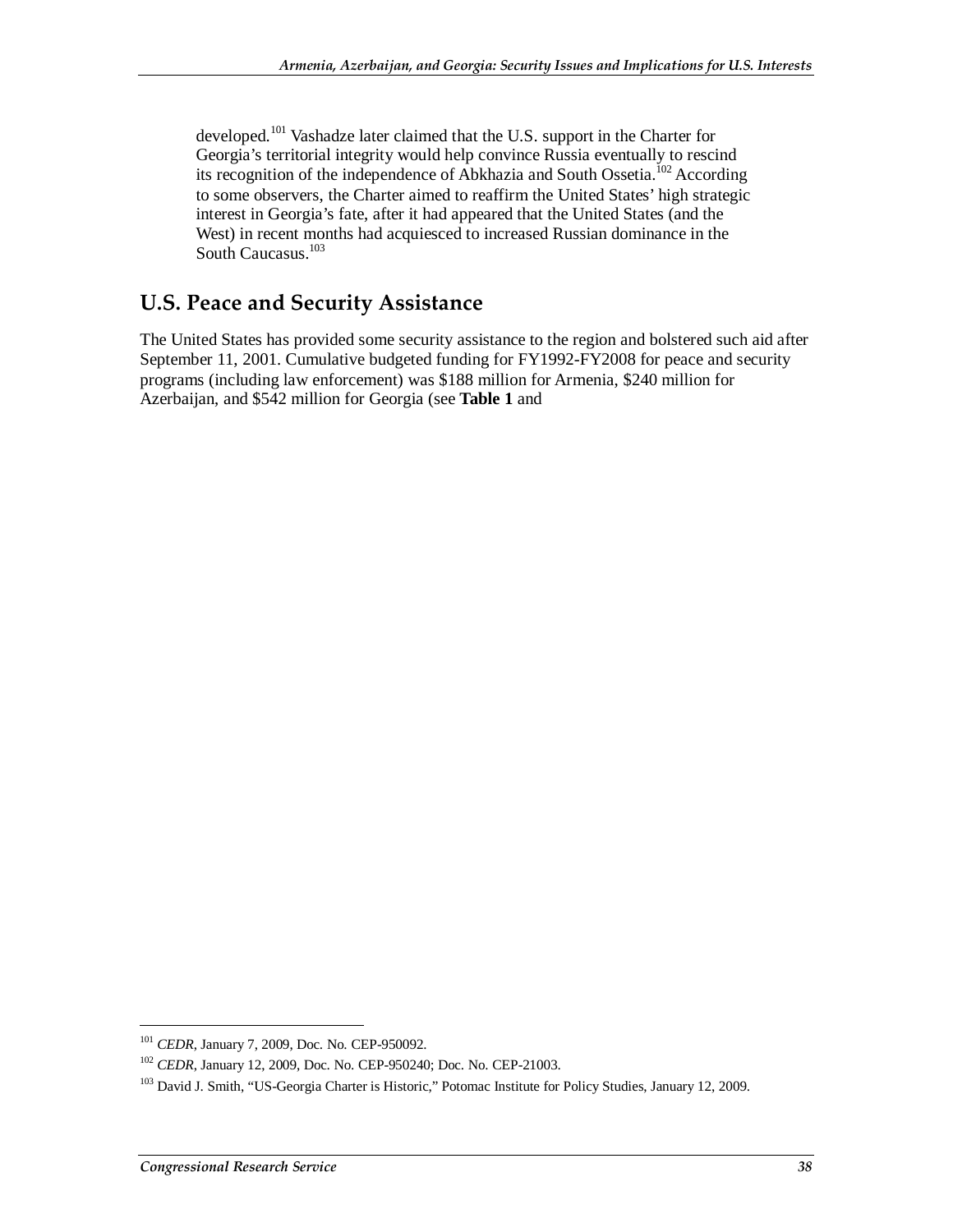developed.[101] Vashadze later claimed that the U.S. support in the Charter for Georgia's territorial integrity would help convince Russia eventually to rescind its recognition of the independence of Abkhazia and South Ossetia.[102] According to some observers, the Charter aimed to reaffirm the United States' high strategic interest in Georgia's fate, after it had appeared that the United States (and the West) in recent months had acquiesced to increased Russian dominance in the South Caucasus.[103]

## U.S. Peace and Security Assistance

The United States has provided some security assistance to the region and bolstered such aid after September 11, 2001. Cumulative budgeted funding for FY1992-FY2008 for peace and security programs (including law enforcement) was $188 million for Armenia, $240 million for Azerbaijan, and $542 million for Georgia (see **Table 1** and

---

[101] *CEDR*, January 7, 2009, Doc. No. CEP-950092.

[102] *CEDR*, January 12, 2009, Doc. No. CEP-950240; Doc. No. CEP-21003.

[103] David J. Smith, "US-Georgia Charter is Historic," Potomac Institute for Policy Studies, January 12, 2009.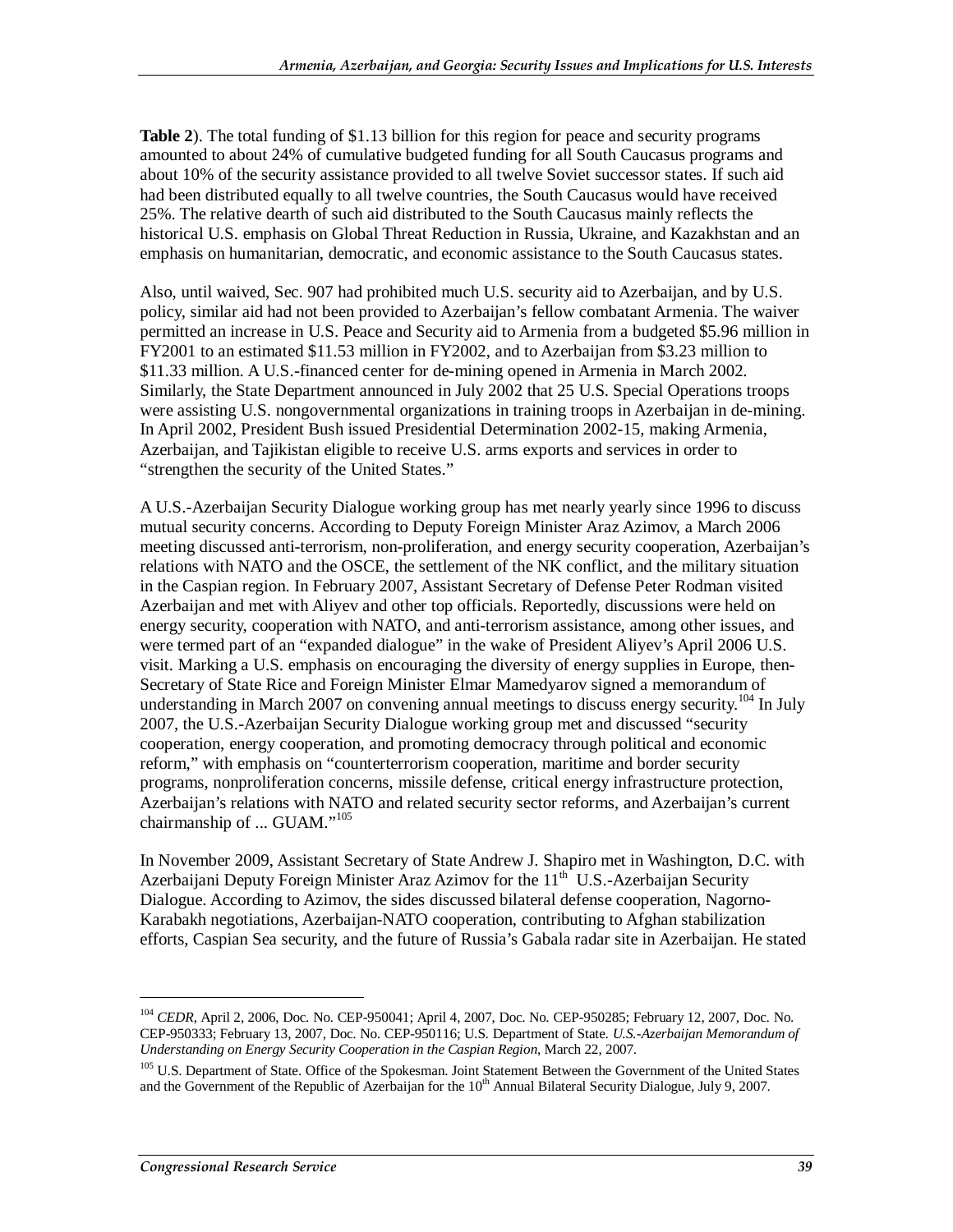**Table 2**). The total funding of $1.13 billion for this region for peace and security programs amounted to about 24% of cumulative budgeted funding for all South Caucasus programs and about 10% of the security assistance provided to all twelve Soviet successor states. If such aid had been distributed equally to all twelve countries, the South Caucasus would have received 25%. The relative dearth of such aid distributed to the South Caucasus mainly reflects the historical U.S. emphasis on Global Threat Reduction in Russia, Ukraine, and Kazakhstan and an emphasis on humanitarian, democratic, and economic assistance to the South Caucasus states.

Also, until waived, Sec. 907 had prohibited much U.S. security aid to Azerbaijan, and by U.S. policy, similar aid had not been provided to Azerbaijan's fellow combatant Armenia. The waiver permitted an increase in U.S. Peace and Security aid to Armenia from a budgeted $5.96 million in FY2001 to an estimated $11.53 million in FY2002, and to Azerbaijan from $3.23 million to $11.33 million. A U.S.-financed center for de-mining opened in Armenia in March 2002. Similarly, the State Department announced in July 2002 that 25 U.S. Special Operations troops were assisting U.S. nongovernmental organizations in training troops in Azerbaijan in de-mining. In April 2002, President Bush issued Presidential Determination 2002-15, making Armenia, Azerbaijan, and Tajikistan eligible to receive U.S. arms exports and services in order to "strengthen the security of the United States."

A U.S.-Azerbaijan Security Dialogue working group has met nearly yearly since 1996 to discuss mutual security concerns. According to Deputy Foreign Minister Araz Azimov, a March 2006 meeting discussed anti-terrorism, non-proliferation, and energy security cooperation, Azerbaijan's relations with NATO and the OSCE, the settlement of the NK conflict, and the military situation in the Caspian region. In February 2007, Assistant Secretary of Defense Peter Rodman visited Azerbaijan and met with Aliyev and other top officials. Reportedly, discussions were held on energy security, cooperation with NATO, and anti-terrorism assistance, among other issues, and were termed part of an "expanded dialogue" in the wake of President Aliyev's April 2006 U.S. visit. Marking a U.S. emphasis on encouraging the diversity of energy supplies in Europe, then-Secretary of State Rice and Foreign Minister Elmar Mamedyarov signed a memorandum of understanding in March 2007 on convening annual meetings to discuss energy security.[104] In July 2007, the U.S.-Azerbaijan Security Dialogue working group met and discussed "security cooperation, energy cooperation, and promoting democracy through political and economic reform," with emphasis on "counterterrorism cooperation, maritime and border security programs, nonproliferation concerns, missile defense, critical energy infrastructure protection, Azerbaijan's relations with NATO and related security sector reforms, and Azerbaijan's current chairmanship of ... GUAM."[105]

In November 2009, Assistant Secretary of State Andrew J. Shapiro met in Washington, D.C. with Azerbaijani Deputy Foreign Minister Araz Azimov for the 11th U.S.-Azerbaijan Security Dialogue. According to Azimov, the sides discussed bilateral defense cooperation, Nagorno-Karabakh negotiations, Azerbaijan-NATO cooperation, contributing to Afghan stabilization efforts, Caspian Sea security, and the future of Russia's Gabala radar site in Azerbaijan. He stated

---

[104] *CEDR*, April 2, 2006, Doc. No. CEP-950041; April 4, 2007, Doc. No. CEP-950285; February 12, 2007, Doc. No. CEP-950333; February 13, 2007, Doc. No. CEP-950116; U.S. Department of State. *U.S.-Azerbaijan Memorandum of Understanding on Energy Security Cooperation in the Caspian Region*, March 22, 2007.

[105] U.S. Department of State. Office of the Spokesman. Joint Statement Between the Government of the United States and the Government of the Republic of Azerbaijan for the 10th Annual Bilateral Security Dialogue, July 9, 2007.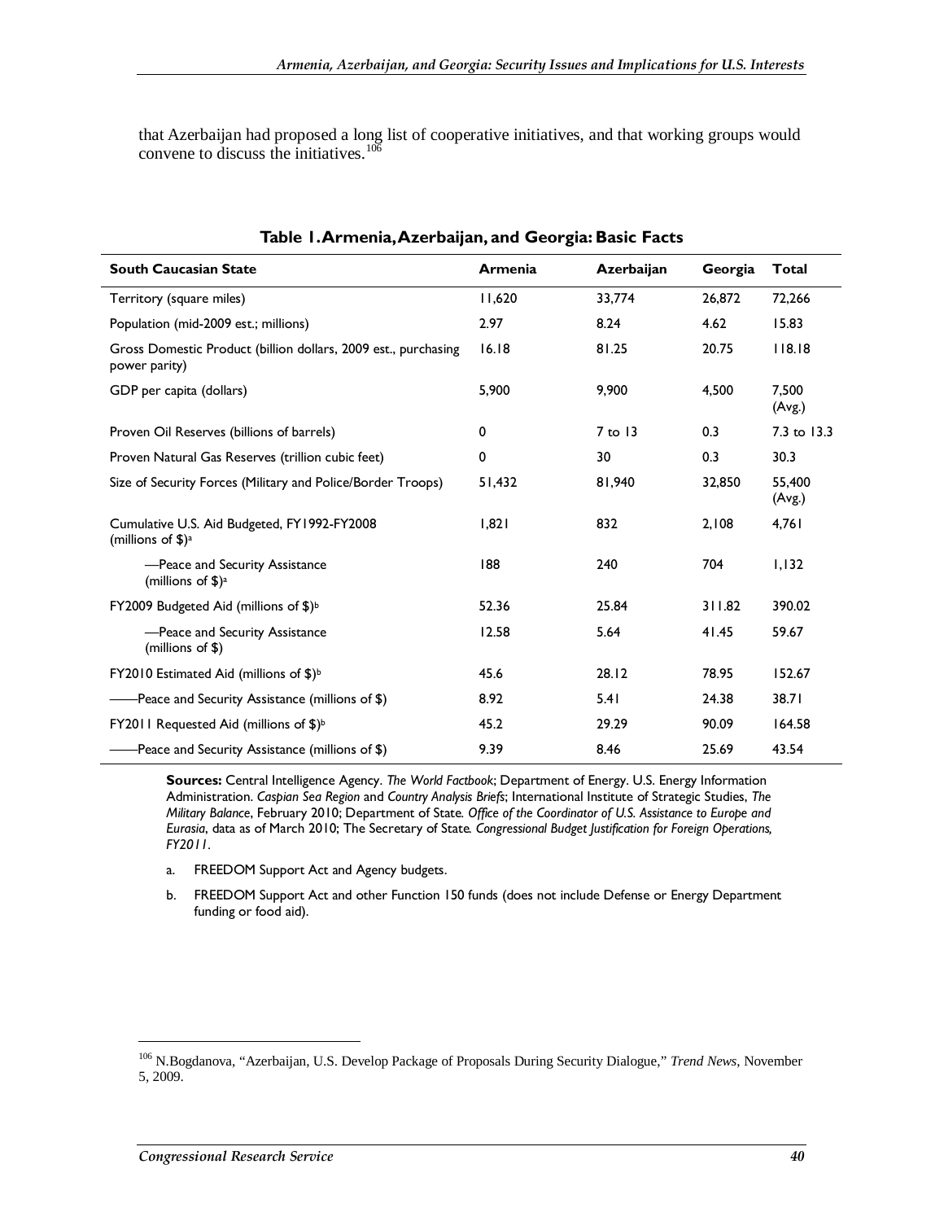that Azerbaijan had proposed a long list of cooperative initiatives, and that working groups would convene to discuss the initiatives.[106]

**Table 1. Armenia, Azerbaijan, and Georgia: Basic Facts**

| South Caucasian State | Armenia | Azerbaijan | Georgia | Total |
|---|---|---|---|---|
| Territory (square miles) | 11,620 | 33,774 | 26,872 | 72,266 |
| Population (mid-2009 est.; millions) | 2.97 | 8.24 | 4.62 | 15.83 |
| Gross Domestic Product (billion dollars, 2009 est., purchasing power parity) | 16.18 | 81.25 | 20.75 | 118.18 |
| GDP per capita (dollars) | 5,900 | 9,900 | 4,500 | 7,500 (Avg.) |
| Proven Oil Reserves (billions of barrels) | 0 | 7 to 13 | 0.3 | 7.3 to 13.3 |
| Proven Natural Gas Reserves (trillion cubic feet) | 0 | 30 | 0.3 | 30.3 |
| Size of Security Forces (Military and Police/Border Troops) | 51,432 | 81,940 | 32,850 | 55,400 (Avg.) |
| Cumulative U.S. Aid Budgeted, FY1992-FY2008 (millions of $)[a] | 1,821 | 832 | 2,108 | 4,761 |
| —Peace and Security Assistance (millions of $)[a] | 188 | 240 | 704 | 1,132 |
| FY2009 Budgeted Aid (millions of $)[b] | 52.36 | 25.84 | 311.82 | 390.02 |
| —Peace and Security Assistance (millions of $) | 12.58 | 5.64 | 41.45 | 59.67 |
| FY2010 Estimated Aid (millions of $)[b] | 45.6 | 28.12 | 78.95 | 152.67 |
| ——Peace and Security Assistance (millions of $) | 8.92 | 5.41 | 24.38 | 38.71 |
| FY2011 Requested Aid (millions of $)[b] | 45.2 | 29.29 | 90.09 | 164.58 |
| ——Peace and Security Assistance (millions of $) | 9.39 | 8.46 | 25.69 | 43.54 |

**Sources:** Central Intelligence Agency. *The World Factbook*; Department of Energy. U.S. Energy Information Administration. *Caspian Sea Region* and *Country Analysis Briefs*; International Institute of Strategic Studies, *The Military Balance*, February 2010; Department of State. *Office of the Coordinator of U.S. Assistance to Europe and Eurasia*, data as of March 2010; The Secretary of State. *Congressional Budget Justification for Foreign Operations, FY2011*.

a. FREEDOM Support Act and Agency budgets.

b. FREEDOM Support Act and other Function 150 funds (does not include Defense or Energy Department funding or food aid).

[106] N.Bogdanova, "Azerbaijan, U.S. Develop Package of Proposals During Security Dialogue," *Trend News*, November 5, 2009.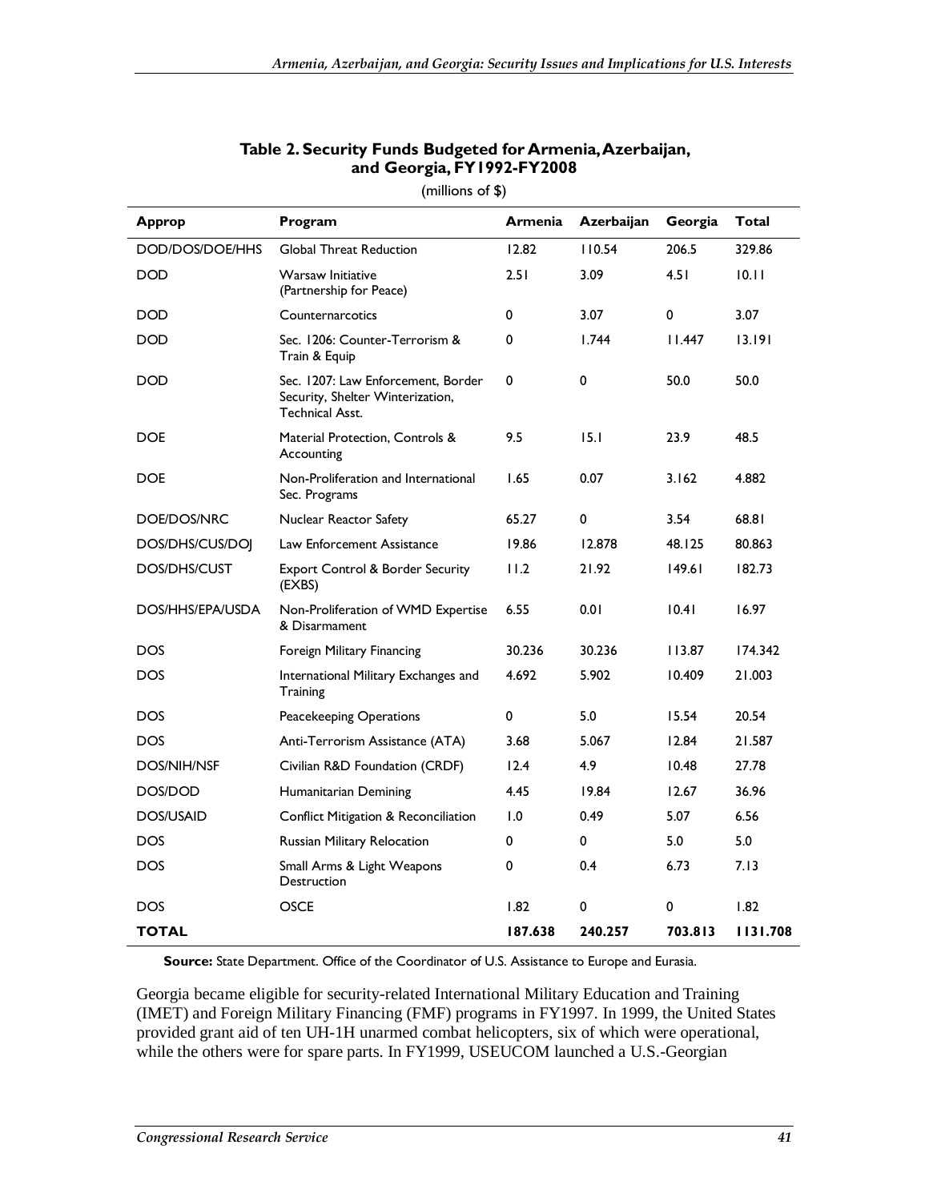**Table 2. Security Funds Budgeted for Armenia, Azerbaijan, and Georgia, FY1992-FY2008**

(millions of $)

| Approp | Program | Armenia | Azerbaijan | Georgia | Total |
|---|---|---|---|---|---|
| DOD/DOS/DOE/HHS | Global Threat Reduction | 12.82 | 110.54 | 206.5 | 329.86 |
| DOD | Warsaw Initiative (Partnership for Peace) | 2.51 | 3.09 | 4.51 | 10.11 |
| DOD | Counternarcotics | 0 | 3.07 | 0 | 3.07 |
| DOD | Sec. 1206: Counter-Terrorism & Train & Equip | 0 | 1.744 | 11.447 | 13.191 |
| DOD | Sec. 1207: Law Enforcement, Border Security, Shelter Winterization, Technical Asst. | 0 | 0 | 50.0 | 50.0 |
| DOE | Material Protection, Controls & Accounting | 9.5 | 15.1 | 23.9 | 48.5 |
| DOE | Non-Proliferation and International Sec. Programs | 1.65 | 0.07 | 3.162 | 4.882 |
| DOE/DOS/NRC | Nuclear Reactor Safety | 65.27 | 0 | 3.54 | 68.81 |
| DOS/DHS/CUS/DOJ | Law Enforcement Assistance | 19.86 | 12.878 | 48.125 | 80.863 |
| DOS/DHS/CUST | Export Control & Border Security (EXBS) | 11.2 | 21.92 | 149.61 | 182.73 |
| DOS/HHS/EPA/USDA | Non-Proliferation of WMD Expertise & Disarmament | 6.55 | 0.01 | 10.41 | 16.97 |
| DOS | Foreign Military Financing | 30.236 | 30.236 | 113.87 | 174.342 |
| DOS | International Military Exchanges and Training | 4.692 | 5.902 | 10.409 | 21.003 |
| DOS | Peacekeeping Operations | 0 | 5.0 | 15.54 | 20.54 |
| DOS | Anti-Terrorism Assistance (ATA) | 3.68 | 5.067 | 12.84 | 21.587 |
| DOS/NIH/NSF | Civilian R&D Foundation (CRDF) | 12.4 | 4.9 | 10.48 | 27.78 |
| DOS/DOD | Humanitarian Demining | 4.45 | 19.84 | 12.67 | 36.96 |
| DOS/USAID | Conflict Mitigation & Reconciliation | 1.0 | 0.49 | 5.07 | 6.56 |
| DOS | Russian Military Relocation | 0 | 0 | 5.0 | 5.0 |
| DOS | Small Arms & Light Weapons Destruction | 0 | 0.4 | 6.73 | 7.13 |
| DOS | OSCE | 1.82 | 0 | 0 | 1.82 |
| **TOTAL** | | **187.638** | **240.257** | **703.813** | **1131.708** |

**Source:** State Department. Office of the Coordinator of U.S. Assistance to Europe and Eurasia.

Georgia became eligible for security-related International Military Education and Training (IMET) and Foreign Military Financing (FMF) programs in FY1997. In 1999, the United States provided grant aid of ten UH-1H unarmed combat helicopters, six of which were operational, while the others were for spare parts. In FY1999, USEUCOM launched a U.S.-Georgian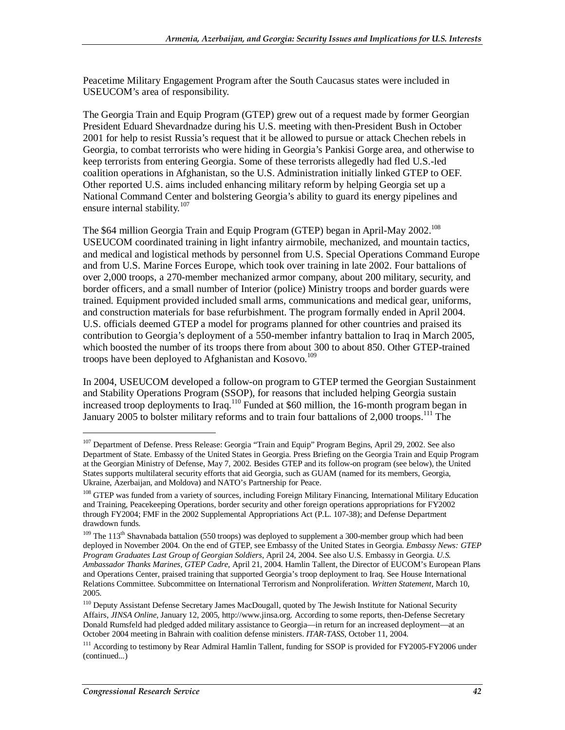Peacetime Military Engagement Program after the South Caucasus states were included in USEUCOM's area of responsibility.

The Georgia Train and Equip Program (GTEP) grew out of a request made by former Georgian President Eduard Shevardnadze during his U.S. meeting with then-President Bush in October 2001 for help to resist Russia's request that it be allowed to pursue or attack Chechen rebels in Georgia, to combat terrorists who were hiding in Georgia's Pankisi Gorge area, and otherwise to keep terrorists from entering Georgia. Some of these terrorists allegedly had fled U.S.-led coalition operations in Afghanistan, so the U.S. Administration initially linked GTEP to OEF. Other reported U.S. aims included enhancing military reform by helping Georgia set up a National Command Center and bolstering Georgia's ability to guard its energy pipelines and ensure internal stability.[107]

The $64 million Georgia Train and Equip Program (GTEP) began in April-May 2002.[108] USEUCOM coordinated training in light infantry airmobile, mechanized, and mountain tactics, and medical and logistical methods by personnel from U.S. Special Operations Command Europe and from U.S. Marine Forces Europe, which took over training in late 2002. Four battalions of over 2,000 troops, a 270-member mechanized armor company, about 200 military, security, and border officers, and a small number of Interior (police) Ministry troops and border guards were trained. Equipment provided included small arms, communications and medical gear, uniforms, and construction materials for base refurbishment. The program formally ended in April 2004. U.S. officials deemed GTEP a model for programs planned for other countries and praised its contribution to Georgia's deployment of a 550-member infantry battalion to Iraq in March 2005, which boosted the number of its troops there from about 300 to about 850. Other GTEP-trained troops have been deployed to Afghanistan and Kosovo.[109]

In 2004, USEUCOM developed a follow-on program to GTEP termed the Georgian Sustainment and Stability Operations Program (SSOP), for reasons that included helping Georgia sustain increased troop deployments to Iraq.[110] Funded at $60 million, the 16-month program began in January 2005 to bolster military reforms and to train four battalions of 2,000 troops.[111] The

---

[107] Department of Defense. Press Release: Georgia "Train and Equip" Program Begins, April 29, 2002. See also Department of State. Embassy of the United States in Georgia. Press Briefing on the Georgia Train and Equip Program at the Georgian Ministry of Defense, May 7, 2002. Besides GTEP and its follow-on program (see below), the United States supports multilateral security efforts that aid Georgia, such as GUAM (named for its members, Georgia, Ukraine, Azerbaijan, and Moldova) and NATO's Partnership for Peace.

[108] GTEP was funded from a variety of sources, including Foreign Military Financing, International Military Education and Training, Peacekeeping Operations, border security and other foreign operations appropriations for FY2002 through FY2004; FMF in the 2002 Supplemental Appropriations Act (P.L. 107-38); and Defense Department drawdown funds.

[109] The 113th Shavnabada battalion (550 troops) was deployed to supplement a 300-member group which had been deployed in November 2004. On the end of GTEP, see Embassy of the United States in Georgia. *Embassy News: GTEP Program Graduates Last Group of Georgian Soldiers*, April 24, 2004. See also U.S. Embassy in Georgia. *U.S. Ambassador Thanks Marines, GTEP Cadre*, April 21, 2004. Hamlin Tallent, the Director of EUCOM's European Plans and Operations Center, praised training that supported Georgia's troop deployment to Iraq. See House International Relations Committee. Subcommittee on International Terrorism and Nonproliferation. *Written Statement*, March 10, 2005.

[110] Deputy Assistant Defense Secretary James MacDougall, quoted by The Jewish Institute for National Security Affairs, *JINSA Online*, January 12, 2005, http://www.jinsa.org. According to some reports, then-Defense Secretary Donald Rumsfeld had pledged added military assistance to Georgia—in return for an increased deployment—at an October 2004 meeting in Bahrain with coalition defense ministers. *ITAR-TASS*, October 11, 2004.

[111] According to testimony by Rear Admiral Hamlin Tallent, funding for SSOP is provided for FY2005-FY2006 under (continued...)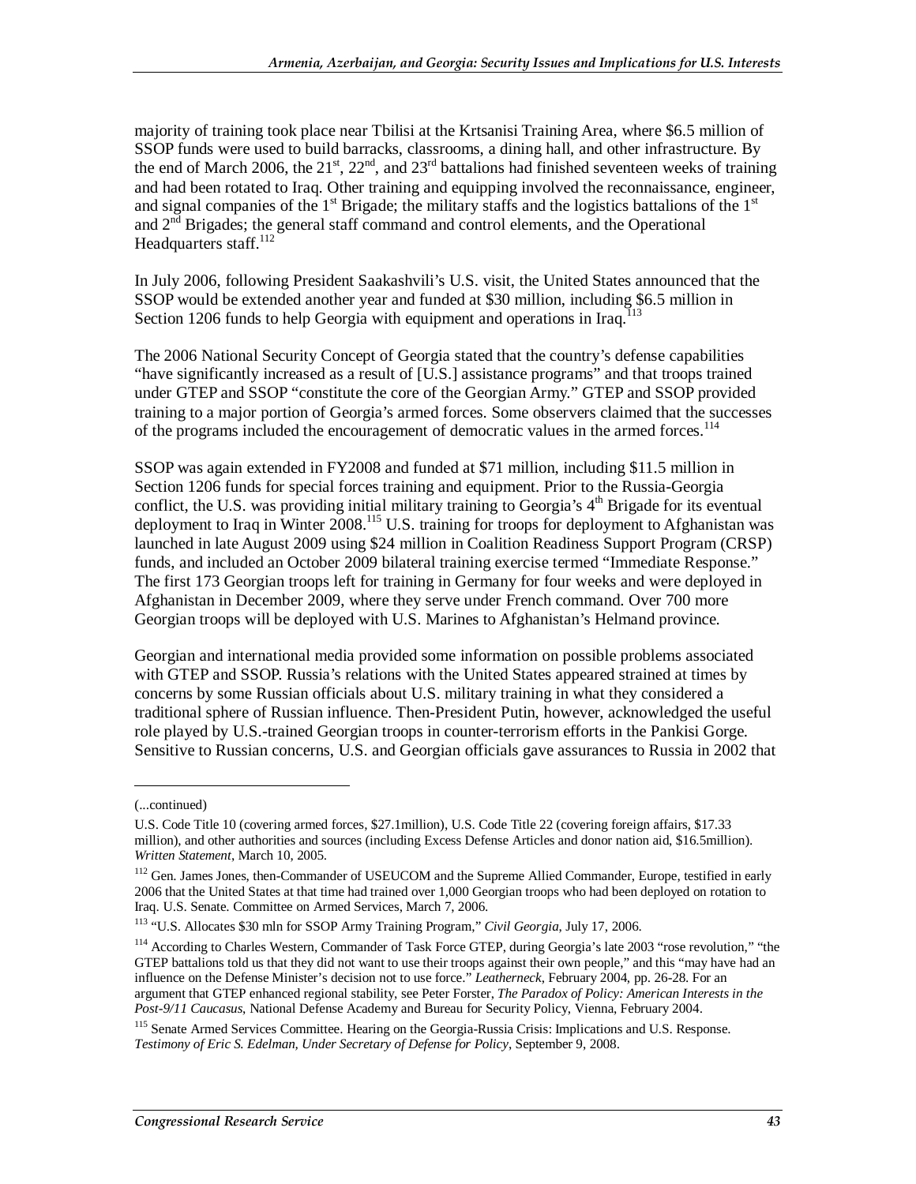majority of training took place near Tbilisi at the Krtsanisi Training Area, where $6.5 million of SSOP funds were used to build barracks, classrooms, a dining hall, and other infrastructure. By the end of March 2006, the 21st, 22nd, and 23rd battalions had finished seventeen weeks of training and had been rotated to Iraq. Other training and equipping involved the reconnaissance, engineer, and signal companies of the 1st Brigade; the military staffs and the logistics battalions of the 1st and 2nd Brigades; the general staff command and control elements, and the Operational Headquarters staff.[112]

In July 2006, following President Saakashvili's U.S. visit, the United States announced that the SSOP would be extended another year and funded at $30 million, including $6.5 million in Section 1206 funds to help Georgia with equipment and operations in Iraq.[113]

The 2006 National Security Concept of Georgia stated that the country's defense capabilities "have significantly increased as a result of [U.S.] assistance programs" and that troops trained under GTEP and SSOP "constitute the core of the Georgian Army." GTEP and SSOP provided training to a major portion of Georgia's armed forces. Some observers claimed that the successes of the programs included the encouragement of democratic values in the armed forces.[114]

SSOP was again extended in FY2008 and funded at $71 million, including $11.5 million in Section 1206 funds for special forces training and equipment. Prior to the Russia-Georgia conflict, the U.S. was providing initial military training to Georgia's 4th Brigade for its eventual deployment to Iraq in Winter 2008.[115] U.S. training for troops for deployment to Afghanistan was launched in late August 2009 using $24 million in Coalition Readiness Support Program (CRSP) funds, and included an October 2009 bilateral training exercise termed "Immediate Response." The first 173 Georgian troops left for training in Germany for four weeks and were deployed in Afghanistan in December 2009, where they serve under French command. Over 700 more Georgian troops will be deployed with U.S. Marines to Afghanistan's Helmand province.

Georgian and international media provided some information on possible problems associated with GTEP and SSOP. Russia's relations with the United States appeared strained at times by concerns by some Russian officials about U.S. military training in what they considered a traditional sphere of Russian influence. Then-President Putin, however, acknowledged the useful role played by U.S.-trained Georgian troops in counter-terrorism efforts in the Pankisi Gorge. Sensitive to Russian concerns, U.S. and Georgian officials gave assurances to Russia in 2002 that

---

(...continued)

U.S. Code Title 10 (covering armed forces, $27.1million), U.S. Code Title 22 (covering foreign affairs, $17.33 million), and other authorities and sources (including Excess Defense Articles and donor nation aid, $16.5million). *Written Statement*, March 10, 2005.

[112] Gen. James Jones, then-Commander of USEUCOM and the Supreme Allied Commander, Europe, testified in early 2006 that the United States at that time had trained over 1,000 Georgian troops who had been deployed on rotation to Iraq. U.S. Senate. Committee on Armed Services, March 7, 2006.

[113] "U.S. Allocates $30 mln for SSOP Army Training Program," *Civil Georgia*, July 17, 2006.

[114] According to Charles Western, Commander of Task Force GTEP, during Georgia's late 2003 "rose revolution," "the GTEP battalions told us that they did not want to use their troops against their own people," and this "may have had an influence on the Defense Minister's decision not to use force." *Leatherneck*, February 2004, pp. 26-28. For an argument that GTEP enhanced regional stability, see Peter Forster, *The Paradox of Policy: American Interests in the Post-9/11 Caucasus*, National Defense Academy and Bureau for Security Policy, Vienna, February 2004.

[115] Senate Armed Services Committee. Hearing on the Georgia-Russia Crisis: Implications and U.S. Response. *Testimony of Eric S. Edelman, Under Secretary of Defense for Policy*, September 9, 2008.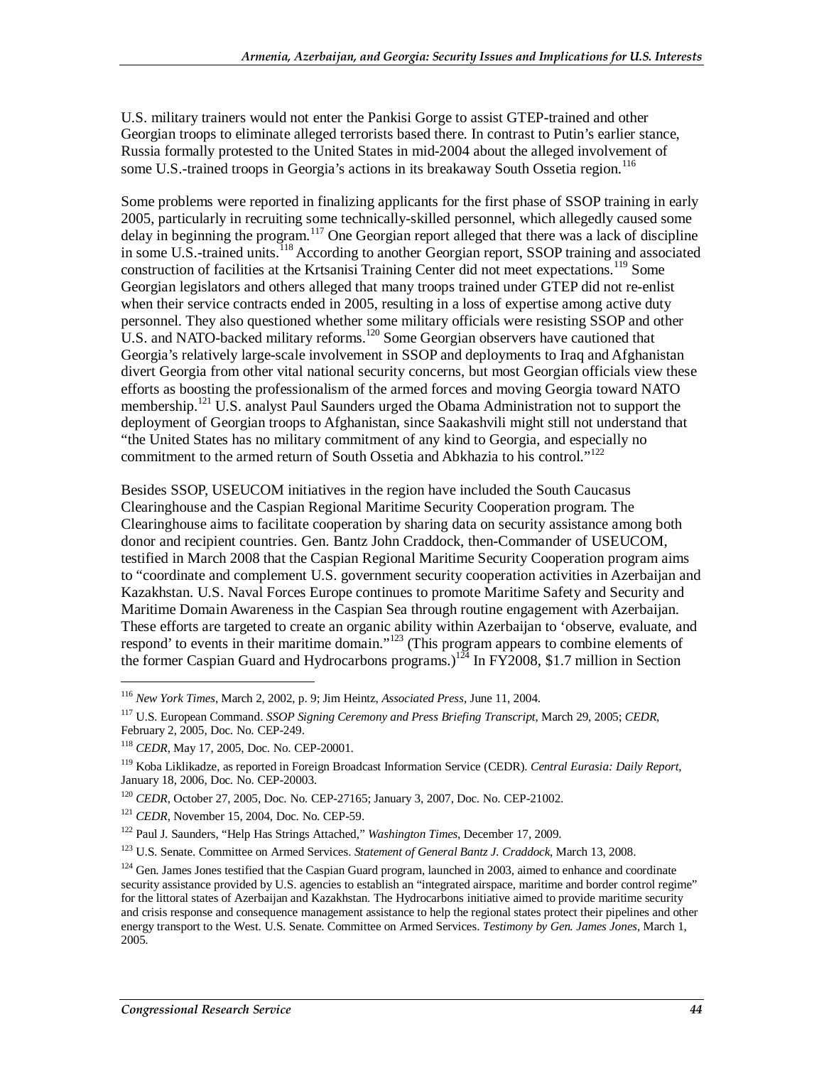U.S. military trainers would not enter the Pankisi Gorge to assist GTEP-trained and other Georgian troops to eliminate alleged terrorists based there. In contrast to Putin's earlier stance, Russia formally protested to the United States in mid-2004 about the alleged involvement of some U.S.-trained troops in Georgia's actions in its breakaway South Ossetia region.[116]

Some problems were reported in finalizing applicants for the first phase of SSOP training in early 2005, particularly in recruiting some technically-skilled personnel, which allegedly caused some delay in beginning the program.[117] One Georgian report alleged that there was a lack of discipline in some U.S.-trained units.[118] According to another Georgian report, SSOP training and associated construction of facilities at the Krtsanisi Training Center did not meet expectations.[119] Some Georgian legislators and others alleged that many troops trained under GTEP did not re-enlist when their service contracts ended in 2005, resulting in a loss of expertise among active duty personnel. They also questioned whether some military officials were resisting SSOP and other U.S. and NATO-backed military reforms.[120] Some Georgian observers have cautioned that Georgia's relatively large-scale involvement in SSOP and deployments to Iraq and Afghanistan divert Georgia from other vital national security concerns, but most Georgian officials view these efforts as boosting the professionalism of the armed forces and moving Georgia toward NATO membership.[121] U.S. analyst Paul Saunders urged the Obama Administration not to support the deployment of Georgian troops to Afghanistan, since Saakashvili might still not understand that "the United States has no military commitment of any kind to Georgia, and especially no commitment to the armed return of South Ossetia and Abkhazia to his control."[122]

Besides SSOP, USEUCOM initiatives in the region have included the South Caucasus Clearinghouse and the Caspian Regional Maritime Security Cooperation program. The Clearinghouse aims to facilitate cooperation by sharing data on security assistance among both donor and recipient countries. Gen. Bantz John Craddock, then-Commander of USEUCOM, testified in March 2008 that the Caspian Regional Maritime Security Cooperation program aims to "coordinate and complement U.S. government security cooperation activities in Azerbaijan and Kazakhstan. U.S. Naval Forces Europe continues to promote Maritime Safety and Security and Maritime Domain Awareness in the Caspian Sea through routine engagement with Azerbaijan. These efforts are targeted to create an organic ability within Azerbaijan to 'observe, evaluate, and respond' to events in their maritime domain."[123] (This program appears to combine elements of the former Caspian Guard and Hydrocarbons programs.)[124] In FY2008, $1.7 million in Section

---

[116] *New York Times*, March 2, 2002, p. 9; Jim Heintz, *Associated Press*, June 11, 2004.

[117] U.S. European Command. *SSOP Signing Ceremony and Press Briefing Transcript*, March 29, 2005; *CEDR*, February 2, 2005, Doc. No. CEP-249.

[118] *CEDR*, May 17, 2005, Doc. No. CEP-20001.

[119] Koba Liklikadze, as reported in Foreign Broadcast Information Service (CEDR). *Central Eurasia: Daily Report*, January 18, 2006, Doc. No. CEP-20003.

[120] *CEDR*, October 27, 2005, Doc. No. CEP-27165; January 3, 2007, Doc. No. CEP-21002.

[121] *CEDR*, November 15, 2004, Doc. No. CEP-59.

[122] Paul J. Saunders, "Help Has Strings Attached," *Washington Times*, December 17, 2009.

[123] U.S. Senate. Committee on Armed Services. *Statement of General Bantz J. Craddock*, March 13, 2008.

[124] Gen. James Jones testified that the Caspian Guard program, launched in 2003, aimed to enhance and coordinate security assistance provided by U.S. agencies to establish an "integrated airspace, maritime and border control regime" for the littoral states of Azerbaijan and Kazakhstan. The Hydrocarbons initiative aimed to provide maritime security and crisis response and consequence management assistance to help the regional states protect their pipelines and other energy transport to the West. U.S. Senate. Committee on Armed Services. *Testimony by Gen. James Jones*, March 1, 2005.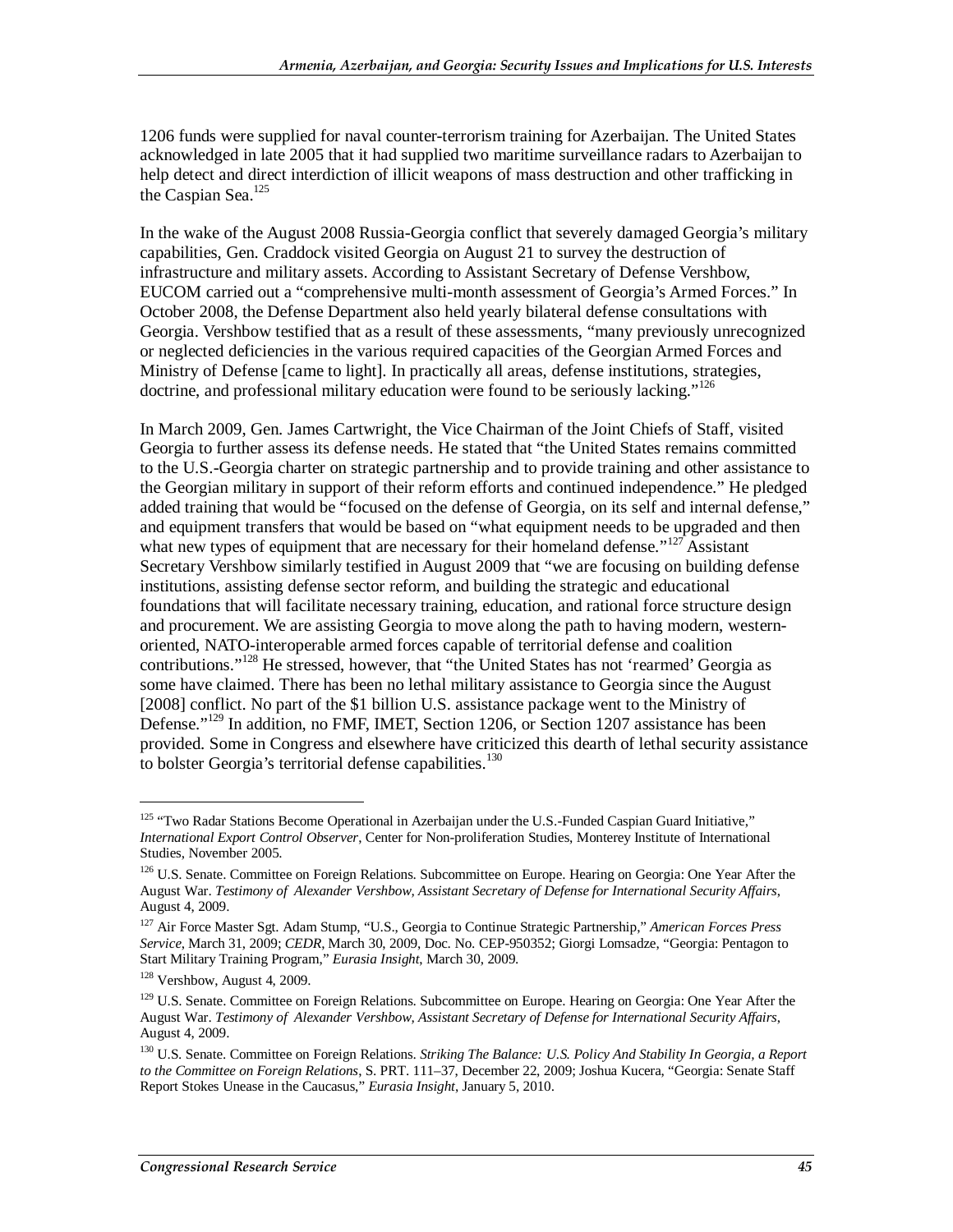1206 funds were supplied for naval counter-terrorism training for Azerbaijan. The United States acknowledged in late 2005 that it had supplied two maritime surveillance radars to Azerbaijan to help detect and direct interdiction of illicit weapons of mass destruction and other trafficking in the Caspian Sea.[125]

In the wake of the August 2008 Russia-Georgia conflict that severely damaged Georgia's military capabilities, Gen. Craddock visited Georgia on August 21 to survey the destruction of infrastructure and military assets. According to Assistant Secretary of Defense Vershbow, EUCOM carried out a "comprehensive multi-month assessment of Georgia's Armed Forces." In October 2008, the Defense Department also held yearly bilateral defense consultations with Georgia. Vershbow testified that as a result of these assessments, "many previously unrecognized or neglected deficiencies in the various required capacities of the Georgian Armed Forces and Ministry of Defense [came to light]. In practically all areas, defense institutions, strategies, doctrine, and professional military education were found to be seriously lacking."[126]

In March 2009, Gen. James Cartwright, the Vice Chairman of the Joint Chiefs of Staff, visited Georgia to further assess its defense needs. He stated that "the United States remains committed to the U.S.-Georgia charter on strategic partnership and to provide training and other assistance to the Georgian military in support of their reform efforts and continued independence." He pledged added training that would be "focused on the defense of Georgia, on its self and internal defense," and equipment transfers that would be based on "what equipment needs to be upgraded and then what new types of equipment that are necessary for their homeland defense."[127] Assistant Secretary Vershbow similarly testified in August 2009 that "we are focusing on building defense institutions, assisting defense sector reform, and building the strategic and educational foundations that will facilitate necessary training, education, and rational force structure design and procurement. We are assisting Georgia to move along the path to having modern, western-oriented, NATO-interoperable armed forces capable of territorial defense and coalition contributions."[128] He stressed, however, that "the United States has not 'rearmed' Georgia as some have claimed. There has been no lethal military assistance to Georgia since the August [2008] conflict. No part of the $1 billion U.S. assistance package went to the Ministry of Defense."[129] In addition, no FMF, IMET, Section 1206, or Section 1207 assistance has been provided. Some in Congress and elsewhere have criticized this dearth of lethal security assistance to bolster Georgia's territorial defense capabilities.[130]

---

[125] "Two Radar Stations Become Operational in Azerbaijan under the U.S.-Funded Caspian Guard Initiative," *International Export Control Observer*, Center for Non-proliferation Studies, Monterey Institute of International Studies, November 2005.

[126] U.S. Senate. Committee on Foreign Relations. Subcommittee on Europe. Hearing on Georgia: One Year After the August War. *Testimony of Alexander Vershbow, Assistant Secretary of Defense for International Security Affairs*, August 4, 2009.

[127] Air Force Master Sgt. Adam Stump, "U.S., Georgia to Continue Strategic Partnership," *American Forces Press Service*, March 31, 2009; *CEDR*, March 30, 2009, Doc. No. CEP-950352; Giorgi Lomsadze, "Georgia: Pentagon to Start Military Training Program," *Eurasia Insight*, March 30, 2009.

[128] Vershbow, August 4, 2009.

[129] U.S. Senate. Committee on Foreign Relations. Subcommittee on Europe. Hearing on Georgia: One Year After the August War. *Testimony of Alexander Vershbow, Assistant Secretary of Defense for International Security Affairs*, August 4, 2009.

[130] U.S. Senate. Committee on Foreign Relations. *Striking The Balance: U.S. Policy And Stability In Georgia, a Report to the Committee on Foreign Relations*, S. PRT. 111–37, December 22, 2009; Joshua Kucera, "Georgia: Senate Staff Report Stokes Unease in the Caucasus," *Eurasia Insight*, January 5, 2010.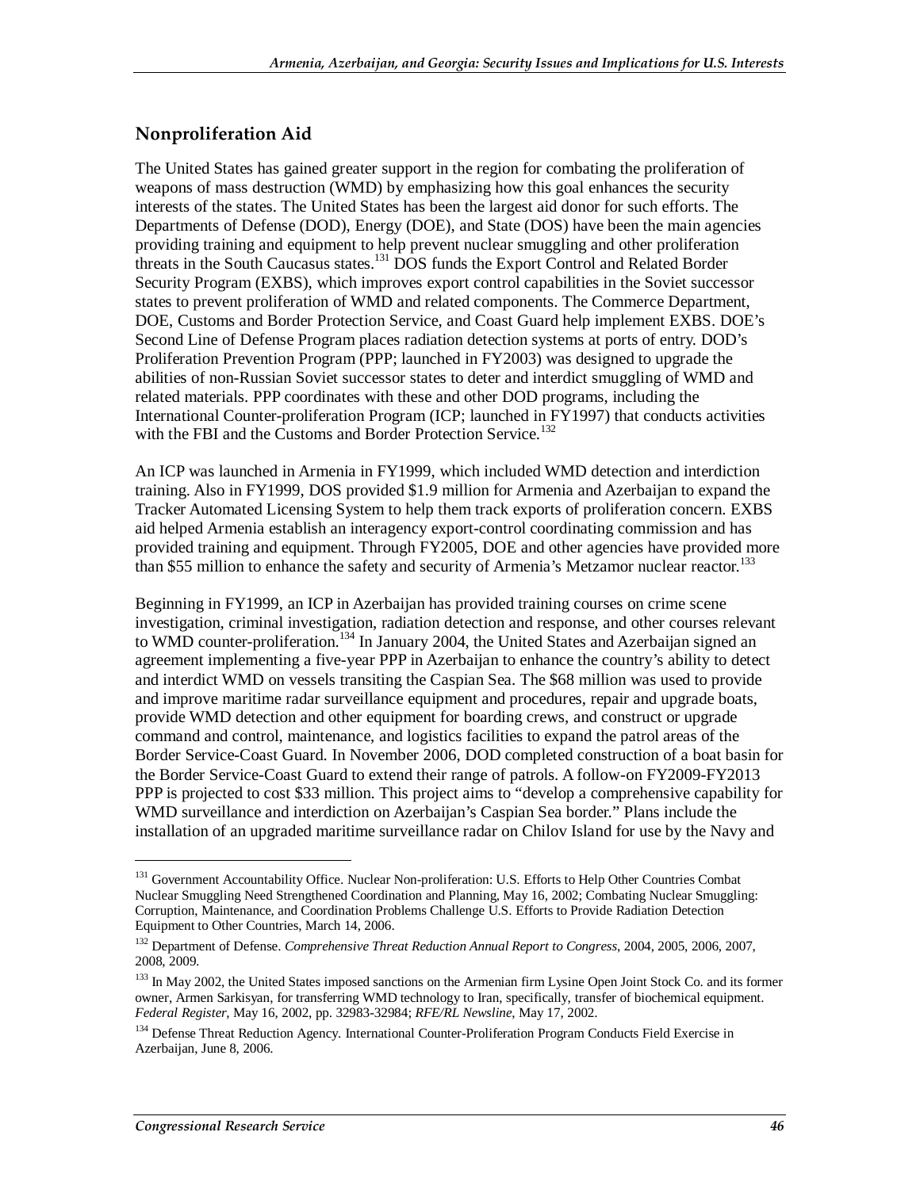## Nonproliferation Aid

The United States has gained greater support in the region for combating the proliferation of weapons of mass destruction (WMD) by emphasizing how this goal enhances the security interests of the states. The United States has been the largest aid donor for such efforts. The Departments of Defense (DOD), Energy (DOE), and State (DOS) have been the main agencies providing training and equipment to help prevent nuclear smuggling and other proliferation threats in the South Caucasus states.[131] DOS funds the Export Control and Related Border Security Program (EXBS), which improves export control capabilities in the Soviet successor states to prevent proliferation of WMD and related components. The Commerce Department, DOE, Customs and Border Protection Service, and Coast Guard help implement EXBS. DOE's Second Line of Defense Program places radiation detection systems at ports of entry. DOD's Proliferation Prevention Program (PPP; launched in FY2003) was designed to upgrade the abilities of non-Russian Soviet successor states to deter and interdict smuggling of WMD and related materials. PPP coordinates with these and other DOD programs, including the International Counter-proliferation Program (ICP; launched in FY1997) that conducts activities with the FBI and the Customs and Border Protection Service.[132]

An ICP was launched in Armenia in FY1999, which included WMD detection and interdiction training. Also in FY1999, DOS provided $1.9 million for Armenia and Azerbaijan to expand the Tracker Automated Licensing System to help them track exports of proliferation concern. EXBS aid helped Armenia establish an interagency export-control coordinating commission and has provided training and equipment. Through FY2005, DOE and other agencies have provided more than $55 million to enhance the safety and security of Armenia's Metzamor nuclear reactor.[133]

Beginning in FY1999, an ICP in Azerbaijan has provided training courses on crime scene investigation, criminal investigation, radiation detection and response, and other courses relevant to WMD counter-proliferation.[134] In January 2004, the United States and Azerbaijan signed an agreement implementing a five-year PPP in Azerbaijan to enhance the country's ability to detect and interdict WMD on vessels transiting the Caspian Sea. The $68 million was used to provide and improve maritime radar surveillance equipment and procedures, repair and upgrade boats, provide WMD detection and other equipment for boarding crews, and construct or upgrade command and control, maintenance, and logistics facilities to expand the patrol areas of the Border Service-Coast Guard. In November 2006, DOD completed construction of a boat basin for the Border Service-Coast Guard to extend their range of patrols. A follow-on FY2009-FY2013 PPP is projected to cost $33 million. This project aims to "develop a comprehensive capability for WMD surveillance and interdiction on Azerbaijan's Caspian Sea border." Plans include the installation of an upgraded maritime surveillance radar on Chilov Island for use by the Navy and

---

[131] Government Accountability Office. Nuclear Non-proliferation: U.S. Efforts to Help Other Countries Combat Nuclear Smuggling Need Strengthened Coordination and Planning, May 16, 2002; Combating Nuclear Smuggling: Corruption, Maintenance, and Coordination Problems Challenge U.S. Efforts to Provide Radiation Detection Equipment to Other Countries, March 14, 2006.

[132] Department of Defense. *Comprehensive Threat Reduction Annual Report to Congress*, 2004, 2005, 2006, 2007, 2008, 2009.

[133] In May 2002, the United States imposed sanctions on the Armenian firm Lysine Open Joint Stock Co. and its former owner, Armen Sarkisyan, for transferring WMD technology to Iran, specifically, transfer of biochemical equipment. *Federal Register*, May 16, 2002, pp. 32983-32984; *RFE/RL Newsline*, May 17, 2002.

[134] Defense Threat Reduction Agency. International Counter-Proliferation Program Conducts Field Exercise in Azerbaijan, June 8, 2006.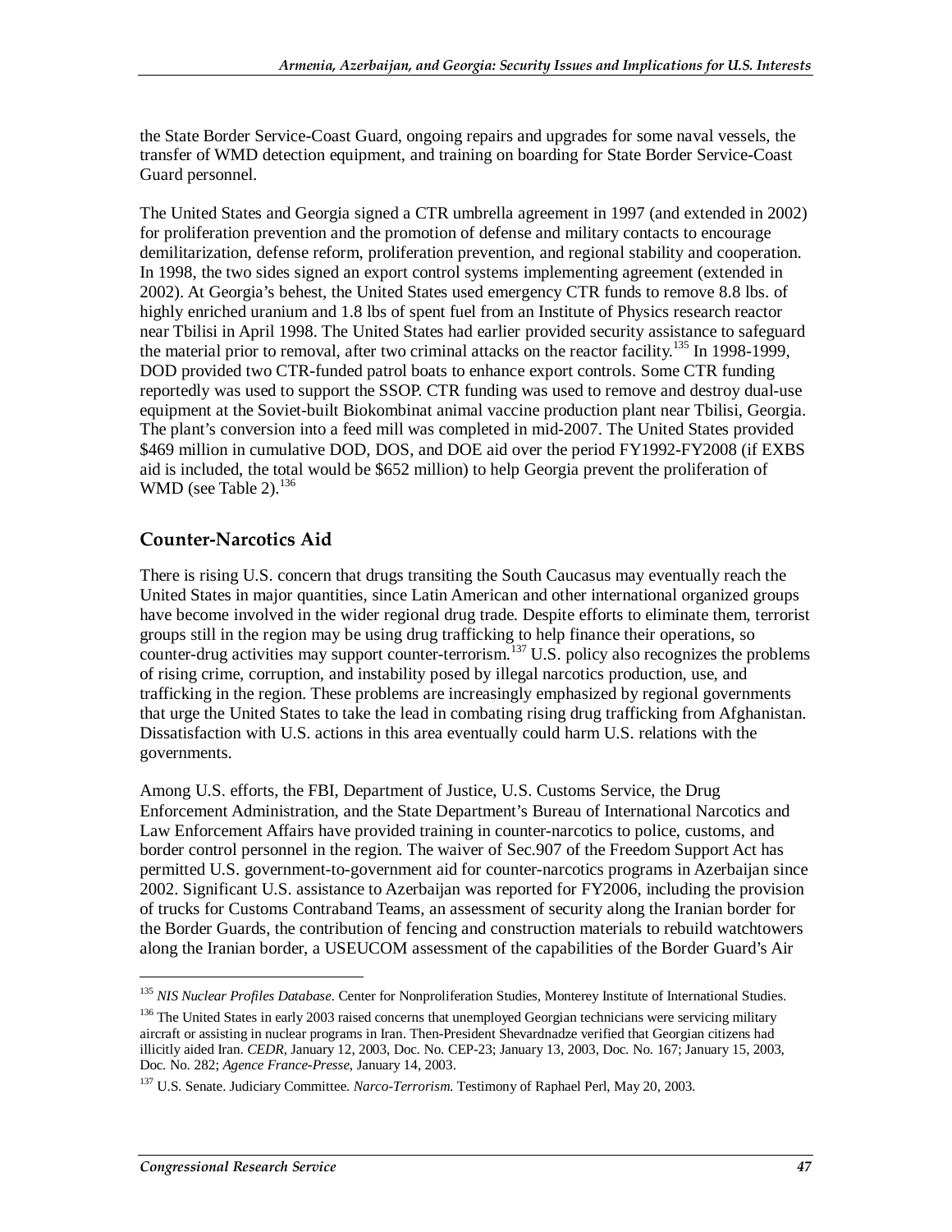the State Border Service-Coast Guard, ongoing repairs and upgrades for some naval vessels, the transfer of WMD detection equipment, and training on boarding for State Border Service-Coast Guard personnel.

The United States and Georgia signed a CTR umbrella agreement in 1997 (and extended in 2002) for proliferation prevention and the promotion of defense and military contacts to encourage demilitarization, defense reform, proliferation prevention, and regional stability and cooperation. In 1998, the two sides signed an export control systems implementing agreement (extended in 2002). At Georgia's behest, the United States used emergency CTR funds to remove 8.8 lbs. of highly enriched uranium and 1.8 lbs of spent fuel from an Institute of Physics research reactor near Tbilisi in April 1998. The United States had earlier provided security assistance to safeguard the material prior to removal, after two criminal attacks on the reactor facility.[135] In 1998-1999, DOD provided two CTR-funded patrol boats to enhance export controls. Some CTR funding reportedly was used to support the SSOP. CTR funding was used to remove and destroy dual-use equipment at the Soviet-built Biokombinat animal vaccine production plant near Tbilisi, Georgia. The plant's conversion into a feed mill was completed in mid-2007. The United States provided $469 million in cumulative DOD, DOS, and DOE aid over the period FY1992-FY2008 (if EXBS aid is included, the total would be $652 million) to help Georgia prevent the proliferation of WMD (see Table 2).[136]

## Counter-Narcotics Aid

There is rising U.S. concern that drugs transiting the South Caucasus may eventually reach the United States in major quantities, since Latin American and other international organized groups have become involved in the wider regional drug trade. Despite efforts to eliminate them, terrorist groups still in the region may be using drug trafficking to help finance their operations, so counter-drug activities may support counter-terrorism.[137] U.S. policy also recognizes the problems of rising crime, corruption, and instability posed by illegal narcotics production, use, and trafficking in the region. These problems are increasingly emphasized by regional governments that urge the United States to take the lead in combating rising drug trafficking from Afghanistan. Dissatisfaction with U.S. actions in this area eventually could harm U.S. relations with the governments.

Among U.S. efforts, the FBI, Department of Justice, U.S. Customs Service, the Drug Enforcement Administration, and the State Department's Bureau of International Narcotics and Law Enforcement Affairs have provided training in counter-narcotics to police, customs, and border control personnel in the region. The waiver of Sec.907 of the Freedom Support Act has permitted U.S. government-to-government aid for counter-narcotics programs in Azerbaijan since 2002. Significant U.S. assistance to Azerbaijan was reported for FY2006, including the provision of trucks for Customs Contraband Teams, an assessment of security along the Iranian border for the Border Guards, the contribution of fencing and construction materials to rebuild watchtowers along the Iranian border, a USEUCOM assessment of the capabilities of the Border Guard's Air

---

[135] *NIS Nuclear Profiles Database.* Center for Nonproliferation Studies, Monterey Institute of International Studies.

[136] The United States in early 2003 raised concerns that unemployed Georgian technicians were servicing military aircraft or assisting in nuclear programs in Iran. Then-President Shevardnadze verified that Georgian citizens had illicitly aided Iran. *CEDR*, January 12, 2003, Doc. No. CEP-23; January 13, 2003, Doc. No. 167; January 15, 2003, Doc. No. 282; *Agence France-Presse*, January 14, 2003.

[137] U.S. Senate. Judiciary Committee. *Narco-Terrorism.* Testimony of Raphael Perl, May 20, 2003.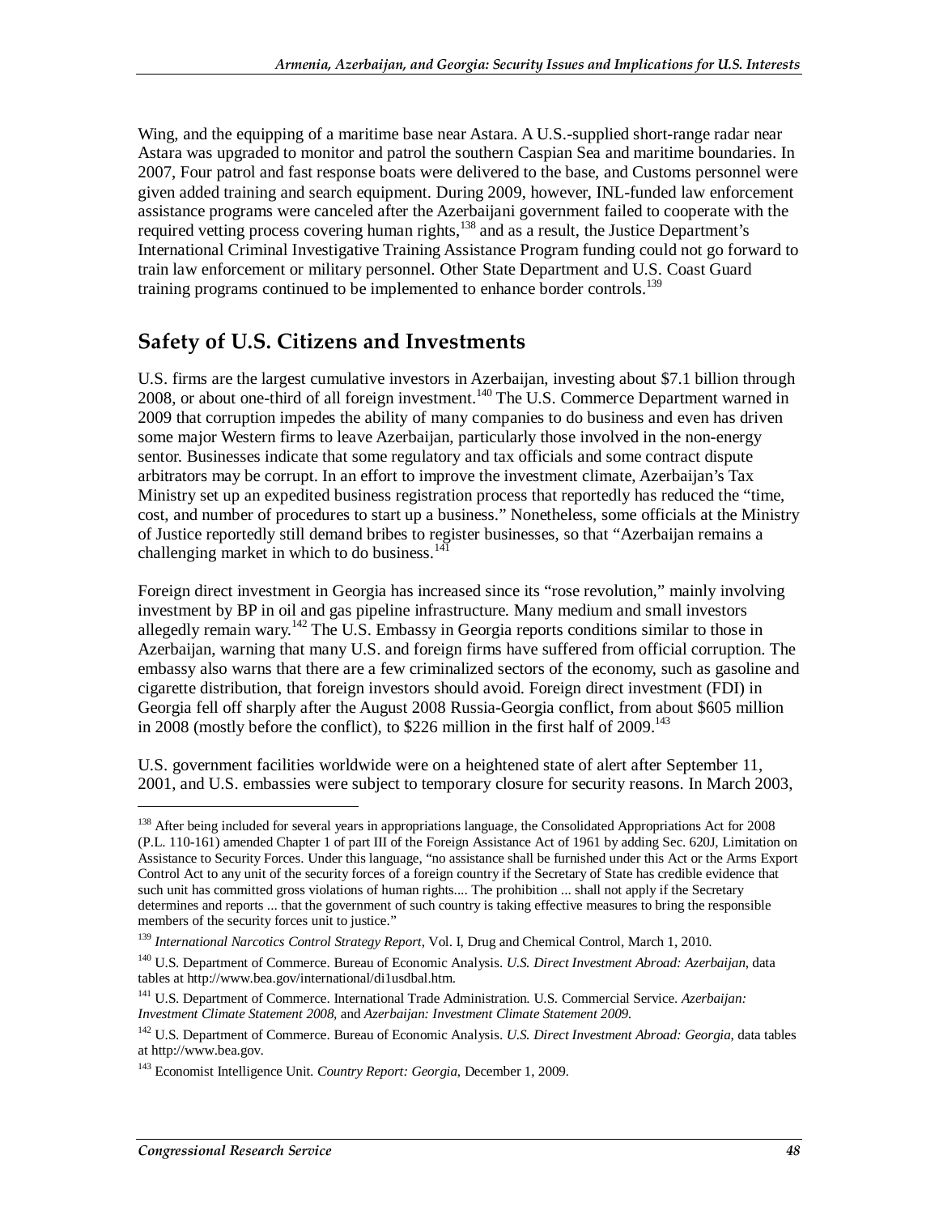Wing, and the equipping of a maritime base near Astara. A U.S.-supplied short-range radar near Astara was upgraded to monitor and patrol the southern Caspian Sea and maritime boundaries. In 2007, Four patrol and fast response boats were delivered to the base, and Customs personnel were given added training and search equipment. During 2009, however, INL-funded law enforcement assistance programs were canceled after the Azerbaijani government failed to cooperate with the required vetting process covering human rights,[138] and as a result, the Justice Department's International Criminal Investigative Training Assistance Program funding could not go forward to train law enforcement or military personnel. Other State Department and U.S. Coast Guard training programs continued to be implemented to enhance border controls.[139]

## Safety of U.S. Citizens and Investments

U.S. firms are the largest cumulative investors in Azerbaijan, investing about $7.1 billion through 2008, or about one-third of all foreign investment.[140] The U.S. Commerce Department warned in 2009 that corruption impedes the ability of many companies to do business and even has driven some major Western firms to leave Azerbaijan, particularly those involved in the non-energy sentor. Businesses indicate that some regulatory and tax officials and some contract dispute arbitrators may be corrupt. In an effort to improve the investment climate, Azerbaijan's Tax Ministry set up an expedited business registration process that reportedly has reduced the "time, cost, and number of procedures to start up a business." Nonetheless, some officials at the Ministry of Justice reportedly still demand bribes to register businesses, so that "Azerbaijan remains a challenging market in which to do business.[141]

Foreign direct investment in Georgia has increased since its "rose revolution," mainly involving investment by BP in oil and gas pipeline infrastructure. Many medium and small investors allegedly remain wary.[142] The U.S. Embassy in Georgia reports conditions similar to those in Azerbaijan, warning that many U.S. and foreign firms have suffered from official corruption. The embassy also warns that there are a few criminalized sectors of the economy, such as gasoline and cigarette distribution, that foreign investors should avoid. Foreign direct investment (FDI) in Georgia fell off sharply after the August 2008 Russia-Georgia conflict, from about $605 million in 2008 (mostly before the conflict), to $226 million in the first half of 2009.[143]

U.S. government facilities worldwide were on a heightened state of alert after September 11, 2001, and U.S. embassies were subject to temporary closure for security reasons. In March 2003,

---

[138] After being included for several years in appropriations language, the Consolidated Appropriations Act for 2008 (P.L. 110-161) amended Chapter 1 of part III of the Foreign Assistance Act of 1961 by adding Sec. 620J, Limitation on Assistance to Security Forces. Under this language, "no assistance shall be furnished under this Act or the Arms Export Control Act to any unit of the security forces of a foreign country if the Secretary of State has credible evidence that such unit has committed gross violations of human rights.... The prohibition ... shall not apply if the Secretary determines and reports ... that the government of such country is taking effective measures to bring the responsible members of the security forces unit to justice."

[139] *International Narcotics Control Strategy Report*, Vol. I, Drug and Chemical Control, March 1, 2010.

[140] U.S. Department of Commerce. Bureau of Economic Analysis. *U.S. Direct Investment Abroad: Azerbaijan*, data tables at http://www.bea.gov/international/di1usdbal.htm.

[141] U.S. Department of Commerce. International Trade Administration. U.S. Commercial Service. *Azerbaijan: Investment Climate Statement 2008*, and *Azerbaijan: Investment Climate Statement 2009*.

[142] U.S. Department of Commerce. Bureau of Economic Analysis. *U.S. Direct Investment Abroad: Georgia*, data tables at http://www.bea.gov.

[143] Economist Intelligence Unit. *Country Report: Georgia*, December 1, 2009.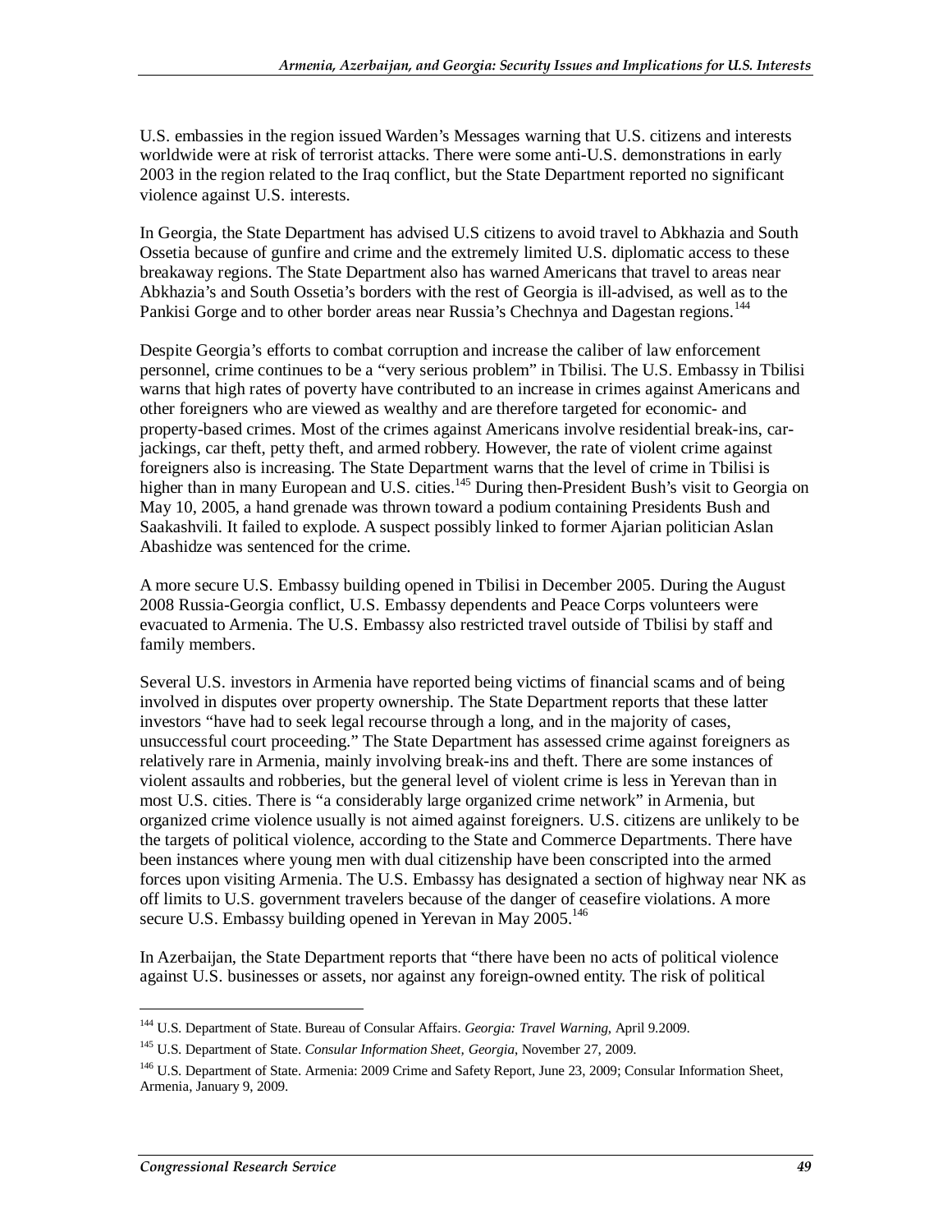U.S. embassies in the region issued Warden's Messages warning that U.S. citizens and interests worldwide were at risk of terrorist attacks. There were some anti-U.S. demonstrations in early 2003 in the region related to the Iraq conflict, but the State Department reported no significant violence against U.S. interests.

In Georgia, the State Department has advised U.S citizens to avoid travel to Abkhazia and South Ossetia because of gunfire and crime and the extremely limited U.S. diplomatic access to these breakaway regions. The State Department also has warned Americans that travel to areas near Abkhazia's and South Ossetia's borders with the rest of Georgia is ill-advised, as well as to the Pankisi Gorge and to other border areas near Russia's Chechnya and Dagestan regions.[144]

Despite Georgia's efforts to combat corruption and increase the caliber of law enforcement personnel, crime continues to be a "very serious problem" in Tbilisi. The U.S. Embassy in Tbilisi warns that high rates of poverty have contributed to an increase in crimes against Americans and other foreigners who are viewed as wealthy and are therefore targeted for economic- and property-based crimes. Most of the crimes against Americans involve residential break-ins, car-jackings, car theft, petty theft, and armed robbery. However, the rate of violent crime against foreigners also is increasing. The State Department warns that the level of crime in Tbilisi is higher than in many European and U.S. cities.[145] During then-President Bush's visit to Georgia on May 10, 2005, a hand grenade was thrown toward a podium containing Presidents Bush and Saakashvili. It failed to explode. A suspect possibly linked to former Ajarian politician Aslan Abashidze was sentenced for the crime.

A more secure U.S. Embassy building opened in Tbilisi in December 2005. During the August 2008 Russia-Georgia conflict, U.S. Embassy dependents and Peace Corps volunteers were evacuated to Armenia. The U.S. Embassy also restricted travel outside of Tbilisi by staff and family members.

Several U.S. investors in Armenia have reported being victims of financial scams and of being involved in disputes over property ownership. The State Department reports that these latter investors "have had to seek legal recourse through a long, and in the majority of cases, unsuccessful court proceeding." The State Department has assessed crime against foreigners as relatively rare in Armenia, mainly involving break-ins and theft. There are some instances of violent assaults and robberies, but the general level of violent crime is less in Yerevan than in most U.S. cities. There is "a considerably large organized crime network" in Armenia, but organized crime violence usually is not aimed against foreigners. U.S. citizens are unlikely to be the targets of political violence, according to the State and Commerce Departments. There have been instances where young men with dual citizenship have been conscripted into the armed forces upon visiting Armenia. The U.S. Embassy has designated a section of highway near NK as off limits to U.S. government travelers because of the danger of ceasefire violations. A more secure U.S. Embassy building opened in Yerevan in May 2005.[146]

In Azerbaijan, the State Department reports that "there have been no acts of political violence against U.S. businesses or assets, nor against any foreign-owned entity. The risk of political

---

[144] U.S. Department of State. Bureau of Consular Affairs. *Georgia: Travel Warning*, April 9.2009.

[145] U.S. Department of State. *Consular Information Sheet, Georgia*, November 27, 2009.

[146] U.S. Department of State. Armenia: 2009 Crime and Safety Report, June 23, 2009; Consular Information Sheet, Armenia, January 9, 2009.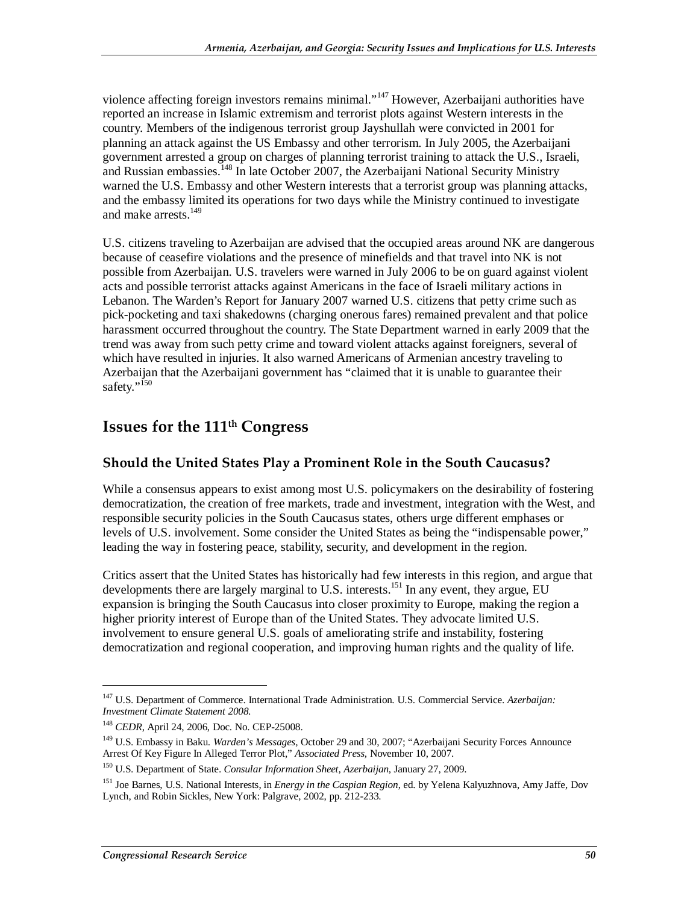violence affecting foreign investors remains minimal."[147] However, Azerbaijani authorities have reported an increase in Islamic extremism and terrorist plots against Western interests in the country. Members of the indigenous terrorist group Jayshullah were convicted in 2001 for planning an attack against the US Embassy and other terrorism. In July 2005, the Azerbaijani government arrested a group on charges of planning terrorist training to attack the U.S., Israeli, and Russian embassies.[148] In late October 2007, the Azerbaijani National Security Ministry warned the U.S. Embassy and other Western interests that a terrorist group was planning attacks, and the embassy limited its operations for two days while the Ministry continued to investigate and make arrests.[149]

U.S. citizens traveling to Azerbaijan are advised that the occupied areas around NK are dangerous because of ceasefire violations and the presence of minefields and that travel into NK is not possible from Azerbaijan. U.S. travelers were warned in July 2006 to be on guard against violent acts and possible terrorist attacks against Americans in the face of Israeli military actions in Lebanon. The Warden's Report for January 2007 warned U.S. citizens that petty crime such as pick-pocketing and taxi shakedowns (charging onerous fares) remained prevalent and that police harassment occurred throughout the country. The State Department warned in early 2009 that the trend was away from such petty crime and toward violent attacks against foreigners, several of which have resulted in injuries. It also warned Americans of Armenian ancestry traveling to Azerbaijan that the Azerbaijani government has "claimed that it is unable to guarantee their safety."[150]

## Issues for the 111th Congress

### Should the United States Play a Prominent Role in the South Caucasus?

While a consensus appears to exist among most U.S. policymakers on the desirability of fostering democratization, the creation of free markets, trade and investment, integration with the West, and responsible security policies in the South Caucasus states, others urge different emphases or levels of U.S. involvement. Some consider the United States as being the "indispensable power," leading the way in fostering peace, stability, security, and development in the region.

Critics assert that the United States has historically had few interests in this region, and argue that developments there are largely marginal to U.S. interests.[151] In any event, they argue, EU expansion is bringing the South Caucasus into closer proximity to Europe, making the region a higher priority interest of Europe than of the United States. They advocate limited U.S. involvement to ensure general U.S. goals of ameliorating strife and instability, fostering democratization and regional cooperation, and improving human rights and the quality of life.

---

[147] U.S. Department of Commerce. International Trade Administration. U.S. Commercial Service. *Azerbaijan: Investment Climate Statement 2008.*

[148] *CEDR*, April 24, 2006, Doc. No. CEP-25008.

[149] U.S. Embassy in Baku. *Warden's Messages*, October 29 and 30, 2007; "Azerbaijani Security Forces Announce Arrest Of Key Figure In Alleged Terror Plot," *Associated Press*, November 10, 2007.

[150] U.S. Department of State. *Consular Information Sheet, Azerbaijan*, January 27, 2009.

[151] Joe Barnes, U.S. National Interests, in *Energy in the Caspian Region*, ed. by Yelena Kalyuzhnova, Amy Jaffe, Dov Lynch, and Robin Sickles, New York: Palgrave, 2002, pp. 212-233.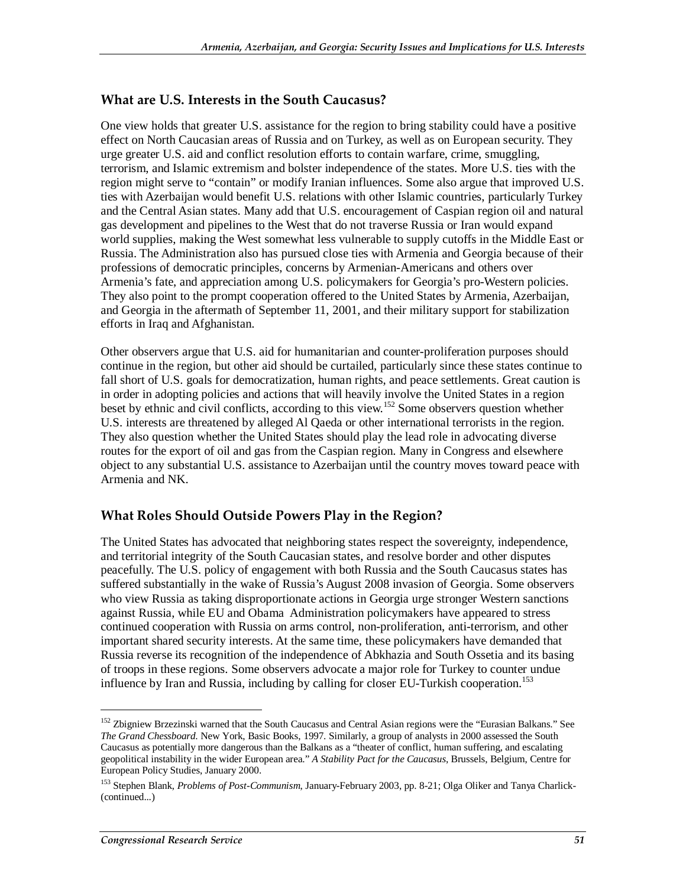## What are U.S. Interests in the South Caucasus?

One view holds that greater U.S. assistance for the region to bring stability could have a positive effect on North Caucasian areas of Russia and on Turkey, as well as on European security. They urge greater U.S. aid and conflict resolution efforts to contain warfare, crime, smuggling, terrorism, and Islamic extremism and bolster independence of the states. More U.S. ties with the region might serve to "contain" or modify Iranian influences. Some also argue that improved U.S. ties with Azerbaijan would benefit U.S. relations with other Islamic countries, particularly Turkey and the Central Asian states. Many add that U.S. encouragement of Caspian region oil and natural gas development and pipelines to the West that do not traverse Russia or Iran would expand world supplies, making the West somewhat less vulnerable to supply cutoffs in the Middle East or Russia. The Administration also has pursued close ties with Armenia and Georgia because of their professions of democratic principles, concerns by Armenian-Americans and others over Armenia's fate, and appreciation among U.S. policymakers for Georgia's pro-Western policies. They also point to the prompt cooperation offered to the United States by Armenia, Azerbaijan, and Georgia in the aftermath of September 11, 2001, and their military support for stabilization efforts in Iraq and Afghanistan.

Other observers argue that U.S. aid for humanitarian and counter-proliferation purposes should continue in the region, but other aid should be curtailed, particularly since these states continue to fall short of U.S. goals for democratization, human rights, and peace settlements. Great caution is in order in adopting policies and actions that will heavily involve the United States in a region beset by ethnic and civil conflicts, according to this view.[152] Some observers question whether U.S. interests are threatened by alleged Al Qaeda or other international terrorists in the region. They also question whether the United States should play the lead role in advocating diverse routes for the export of oil and gas from the Caspian region. Many in Congress and elsewhere object to any substantial U.S. assistance to Azerbaijan until the country moves toward peace with Armenia and NK.

## What Roles Should Outside Powers Play in the Region?

The United States has advocated that neighboring states respect the sovereignty, independence, and territorial integrity of the South Caucasian states, and resolve border and other disputes peacefully. The U.S. policy of engagement with both Russia and the South Caucasus states has suffered substantially in the wake of Russia's August 2008 invasion of Georgia. Some observers who view Russia as taking disproportionate actions in Georgia urge stronger Western sanctions against Russia, while EU and Obama Administration policymakers have appeared to stress continued cooperation with Russia on arms control, non-proliferation, anti-terrorism, and other important shared security interests. At the same time, these policymakers have demanded that Russia reverse its recognition of the independence of Abkhazia and South Ossetia and its basing of troops in these regions. Some observers advocate a major role for Turkey to counter undue influence by Iran and Russia, including by calling for closer EU-Turkish cooperation.[153]

---

[152] Zbigniew Brzezinski warned that the South Caucasus and Central Asian regions were the "Eurasian Balkans." See *The Grand Chessboard*. New York, Basic Books, 1997. Similarly, a group of analysts in 2000 assessed the South Caucasus as potentially more dangerous than the Balkans as a "theater of conflict, human suffering, and escalating geopolitical instability in the wider European area." *A Stability Pact for the Caucasus*, Brussels, Belgium, Centre for European Policy Studies, January 2000.

[153] Stephen Blank, *Problems of Post-Communism*, January-February 2003, pp. 8-21; Olga Oliker and Tanya Charlick-(continued...)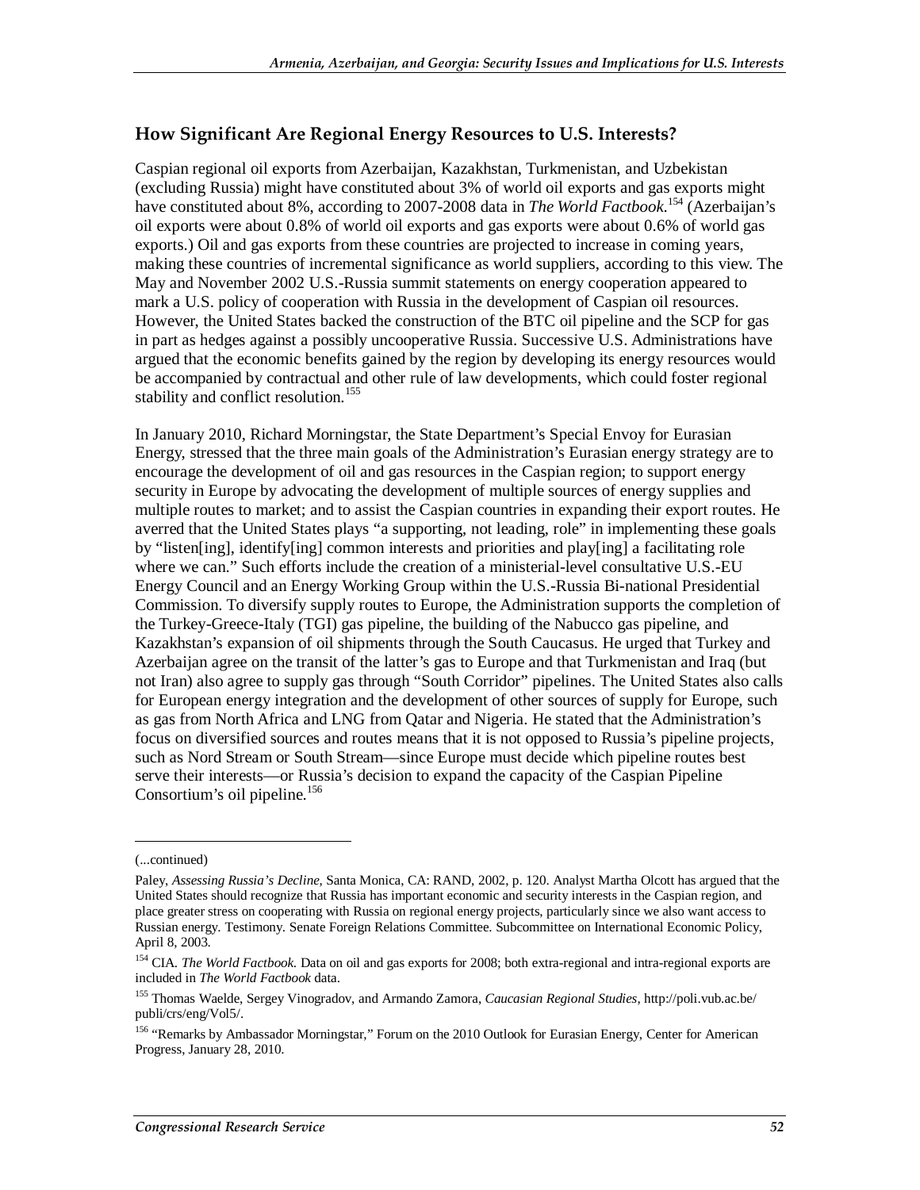## How Significant Are Regional Energy Resources to U.S. Interests?

Caspian regional oil exports from Azerbaijan, Kazakhstan, Turkmenistan, and Uzbekistan (excluding Russia) might have constituted about 3% of world oil exports and gas exports might have constituted about 8%, according to 2007-2008 data in *The World Factbook*.[154] (Azerbaijan's oil exports were about 0.8% of world oil exports and gas exports were about 0.6% of world gas exports.) Oil and gas exports from these countries are projected to increase in coming years, making these countries of incremental significance as world suppliers, according to this view. The May and November 2002 U.S.-Russia summit statements on energy cooperation appeared to mark a U.S. policy of cooperation with Russia in the development of Caspian oil resources. However, the United States backed the construction of the BTC oil pipeline and the SCP for gas in part as hedges against a possibly uncooperative Russia. Successive U.S. Administrations have argued that the economic benefits gained by the region by developing its energy resources would be accompanied by contractual and other rule of law developments, which could foster regional stability and conflict resolution.[155]

In January 2010, Richard Morningstar, the State Department's Special Envoy for Eurasian Energy, stressed that the three main goals of the Administration's Eurasian energy strategy are to encourage the development of oil and gas resources in the Caspian region; to support energy security in Europe by advocating the development of multiple sources of energy supplies and multiple routes to market; and to assist the Caspian countries in expanding their export routes. He averred that the United States plays "a supporting, not leading, role" in implementing these goals by "listen[ing], identify[ing] common interests and priorities and play[ing] a facilitating role where we can." Such efforts include the creation of a ministerial-level consultative U.S.-EU Energy Council and an Energy Working Group within the U.S.-Russia Bi-national Presidential Commission. To diversify supply routes to Europe, the Administration supports the completion of the Turkey-Greece-Italy (TGI) gas pipeline, the building of the Nabucco gas pipeline, and Kazakhstan's expansion of oil shipments through the South Caucasus. He urged that Turkey and Azerbaijan agree on the transit of the latter's gas to Europe and that Turkmenistan and Iraq (but not Iran) also agree to supply gas through "South Corridor" pipelines. The United States also calls for European energy integration and the development of other sources of supply for Europe, such as gas from North Africa and LNG from Qatar and Nigeria. He stated that the Administration's focus on diversified sources and routes means that it is not opposed to Russia's pipeline projects, such as Nord Stream or South Stream—since Europe must decide which pipeline routes best serve their interests—or Russia's decision to expand the capacity of the Caspian Pipeline Consortium's oil pipeline.[156]

---

(...continued)

Paley, *Assessing Russia's Decline*, Santa Monica, CA: RAND, 2002, p. 120. Analyst Martha Olcott has argued that the United States should recognize that Russia has important economic and security interests in the Caspian region, and place greater stress on cooperating with Russia on regional energy projects, particularly since we also want access to Russian energy. Testimony. Senate Foreign Relations Committee. Subcommittee on International Economic Policy, April 8, 2003.

[154] CIA. *The World Factbook*. Data on oil and gas exports for 2008; both extra-regional and intra-regional exports are included in *The World Factbook* data.

[155] Thomas Waelde, Sergey Vinogradov, and Armando Zamora, *Caucasian Regional Studies*, http://poli.vub.ac.be/publi/crs/eng/Vol5/.

[156] "Remarks by Ambassador Morningstar," Forum on the 2010 Outlook for Eurasian Energy, Center for American Progress, January 28, 2010.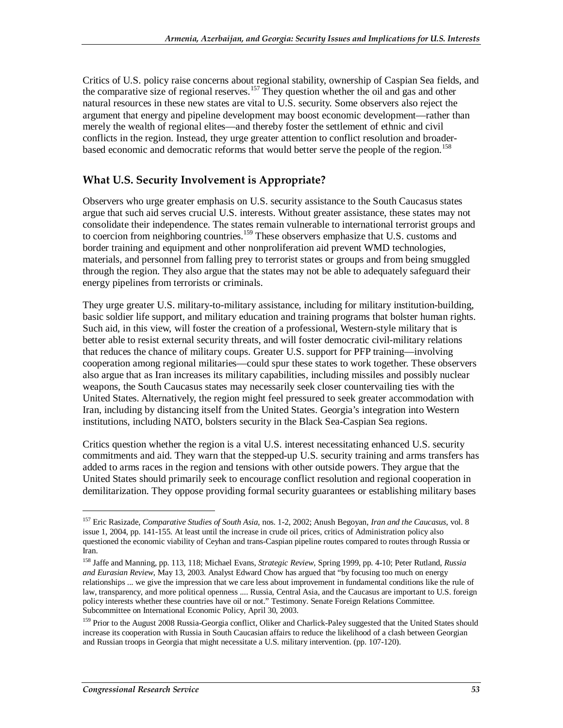Critics of U.S. policy raise concerns about regional stability, ownership of Caspian Sea fields, and the comparative size of regional reserves.[157] They question whether the oil and gas and other natural resources in these new states are vital to U.S. security. Some observers also reject the argument that energy and pipeline development may boost economic development—rather than merely the wealth of regional elites—and thereby foster the settlement of ethnic and civil conflicts in the region. Instead, they urge greater attention to conflict resolution and broader-based economic and democratic reforms that would better serve the people of the region.[158]

## What U.S. Security Involvement is Appropriate?

Observers who urge greater emphasis on U.S. security assistance to the South Caucasus states argue that such aid serves crucial U.S. interests. Without greater assistance, these states may not consolidate their independence. The states remain vulnerable to international terrorist groups and to coercion from neighboring countries.[159] These observers emphasize that U.S. customs and border training and equipment and other nonproliferation aid prevent WMD technologies, materials, and personnel from falling prey to terrorist states or groups and from being smuggled through the region. They also argue that the states may not be able to adequately safeguard their energy pipelines from terrorists or criminals.

They urge greater U.S. military-to-military assistance, including for military institution-building, basic soldier life support, and military education and training programs that bolster human rights. Such aid, in this view, will foster the creation of a professional, Western-style military that is better able to resist external security threats, and will foster democratic civil-military relations that reduces the chance of military coups. Greater U.S. support for PFP training—involving cooperation among regional militaries—could spur these states to work together. These observers also argue that as Iran increases its military capabilities, including missiles and possibly nuclear weapons, the South Caucasus states may necessarily seek closer countervailing ties with the United States. Alternatively, the region might feel pressured to seek greater accommodation with Iran, including by distancing itself from the United States. Georgia's integration into Western institutions, including NATO, bolsters security in the Black Sea-Caspian Sea regions.

Critics question whether the region is a vital U.S. interest necessitating enhanced U.S. security commitments and aid. They warn that the stepped-up U.S. security training and arms transfers has added to arms races in the region and tensions with other outside powers. They argue that the United States should primarily seek to encourage conflict resolution and regional cooperation in demilitarization. They oppose providing formal security guarantees or establishing military bases

---

[157] Eric Rasizade, *Comparative Studies of South Asia*, nos. 1-2, 2002; Anush Begoyan, *Iran and the Caucasus*, vol. 8 issue 1, 2004, pp. 141-155. At least until the increase in crude oil prices, critics of Administration policy also questioned the economic viability of Ceyhan and trans-Caspian pipeline routes compared to routes through Russia or Iran.

[158] Jaffe and Manning, pp. 113, 118; Michael Evans, *Strategic Review*, Spring 1999, pp. 4-10; Peter Rutland, *Russia and Eurasian Review*, May 13, 2003. Analyst Edward Chow has argued that "by focusing too much on energy relationships ... we give the impression that we care less about improvement in fundamental conditions like the rule of law, transparency, and more political openness .... Russia, Central Asia, and the Caucasus are important to U.S. foreign policy interests whether these countries have oil or not." Testimony. Senate Foreign Relations Committee. Subcommittee on International Economic Policy, April 30, 2003.

[159] Prior to the August 2008 Russia-Georgia conflict, Oliker and Charlick-Paley suggested that the United States should increase its cooperation with Russia in South Caucasian affairs to reduce the likelihood of a clash between Georgian and Russian troops in Georgia that might necessitate a U.S. military intervention. (pp. 107-120).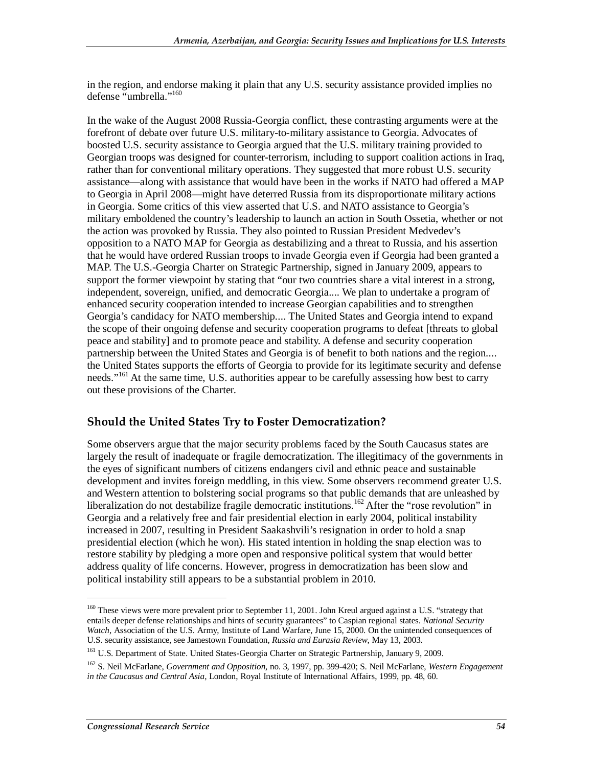in the region, and endorse making it plain that any U.S. security assistance provided implies no defense "umbrella."[160]

In the wake of the August 2008 Russia-Georgia conflict, these contrasting arguments were at the forefront of debate over future U.S. military-to-military assistance to Georgia. Advocates of boosted U.S. security assistance to Georgia argued that the U.S. military training provided to Georgian troops was designed for counter-terrorism, including to support coalition actions in Iraq, rather than for conventional military operations. They suggested that more robust U.S. security assistance—along with assistance that would have been in the works if NATO had offered a MAP to Georgia in April 2008—might have deterred Russia from its disproportionate military actions in Georgia. Some critics of this view asserted that U.S. and NATO assistance to Georgia's military emboldened the country's leadership to launch an action in South Ossetia, whether or not the action was provoked by Russia. They also pointed to Russian President Medvedev's opposition to a NATO MAP for Georgia as destabilizing and a threat to Russia, and his assertion that he would have ordered Russian troops to invade Georgia even if Georgia had been granted a MAP. The U.S.-Georgia Charter on Strategic Partnership, signed in January 2009, appears to support the former viewpoint by stating that "our two countries share a vital interest in a strong, independent, sovereign, unified, and democratic Georgia.... We plan to undertake a program of enhanced security cooperation intended to increase Georgian capabilities and to strengthen Georgia's candidacy for NATO membership.... The United States and Georgia intend to expand the scope of their ongoing defense and security cooperation programs to defeat [threats to global peace and stability] and to promote peace and stability. A defense and security cooperation partnership between the United States and Georgia is of benefit to both nations and the region.... the United States supports the efforts of Georgia to provide for its legitimate security and defense needs."[161] At the same time, U.S. authorities appear to be carefully assessing how best to carry out these provisions of the Charter.

## Should the United States Try to Foster Democratization?

Some observers argue that the major security problems faced by the South Caucasus states are largely the result of inadequate or fragile democratization. The illegitimacy of the governments in the eyes of significant numbers of citizens endangers civil and ethnic peace and sustainable development and invites foreign meddling, in this view. Some observers recommend greater U.S. and Western attention to bolstering social programs so that public demands that are unleashed by liberalization do not destabilize fragile democratic institutions.[162] After the "rose revolution" in Georgia and a relatively free and fair presidential election in early 2004, political instability increased in 2007, resulting in President Saakashvili's resignation in order to hold a snap presidential election (which he won). His stated intention in holding the snap election was to restore stability by pledging a more open and responsive political system that would better address quality of life concerns. However, progress in democratization has been slow and political instability still appears to be a substantial problem in 2010.

---

[160] These views were more prevalent prior to September 11, 2001. John Kreul argued against a U.S. "strategy that entails deeper defense relationships and hints of security guarantees" to Caspian regional states. *National Security Watch*, Association of the U.S. Army, Institute of Land Warfare, June 15, 2000. On the unintended consequences of U.S. security assistance, see Jamestown Foundation, *Russia and Eurasia Review*, May 13, 2003.

[161] U.S. Department of State. United States-Georgia Charter on Strategic Partnership, January 9, 2009.

[162] S. Neil McFarlane, *Government and Opposition*, no. 3, 1997, pp. 399-420; S. Neil McFarlane, *Western Engagement in the Caucasus and Central Asia*, London, Royal Institute of International Affairs, 1999, pp. 48, 60.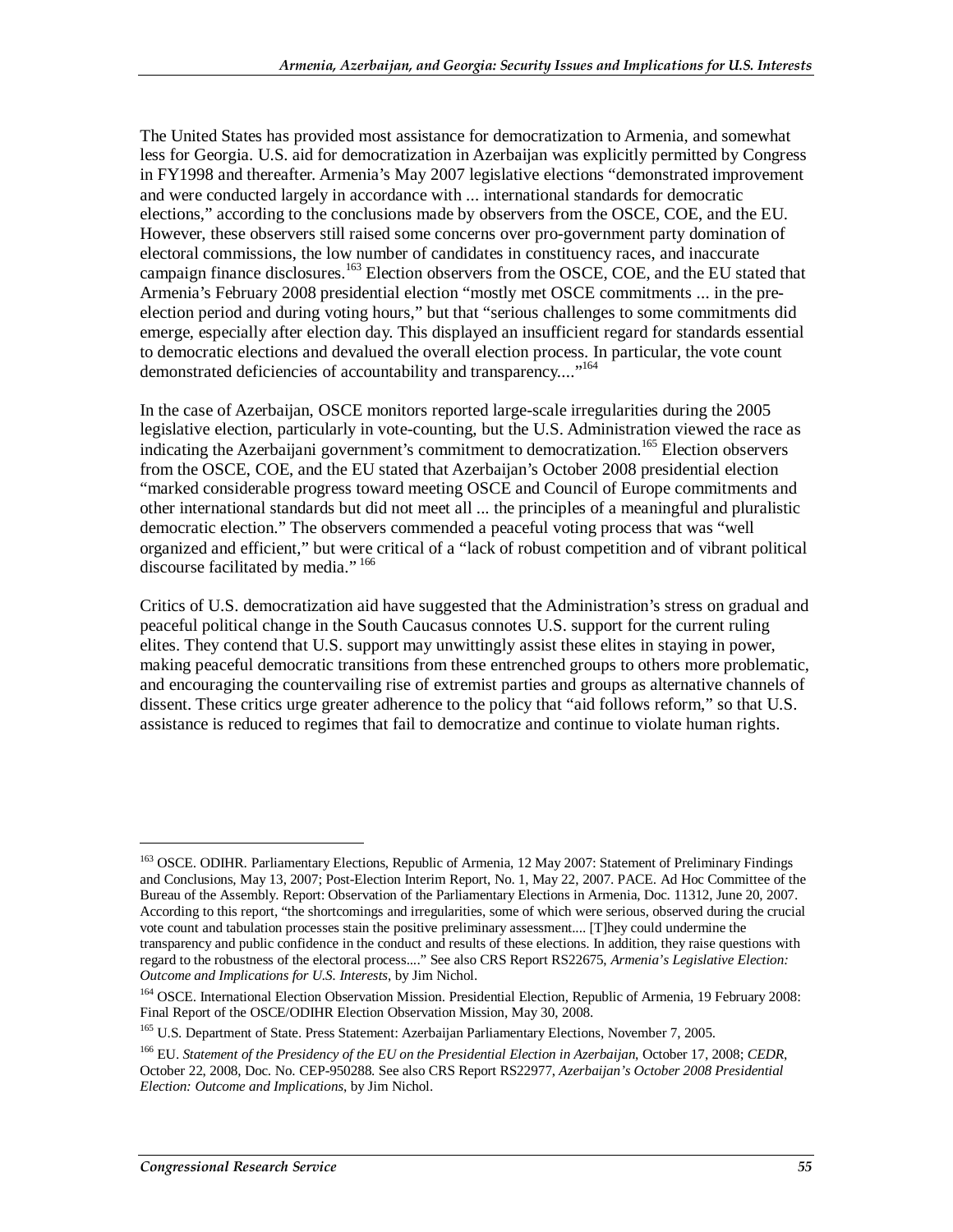The United States has provided most assistance for democratization to Armenia, and somewhat less for Georgia. U.S. aid for democratization in Azerbaijan was explicitly permitted by Congress in FY1998 and thereafter. Armenia's May 2007 legislative elections "demonstrated improvement and were conducted largely in accordance with ... international standards for democratic elections," according to the conclusions made by observers from the OSCE, COE, and the EU. However, these observers still raised some concerns over pro-government party domination of electoral commissions, the low number of candidates in constituency races, and inaccurate campaign finance disclosures.[163] Election observers from the OSCE, COE, and the EU stated that Armenia's February 2008 presidential election "mostly met OSCE commitments ... in the pre-election period and during voting hours," but that "serious challenges to some commitments did emerge, especially after election day. This displayed an insufficient regard for standards essential to democratic elections and devalued the overall election process. In particular, the vote count demonstrated deficiencies of accountability and transparency...."[164]

In the case of Azerbaijan, OSCE monitors reported large-scale irregularities during the 2005 legislative election, particularly in vote-counting, but the U.S. Administration viewed the race as indicating the Azerbaijani government's commitment to democratization.[165] Election observers from the OSCE, COE, and the EU stated that Azerbaijan's October 2008 presidential election "marked considerable progress toward meeting OSCE and Council of Europe commitments and other international standards but did not meet all ... the principles of a meaningful and pluralistic democratic election." The observers commended a peaceful voting process that was "well organized and efficient," but were critical of a "lack of robust competition and of vibrant political discourse facilitated by media." [166]

Critics of U.S. democratization aid have suggested that the Administration's stress on gradual and peaceful political change in the South Caucasus connotes U.S. support for the current ruling elites. They contend that U.S. support may unwittingly assist these elites in staying in power, making peaceful democratic transitions from these entrenched groups to others more problematic, and encouraging the countervailing rise of extremist parties and groups as alternative channels of dissent. These critics urge greater adherence to the policy that "aid follows reform," so that U.S. assistance is reduced to regimes that fail to democratize and continue to violate human rights.

---

[163] OSCE. ODIHR. Parliamentary Elections, Republic of Armenia, 12 May 2007: Statement of Preliminary Findings and Conclusions, May 13, 2007; Post-Election Interim Report, No. 1, May 22, 2007. PACE. Ad Hoc Committee of the Bureau of the Assembly. Report: Observation of the Parliamentary Elections in Armenia, Doc. 11312, June 20, 2007. According to this report, "the shortcomings and irregularities, some of which were serious, observed during the crucial vote count and tabulation processes stain the positive preliminary assessment.... [T]hey could undermine the transparency and public confidence in the conduct and results of these elections. In addition, they raise questions with regard to the robustness of the electoral process...." See also CRS Report RS22675, *Armenia's Legislative Election: Outcome and Implications for U.S. Interests*, by Jim Nichol.

[164] OSCE. International Election Observation Mission. Presidential Election, Republic of Armenia, 19 February 2008: Final Report of the OSCE/ODIHR Election Observation Mission, May 30, 2008.

[165] U.S. Department of State. Press Statement: Azerbaijan Parliamentary Elections, November 7, 2005.

[166] EU. *Statement of the Presidency of the EU on the Presidential Election in Azerbaijan*, October 17, 2008; *CEDR*, October 22, 2008, Doc. No. CEP-950288. See also CRS Report RS22977, *Azerbaijan's October 2008 Presidential Election: Outcome and Implications*, by Jim Nichol.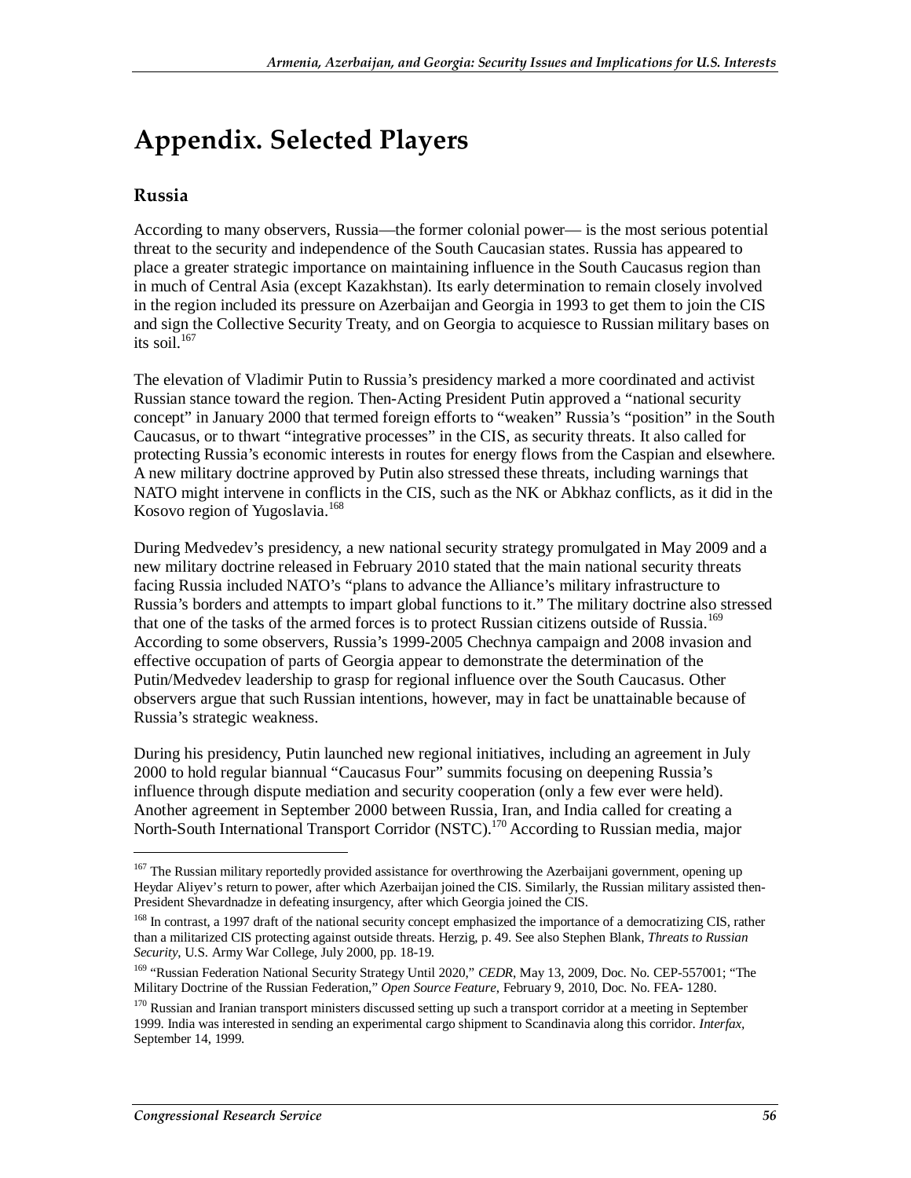# Appendix. Selected Players

## Russia

According to many observers, Russia—the former colonial power— is the most serious potential threat to the security and independence of the South Caucasian states. Russia has appeared to place a greater strategic importance on maintaining influence in the South Caucasus region than in much of Central Asia (except Kazakhstan). Its early determination to remain closely involved in the region included its pressure on Azerbaijan and Georgia in 1993 to get them to join the CIS and sign the Collective Security Treaty, and on Georgia to acquiesce to Russian military bases on its soil.[167]

The elevation of Vladimir Putin to Russia's presidency marked a more coordinated and activist Russian stance toward the region. Then-Acting President Putin approved a "national security concept" in January 2000 that termed foreign efforts to "weaken" Russia's "position" in the South Caucasus, or to thwart "integrative processes" in the CIS, as security threats. It also called for protecting Russia's economic interests in routes for energy flows from the Caspian and elsewhere. A new military doctrine approved by Putin also stressed these threats, including warnings that NATO might intervene in conflicts in the CIS, such as the NK or Abkhaz conflicts, as it did in the Kosovo region of Yugoslavia.[168]

During Medvedev's presidency, a new national security strategy promulgated in May 2009 and a new military doctrine released in February 2010 stated that the main national security threats facing Russia included NATO's "plans to advance the Alliance's military infrastructure to Russia's borders and attempts to impart global functions to it." The military doctrine also stressed that one of the tasks of the armed forces is to protect Russian citizens outside of Russia.[169] According to some observers, Russia's 1999-2005 Chechnya campaign and 2008 invasion and effective occupation of parts of Georgia appear to demonstrate the determination of the Putin/Medvedev leadership to grasp for regional influence over the South Caucasus. Other observers argue that such Russian intentions, however, may in fact be unattainable because of Russia's strategic weakness.

During his presidency, Putin launched new regional initiatives, including an agreement in July 2000 to hold regular biannual "Caucasus Four" summits focusing on deepening Russia's influence through dispute mediation and security cooperation (only a few ever were held). Another agreement in September 2000 between Russia, Iran, and India called for creating a North-South International Transport Corridor (NSTC).[170] According to Russian media, major

---

[167] The Russian military reportedly provided assistance for overthrowing the Azerbaijani government, opening up Heydar Aliyev's return to power, after which Azerbaijan joined the CIS. Similarly, the Russian military assisted then-President Shevardnadze in defeating insurgency, after which Georgia joined the CIS.

[168] In contrast, a 1997 draft of the national security concept emphasized the importance of a democratizing CIS, rather than a militarized CIS protecting against outside threats. Herzig, p. 49. See also Stephen Blank, *Threats to Russian Security*, U.S. Army War College, July 2000, pp. 18-19.

[169] "Russian Federation National Security Strategy Until 2020," *CEDR*, May 13, 2009, Doc. No. CEP-557001; "The Military Doctrine of the Russian Federation," *Open Source Feature*, February 9, 2010, Doc. No. FEA- 1280.

[170] Russian and Iranian transport ministers discussed setting up such a transport corridor at a meeting in September 1999. India was interested in sending an experimental cargo shipment to Scandinavia along this corridor. *Interfax*, September 14, 1999.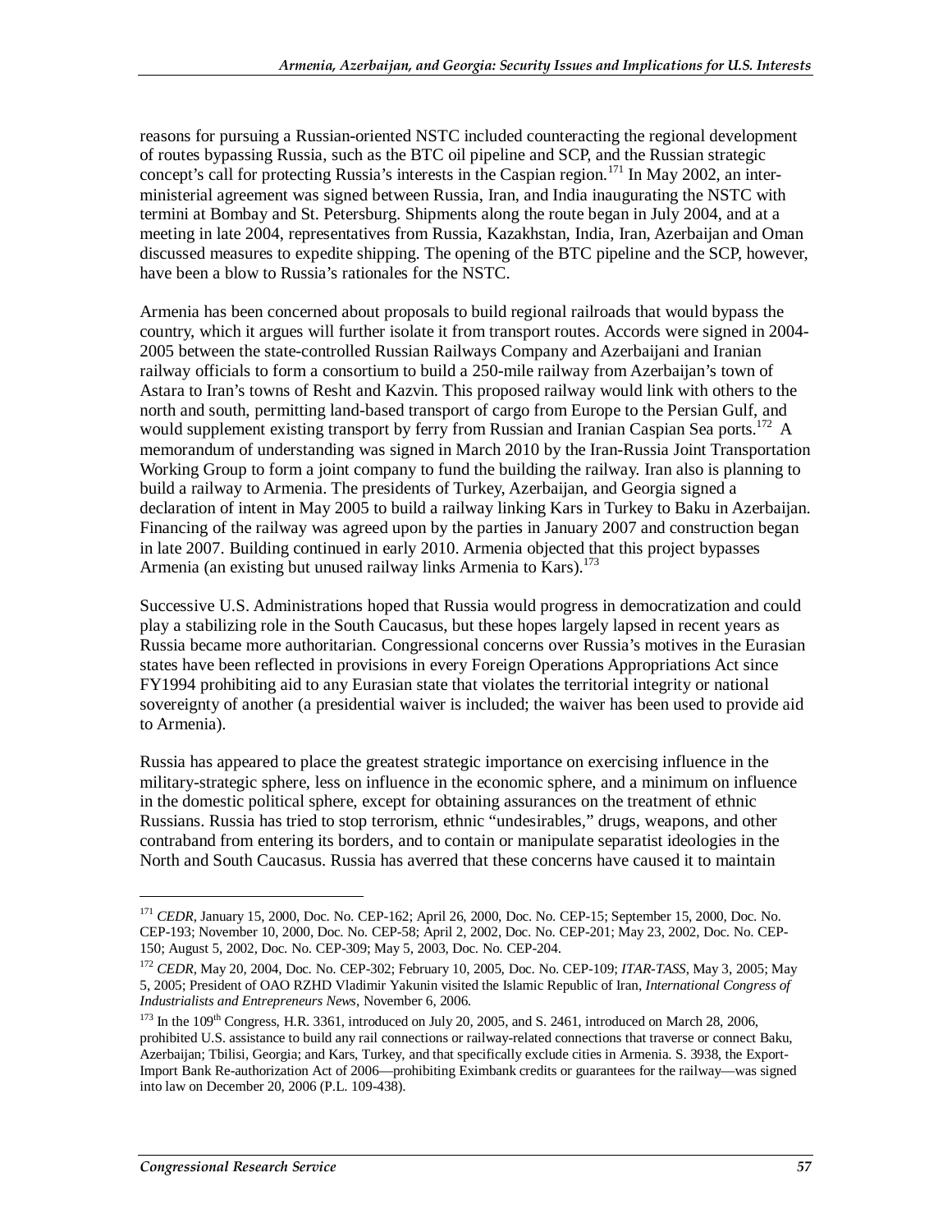reasons for pursuing a Russian-oriented NSTC included counteracting the regional development of routes bypassing Russia, such as the BTC oil pipeline and SCP, and the Russian strategic concept's call for protecting Russia's interests in the Caspian region.[171] In May 2002, an inter-ministerial agreement was signed between Russia, Iran, and India inaugurating the NSTC with termini at Bombay and St. Petersburg. Shipments along the route began in July 2004, and at a meeting in late 2004, representatives from Russia, Kazakhstan, India, Iran, Azerbaijan and Oman discussed measures to expedite shipping. The opening of the BTC pipeline and the SCP, however, have been a blow to Russia's rationales for the NSTC.

Armenia has been concerned about proposals to build regional railroads that would bypass the country, which it argues will further isolate it from transport routes. Accords were signed in 2004-2005 between the state-controlled Russian Railways Company and Azerbaijani and Iranian railway officials to form a consortium to build a 250-mile railway from Azerbaijan's town of Astara to Iran's towns of Resht and Kazvin. This proposed railway would link with others to the north and south, permitting land-based transport of cargo from Europe to the Persian Gulf, and would supplement existing transport by ferry from Russian and Iranian Caspian Sea ports.[172] A memorandum of understanding was signed in March 2010 by the Iran-Russia Joint Transportation Working Group to form a joint company to fund the building the railway. Iran also is planning to build a railway to Armenia. The presidents of Turkey, Azerbaijan, and Georgia signed a declaration of intent in May 2005 to build a railway linking Kars in Turkey to Baku in Azerbaijan. Financing of the railway was agreed upon by the parties in January 2007 and construction began in late 2007. Building continued in early 2010. Armenia objected that this project bypasses Armenia (an existing but unused railway links Armenia to Kars).[173]

Successive U.S. Administrations hoped that Russia would progress in democratization and could play a stabilizing role in the South Caucasus, but these hopes largely lapsed in recent years as Russia became more authoritarian. Congressional concerns over Russia's motives in the Eurasian states have been reflected in provisions in every Foreign Operations Appropriations Act since FY1994 prohibiting aid to any Eurasian state that violates the territorial integrity or national sovereignty of another (a presidential waiver is included; the waiver has been used to provide aid to Armenia).

Russia has appeared to place the greatest strategic importance on exercising influence in the military-strategic sphere, less on influence in the economic sphere, and a minimum on influence in the domestic political sphere, except for obtaining assurances on the treatment of ethnic Russians. Russia has tried to stop terrorism, ethnic "undesirables," drugs, weapons, and other contraband from entering its borders, and to contain or manipulate separatist ideologies in the North and South Caucasus. Russia has averred that these concerns have caused it to maintain

---

[171] *CEDR*, January 15, 2000, Doc. No. CEP-162; April 26, 2000, Doc. No. CEP-15; September 15, 2000, Doc. No. CEP-193; November 10, 2000, Doc. No. CEP-58; April 2, 2002, Doc. No. CEP-201; May 23, 2002, Doc. No. CEP-150; August 5, 2002, Doc. No. CEP-309; May 5, 2003, Doc. No. CEP-204.

[172] *CEDR*, May 20, 2004, Doc. No. CEP-302; February 10, 2005, Doc. No. CEP-109; *ITAR-TASS*, May 3, 2005; May 5, 2005; President of OAO RZHD Vladimir Yakunin visited the Islamic Republic of Iran, *International Congress of Industrialists and Entrepreneurs News*, November 6, 2006.

[173] In the 109th Congress, H.R. 3361, introduced on July 20, 2005, and S. 2461, introduced on March 28, 2006, prohibited U.S. assistance to build any rail connections or railway-related connections that traverse or connect Baku, Azerbaijan; Tbilisi, Georgia; and Kars, Turkey, and that specifically exclude cities in Armenia. S. 3938, the Export-Import Bank Re-authorization Act of 2006—prohibiting Eximbank credits or guarantees for the railway—was signed into law on December 20, 2006 (P.L. 109-438).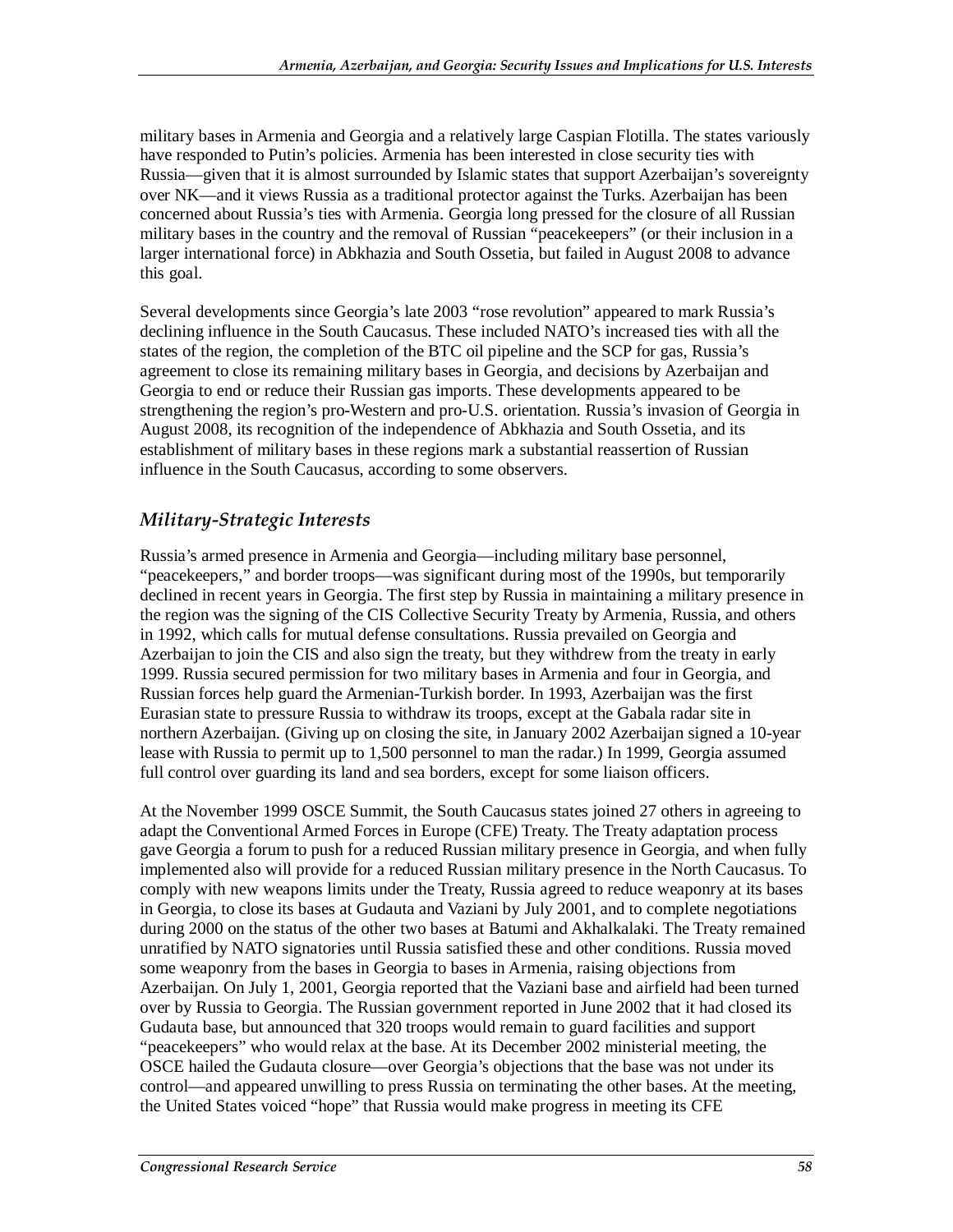military bases in Armenia and Georgia and a relatively large Caspian Flotilla. The states variously have responded to Putin's policies. Armenia has been interested in close security ties with Russia—given that it is almost surrounded by Islamic states that support Azerbaijan's sovereignty over NK—and it views Russia as a traditional protector against the Turks. Azerbaijan has been concerned about Russia's ties with Armenia. Georgia long pressed for the closure of all Russian military bases in the country and the removal of Russian "peacekeepers" (or their inclusion in a larger international force) in Abkhazia and South Ossetia, but failed in August 2008 to advance this goal.

Several developments since Georgia's late 2003 "rose revolution" appeared to mark Russia's declining influence in the South Caucasus. These included NATO's increased ties with all the states of the region, the completion of the BTC oil pipeline and the SCP for gas, Russia's agreement to close its remaining military bases in Georgia, and decisions by Azerbaijan and Georgia to end or reduce their Russian gas imports. These developments appeared to be strengthening the region's pro-Western and pro-U.S. orientation. Russia's invasion of Georgia in August 2008, its recognition of the independence of Abkhazia and South Ossetia, and its establishment of military bases in these regions mark a substantial reassertion of Russian influence in the South Caucasus, according to some observers.

### *Military-Strategic Interests*

Russia's armed presence in Armenia and Georgia—including military base personnel, "peacekeepers," and border troops—was significant during most of the 1990s, but temporarily declined in recent years in Georgia. The first step by Russia in maintaining a military presence in the region was the signing of the CIS Collective Security Treaty by Armenia, Russia, and others in 1992, which calls for mutual defense consultations. Russia prevailed on Georgia and Azerbaijan to join the CIS and also sign the treaty, but they withdrew from the treaty in early 1999. Russia secured permission for two military bases in Armenia and four in Georgia, and Russian forces help guard the Armenian-Turkish border. In 1993, Azerbaijan was the first Eurasian state to pressure Russia to withdraw its troops, except at the Gabala radar site in northern Azerbaijan. (Giving up on closing the site, in January 2002 Azerbaijan signed a 10-year lease with Russia to permit up to 1,500 personnel to man the radar.) In 1999, Georgia assumed full control over guarding its land and sea borders, except for some liaison officers.

At the November 1999 OSCE Summit, the South Caucasus states joined 27 others in agreeing to adapt the Conventional Armed Forces in Europe (CFE) Treaty. The Treaty adaptation process gave Georgia a forum to push for a reduced Russian military presence in Georgia, and when fully implemented also will provide for a reduced Russian military presence in the North Caucasus. To comply with new weapons limits under the Treaty, Russia agreed to reduce weaponry at its bases in Georgia, to close its bases at Gudauta and Vaziani by July 2001, and to complete negotiations during 2000 on the status of the other two bases at Batumi and Akhalkalaki. The Treaty remained unratified by NATO signatories until Russia satisfied these and other conditions. Russia moved some weaponry from the bases in Georgia to bases in Armenia, raising objections from Azerbaijan. On July 1, 2001, Georgia reported that the Vaziani base and airfield had been turned over by Russia to Georgia. The Russian government reported in June 2002 that it had closed its Gudauta base, but announced that 320 troops would remain to guard facilities and support "peacekeepers" who would relax at the base. At its December 2002 ministerial meeting, the OSCE hailed the Gudauta closure—over Georgia's objections that the base was not under its control—and appeared unwilling to press Russia on terminating the other bases. At the meeting, the United States voiced "hope" that Russia would make progress in meeting its CFE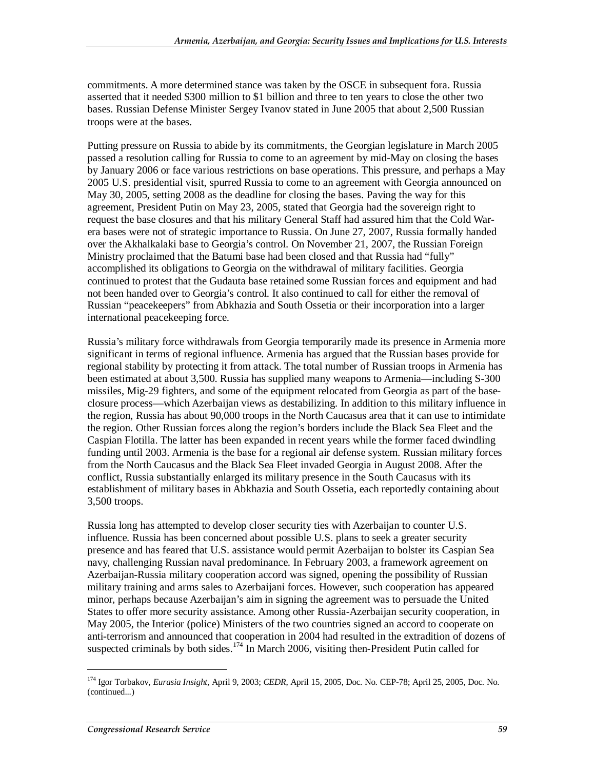commitments. A more determined stance was taken by the OSCE in subsequent fora. Russia asserted that it needed $300 million to $1 billion and three to ten years to close the other two bases. Russian Defense Minister Sergey Ivanov stated in June 2005 that about 2,500 Russian troops were at the bases.

Putting pressure on Russia to abide by its commitments, the Georgian legislature in March 2005 passed a resolution calling for Russia to come to an agreement by mid-May on closing the bases by January 2006 or face various restrictions on base operations. This pressure, and perhaps a May 2005 U.S. presidential visit, spurred Russia to come to an agreement with Georgia announced on May 30, 2005, setting 2008 as the deadline for closing the bases. Paving the way for this agreement, President Putin on May 23, 2005, stated that Georgia had the sovereign right to request the base closures and that his military General Staff had assured him that the Cold War-era bases were not of strategic importance to Russia. On June 27, 2007, Russia formally handed over the Akhalkalaki base to Georgia's control. On November 21, 2007, the Russian Foreign Ministry proclaimed that the Batumi base had been closed and that Russia had "fully" accomplished its obligations to Georgia on the withdrawal of military facilities. Georgia continued to protest that the Gudauta base retained some Russian forces and equipment and had not been handed over to Georgia's control. It also continued to call for either the removal of Russian "peacekeepers" from Abkhazia and South Ossetia or their incorporation into a larger international peacekeeping force.

Russia's military force withdrawals from Georgia temporarily made its presence in Armenia more significant in terms of regional influence. Armenia has argued that the Russian bases provide for regional stability by protecting it from attack. The total number of Russian troops in Armenia has been estimated at about 3,500. Russia has supplied many weapons to Armenia—including S-300 missiles, Mig-29 fighters, and some of the equipment relocated from Georgia as part of the base-closure process—which Azerbaijan views as destabilizing. In addition to this military influence in the region, Russia has about 90,000 troops in the North Caucasus area that it can use to intimidate the region. Other Russian forces along the region's borders include the Black Sea Fleet and the Caspian Flotilla. The latter has been expanded in recent years while the former faced dwindling funding until 2003. Armenia is the base for a regional air defense system. Russian military forces from the North Caucasus and the Black Sea Fleet invaded Georgia in August 2008. After the conflict, Russia substantially enlarged its military presence in the South Caucasus with its establishment of military bases in Abkhazia and South Ossetia, each reportedly containing about 3,500 troops.

Russia long has attempted to develop closer security ties with Azerbaijan to counter U.S. influence. Russia has been concerned about possible U.S. plans to seek a greater security presence and has feared that U.S. assistance would permit Azerbaijan to bolster its Caspian Sea navy, challenging Russian naval predominance. In February 2003, a framework agreement on Azerbaijan-Russia military cooperation accord was signed, opening the possibility of Russian military training and arms sales to Azerbaijani forces. However, such cooperation has appeared minor, perhaps because Azerbaijan's aim in signing the agreement was to persuade the United States to offer more security assistance. Among other Russia-Azerbaijan security cooperation, in May 2005, the Interior (police) Ministers of the two countries signed an accord to cooperate on anti-terrorism and announced that cooperation in 2004 had resulted in the extradition of dozens of suspected criminals by both sides.[174] In March 2006, visiting then-President Putin called for

---

[174] Igor Torbakov, *Eurasia Insight*, April 9, 2003; *CEDR*, April 15, 2005, Doc. No. CEP-78; April 25, 2005, Doc. No. (continued...)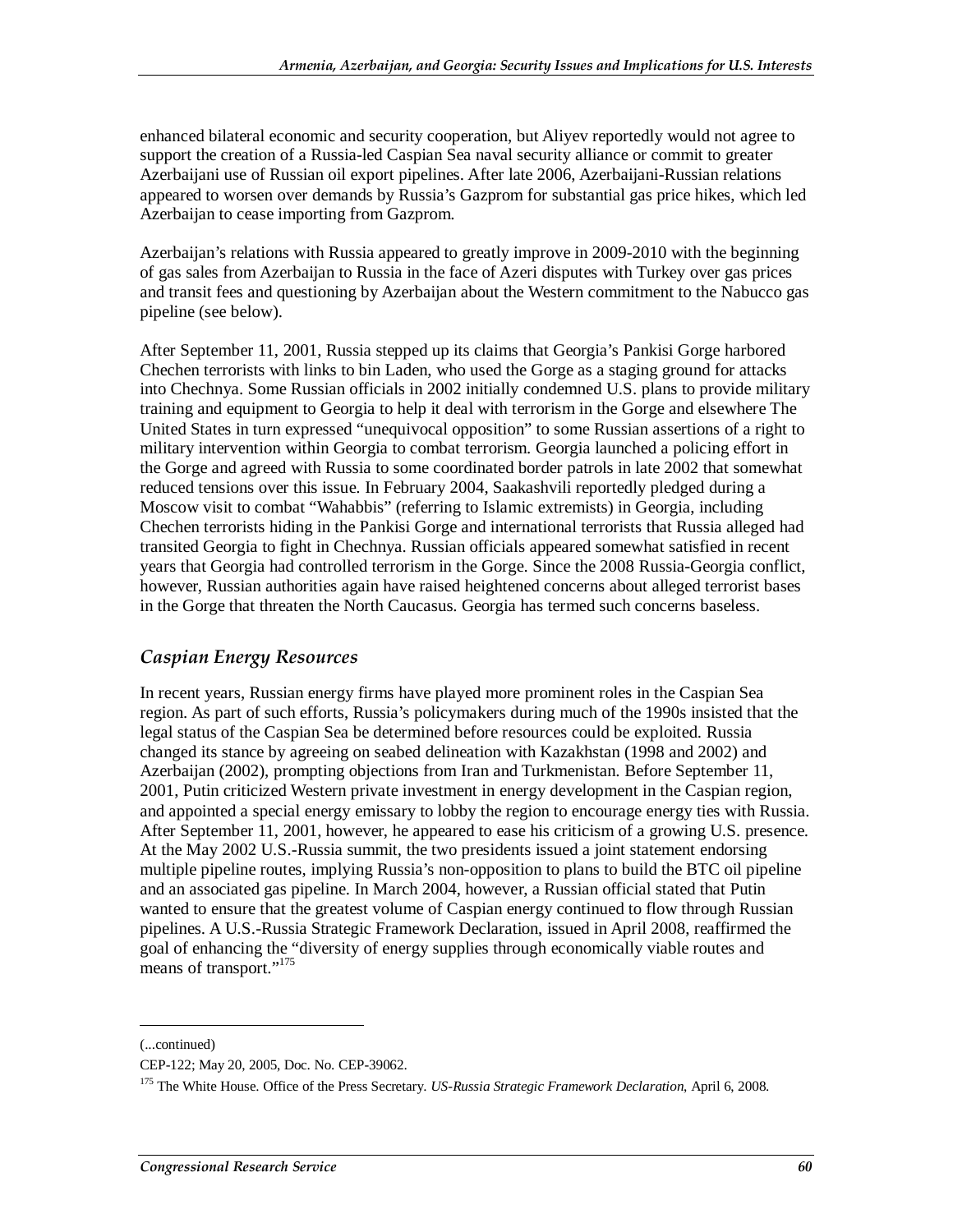enhanced bilateral economic and security cooperation, but Aliyev reportedly would not agree to support the creation of a Russia-led Caspian Sea naval security alliance or commit to greater Azerbaijani use of Russian oil export pipelines. After late 2006, Azerbaijani-Russian relations appeared to worsen over demands by Russia's Gazprom for substantial gas price hikes, which led Azerbaijan to cease importing from Gazprom.

Azerbaijan's relations with Russia appeared to greatly improve in 2009-2010 with the beginning of gas sales from Azerbaijan to Russia in the face of Azeri disputes with Turkey over gas prices and transit fees and questioning by Azerbaijan about the Western commitment to the Nabucco gas pipeline (see below).

After September 11, 2001, Russia stepped up its claims that Georgia's Pankisi Gorge harbored Chechen terrorists with links to bin Laden, who used the Gorge as a staging ground for attacks into Chechnya. Some Russian officials in 2002 initially condemned U.S. plans to provide military training and equipment to Georgia to help it deal with terrorism in the Gorge and elsewhere The United States in turn expressed "unequivocal opposition" to some Russian assertions of a right to military intervention within Georgia to combat terrorism. Georgia launched a policing effort in the Gorge and agreed with Russia to some coordinated border patrols in late 2002 that somewhat reduced tensions over this issue. In February 2004, Saakashvili reportedly pledged during a Moscow visit to combat "Wahabbis" (referring to Islamic extremists) in Georgia, including Chechen terrorists hiding in the Pankisi Gorge and international terrorists that Russia alleged had transited Georgia to fight in Chechnya. Russian officials appeared somewhat satisfied in recent years that Georgia had controlled terrorism in the Gorge. Since the 2008 Russia-Georgia conflict, however, Russian authorities again have raised heightened concerns about alleged terrorist bases in the Gorge that threaten the North Caucasus. Georgia has termed such concerns baseless.

### *Caspian Energy Resources*

In recent years, Russian energy firms have played more prominent roles in the Caspian Sea region. As part of such efforts, Russia's policymakers during much of the 1990s insisted that the legal status of the Caspian Sea be determined before resources could be exploited. Russia changed its stance by agreeing on seabed delineation with Kazakhstan (1998 and 2002) and Azerbaijan (2002), prompting objections from Iran and Turkmenistan. Before September 11, 2001, Putin criticized Western private investment in energy development in the Caspian region, and appointed a special energy emissary to lobby the region to encourage energy ties with Russia. After September 11, 2001, however, he appeared to ease his criticism of a growing U.S. presence. At the May 2002 U.S.-Russia summit, the two presidents issued a joint statement endorsing multiple pipeline routes, implying Russia's non-opposition to plans to build the BTC oil pipeline and an associated gas pipeline. In March 2004, however, a Russian official stated that Putin wanted to ensure that the greatest volume of Caspian energy continued to flow through Russian pipelines. A U.S.-Russia Strategic Framework Declaration, issued in April 2008, reaffirmed the goal of enhancing the "diversity of energy supplies through economically viable routes and means of transport."[175]

---

(...continued)

CEP-122; May 20, 2005, Doc. No. CEP-39062.

[175] The White House. Office of the Press Secretary. *US-Russia Strategic Framework Declaration*, April 6, 2008.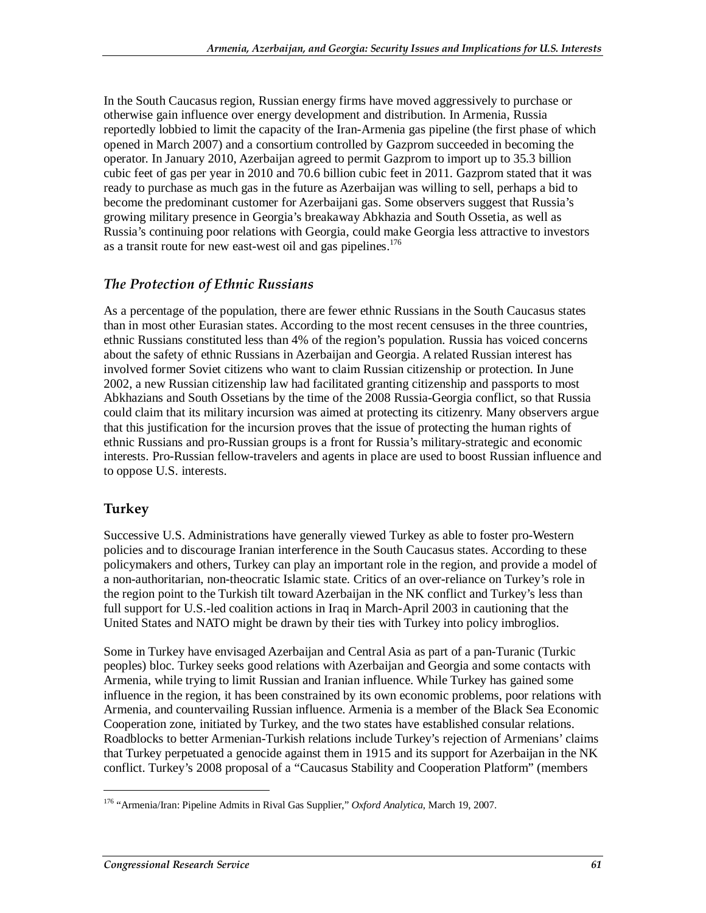In the South Caucasus region, Russian energy firms have moved aggressively to purchase or otherwise gain influence over energy development and distribution. In Armenia, Russia reportedly lobbied to limit the capacity of the Iran-Armenia gas pipeline (the first phase of which opened in March 2007) and a consortium controlled by Gazprom succeeded in becoming the operator. In January 2010, Azerbaijan agreed to permit Gazprom to import up to 35.3 billion cubic feet of gas per year in 2010 and 70.6 billion cubic feet in 2011. Gazprom stated that it was ready to purchase as much gas in the future as Azerbaijan was willing to sell, perhaps a bid to become the predominant customer for Azerbaijani gas. Some observers suggest that Russia's growing military presence in Georgia's breakaway Abkhazia and South Ossetia, as well as Russia's continuing poor relations with Georgia, could make Georgia less attractive to investors as a transit route for new east-west oil and gas pipelines.[176]

### *The Protection of Ethnic Russians*

As a percentage of the population, there are fewer ethnic Russians in the South Caucasus states than in most other Eurasian states. According to the most recent censuses in the three countries, ethnic Russians constituted less than 4% of the region's population. Russia has voiced concerns about the safety of ethnic Russians in Azerbaijan and Georgia. A related Russian interest has involved former Soviet citizens who want to claim Russian citizenship or protection. In June 2002, a new Russian citizenship law had facilitated granting citizenship and passports to most Abkhazians and South Ossetians by the time of the 2008 Russia-Georgia conflict, so that Russia could claim that its military incursion was aimed at protecting its citizenry. Many observers argue that this justification for the incursion proves that the issue of protecting the human rights of ethnic Russians and pro-Russian groups is a front for Russia's military-strategic and economic interests. Pro-Russian fellow-travelers and agents in place are used to boost Russian influence and to oppose U.S. interests.

## Turkey

Successive U.S. Administrations have generally viewed Turkey as able to foster pro-Western policies and to discourage Iranian interference in the South Caucasus states. According to these policymakers and others, Turkey can play an important role in the region, and provide a model of a non-authoritarian, non-theocratic Islamic state. Critics of an over-reliance on Turkey's role in the region point to the Turkish tilt toward Azerbaijan in the NK conflict and Turkey's less than full support for U.S.-led coalition actions in Iraq in March-April 2003 in cautioning that the United States and NATO might be drawn by their ties with Turkey into policy imbroglios.

Some in Turkey have envisaged Azerbaijan and Central Asia as part of a pan-Turanic (Turkic peoples) bloc. Turkey seeks good relations with Azerbaijan and Georgia and some contacts with Armenia, while trying to limit Russian and Iranian influence. While Turkey has gained some influence in the region, it has been constrained by its own economic problems, poor relations with Armenia, and countervailing Russian influence. Armenia is a member of the Black Sea Economic Cooperation zone, initiated by Turkey, and the two states have established consular relations. Roadblocks to better Armenian-Turkish relations include Turkey's rejection of Armenians' claims that Turkey perpetuated a genocide against them in 1915 and its support for Azerbaijan in the NK conflict. Turkey's 2008 proposal of a "Caucasus Stability and Cooperation Platform" (members

---

[176] "Armenia/Iran: Pipeline Admits in Rival Gas Supplier," *Oxford Analytica*, March 19, 2007.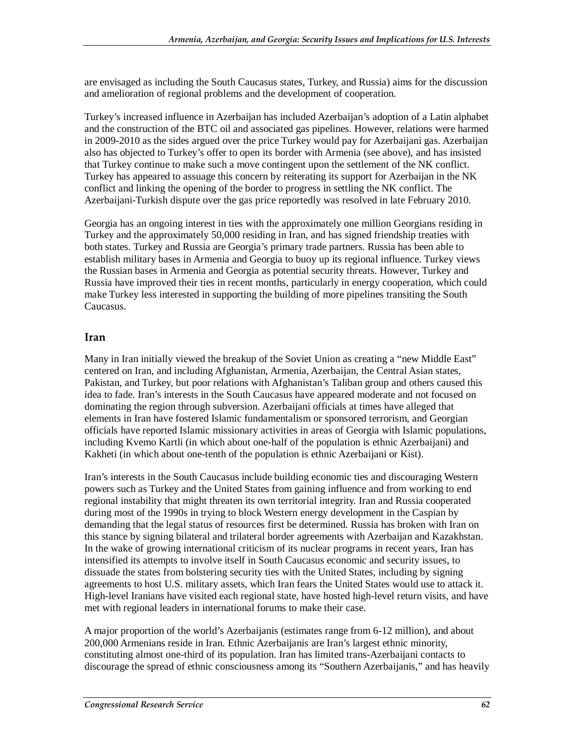are envisaged as including the South Caucasus states, Turkey, and Russia) aims for the discussion and amelioration of regional problems and the development of cooperation.

Turkey's increased influence in Azerbaijan has included Azerbaijan's adoption of a Latin alphabet and the construction of the BTC oil and associated gas pipelines. However, relations were harmed in 2009-2010 as the sides argued over the price Turkey would pay for Azerbaijani gas. Azerbaijan also has objected to Turkey's offer to open its border with Armenia (see above), and has insisted that Turkey continue to make such a move contingent upon the settlement of the NK conflict. Turkey has appeared to assuage this concern by reiterating its support for Azerbaijan in the NK conflict and linking the opening of the border to progress in settling the NK conflict. The Azerbaijani-Turkish dispute over the gas price reportedly was resolved in late February 2010.

Georgia has an ongoing interest in ties with the approximately one million Georgians residing in Turkey and the approximately 50,000 residing in Iran, and has signed friendship treaties with both states. Turkey and Russia are Georgia's primary trade partners. Russia has been able to establish military bases in Armenia and Georgia to buoy up its regional influence. Turkey views the Russian bases in Armenia and Georgia as potential security threats. However, Turkey and Russia have improved their ties in recent months, particularly in energy cooperation, which could make Turkey less interested in supporting the building of more pipelines transiting the South Caucasus.

## Iran

Many in Iran initially viewed the breakup of the Soviet Union as creating a "new Middle East" centered on Iran, and including Afghanistan, Armenia, Azerbaijan, the Central Asian states, Pakistan, and Turkey, but poor relations with Afghanistan's Taliban group and others caused this idea to fade. Iran's interests in the South Caucasus have appeared moderate and not focused on dominating the region through subversion. Azerbaijani officials at times have alleged that elements in Iran have fostered Islamic fundamentalism or sponsored terrorism, and Georgian officials have reported Islamic missionary activities in areas of Georgia with Islamic populations, including Kvemo Kartli (in which about one-half of the population is ethnic Azerbaijani) and Kakheti (in which about one-tenth of the population is ethnic Azerbaijani or Kist).

Iran's interests in the South Caucasus include building economic ties and discouraging Western powers such as Turkey and the United States from gaining influence and from working to end regional instability that might threaten its own territorial integrity. Iran and Russia cooperated during most of the 1990s in trying to block Western energy development in the Caspian by demanding that the legal status of resources first be determined. Russia has broken with Iran on this stance by signing bilateral and trilateral border agreements with Azerbaijan and Kazakhstan. In the wake of growing international criticism of its nuclear programs in recent years, Iran has intensified its attempts to involve itself in South Caucasus economic and security issues, to dissuade the states from bolstering security ties with the United States, including by signing agreements to host U.S. military assets, which Iran fears the United States would use to attack it. High-level Iranians have visited each regional state, have hosted high-level return visits, and have met with regional leaders in international forums to make their case.

A major proportion of the world's Azerbaijanis (estimates range from 6-12 million), and about 200,000 Armenians reside in Iran. Ethnic Azerbaijanis are Iran's largest ethnic minority, constituting almost one-third of its population. Iran has limited trans-Azerbaijani contacts to discourage the spread of ethnic consciousness among its "Southern Azerbaijanis," and has heavily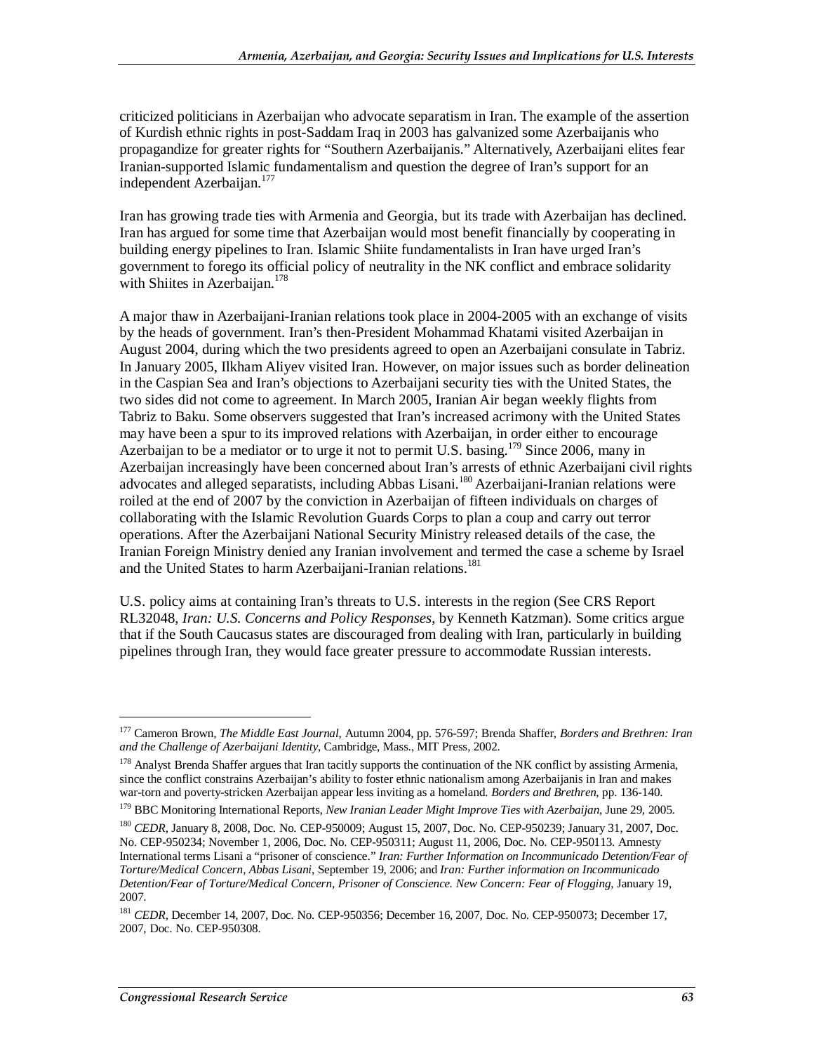criticized politicians in Azerbaijan who advocate separatism in Iran. The example of the assertion of Kurdish ethnic rights in post-Saddam Iraq in 2003 has galvanized some Azerbaijanis who propagandize for greater rights for "Southern Azerbaijanis." Alternatively, Azerbaijani elites fear Iranian-supported Islamic fundamentalism and question the degree of Iran's support for an independent Azerbaijan.[177]

Iran has growing trade ties with Armenia and Georgia, but its trade with Azerbaijan has declined. Iran has argued for some time that Azerbaijan would most benefit financially by cooperating in building energy pipelines to Iran. Islamic Shiite fundamentalists in Iran have urged Iran's government to forego its official policy of neutrality in the NK conflict and embrace solidarity with Shiites in Azerbaijan.[178]

A major thaw in Azerbaijani-Iranian relations took place in 2004-2005 with an exchange of visits by the heads of government. Iran's then-President Mohammad Khatami visited Azerbaijan in August 2004, during which the two presidents agreed to open an Azerbaijani consulate in Tabriz. In January 2005, Ilkham Aliyev visited Iran. However, on major issues such as border delineation in the Caspian Sea and Iran's objections to Azerbaijani security ties with the United States, the two sides did not come to agreement. In March 2005, Iranian Air began weekly flights from Tabriz to Baku. Some observers suggested that Iran's increased acrimony with the United States may have been a spur to its improved relations with Azerbaijan, in order either to encourage Azerbaijan to be a mediator or to urge it not to permit U.S. basing.[179] Since 2006, many in Azerbaijan increasingly have been concerned about Iran's arrests of ethnic Azerbaijani civil rights advocates and alleged separatists, including Abbas Lisani.[180] Azerbaijani-Iranian relations were roiled at the end of 2007 by the conviction in Azerbaijan of fifteen individuals on charges of collaborating with the Islamic Revolution Guards Corps to plan a coup and carry out terror operations. After the Azerbaijani National Security Ministry released details of the case, the Iranian Foreign Ministry denied any Iranian involvement and termed the case a scheme by Israel and the United States to harm Azerbaijani-Iranian relations.[181]

U.S. policy aims at containing Iran's threats to U.S. interests in the region (See CRS Report RL32048, *Iran: U.S. Concerns and Policy Responses*, by Kenneth Katzman). Some critics argue that if the South Caucasus states are discouraged from dealing with Iran, particularly in building pipelines through Iran, they would face greater pressure to accommodate Russian interests.

---

[177] Cameron Brown, *The Middle East Journal*, Autumn 2004, pp. 576-597; Brenda Shaffer, *Borders and Brethren: Iran and the Challenge of Azerbaijani Identity*, Cambridge, Mass., MIT Press, 2002.

[178] Analyst Brenda Shaffer argues that Iran tacitly supports the continuation of the NK conflict by assisting Armenia, since the conflict constrains Azerbaijan's ability to foster ethnic nationalism among Azerbaijanis in Iran and makes war-torn and poverty-stricken Azerbaijan appear less inviting as a homeland. *Borders and Brethren*, pp. 136-140.

[179] BBC Monitoring International Reports, *New Iranian Leader Might Improve Ties with Azerbaijan*, June 29, 2005.

[180] *CEDR*, January 8, 2008, Doc. No. CEP-950009; August 15, 2007, Doc. No. CEP-950239; January 31, 2007, Doc. No. CEP-950234; November 1, 2006, Doc. No. CEP-950311; August 11, 2006, Doc. No. CEP-950113. Amnesty International terms Lisani a "prisoner of conscience." *Iran: Further Information on Incommunicado Detention/Fear of Torture/Medical Concern, Abbas Lisani*, September 19, 2006; and *Iran: Further information on Incommunicado Detention/Fear of Torture/Medical Concern, Prisoner of Conscience. New Concern: Fear of Flogging*, January 19, 2007.

[181] *CEDR*, December 14, 2007, Doc. No. CEP-950356; December 16, 2007, Doc. No. CEP-950073; December 17, 2007, Doc. No. CEP-950308.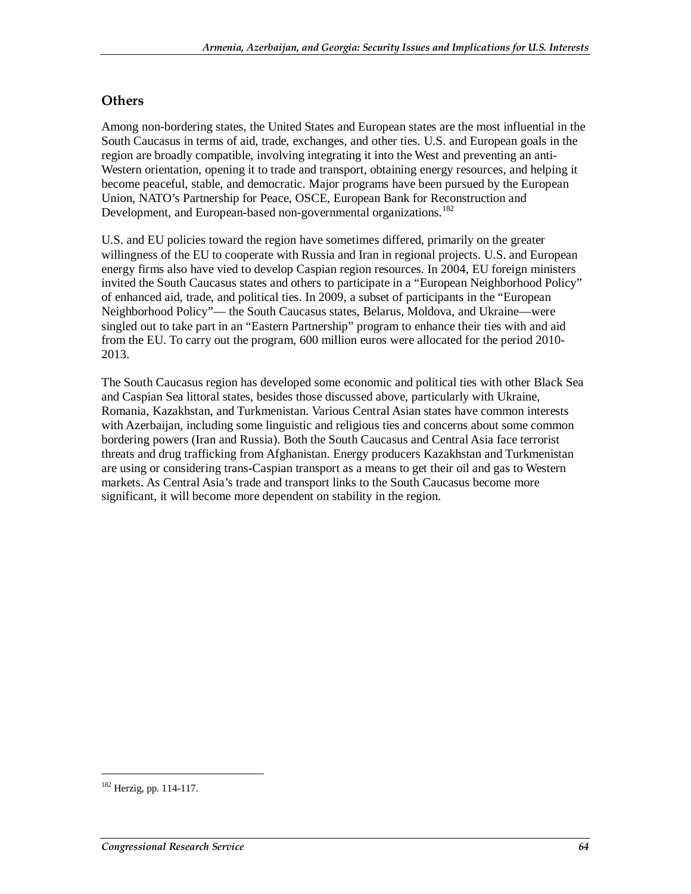## Others

Among non-bordering states, the United States and European states are the most influential in the South Caucasus in terms of aid, trade, exchanges, and other ties. U.S. and European goals in the region are broadly compatible, involving integrating it into the West and preventing an anti-Western orientation, opening it to trade and transport, obtaining energy resources, and helping it become peaceful, stable, and democratic. Major programs have been pursued by the European Union, NATO's Partnership for Peace, OSCE, European Bank for Reconstruction and Development, and European-based non-governmental organizations.[182]

U.S. and EU policies toward the region have sometimes differed, primarily on the greater willingness of the EU to cooperate with Russia and Iran in regional projects. U.S. and European energy firms also have vied to develop Caspian region resources. In 2004, EU foreign ministers invited the South Caucasus states and others to participate in a "European Neighborhood Policy" of enhanced aid, trade, and political ties. In 2009, a subset of participants in the "European Neighborhood Policy"— the South Caucasus states, Belarus, Moldova, and Ukraine—were singled out to take part in an "Eastern Partnership" program to enhance their ties with and aid from the EU. To carry out the program, 600 million euros were allocated for the period 2010-2013.

The South Caucasus region has developed some economic and political ties with other Black Sea and Caspian Sea littoral states, besides those discussed above, particularly with Ukraine, Romania, Kazakhstan, and Turkmenistan. Various Central Asian states have common interests with Azerbaijan, including some linguistic and religious ties and concerns about some common bordering powers (Iran and Russia). Both the South Caucasus and Central Asia face terrorist threats and drug trafficking from Afghanistan. Energy producers Kazakhstan and Turkmenistan are using or considering trans-Caspian transport as a means to get their oil and gas to Western markets. As Central Asia's trade and transport links to the South Caucasus become more significant, it will become more dependent on stability in the region.

---

[182] Herzig, pp. 114-117.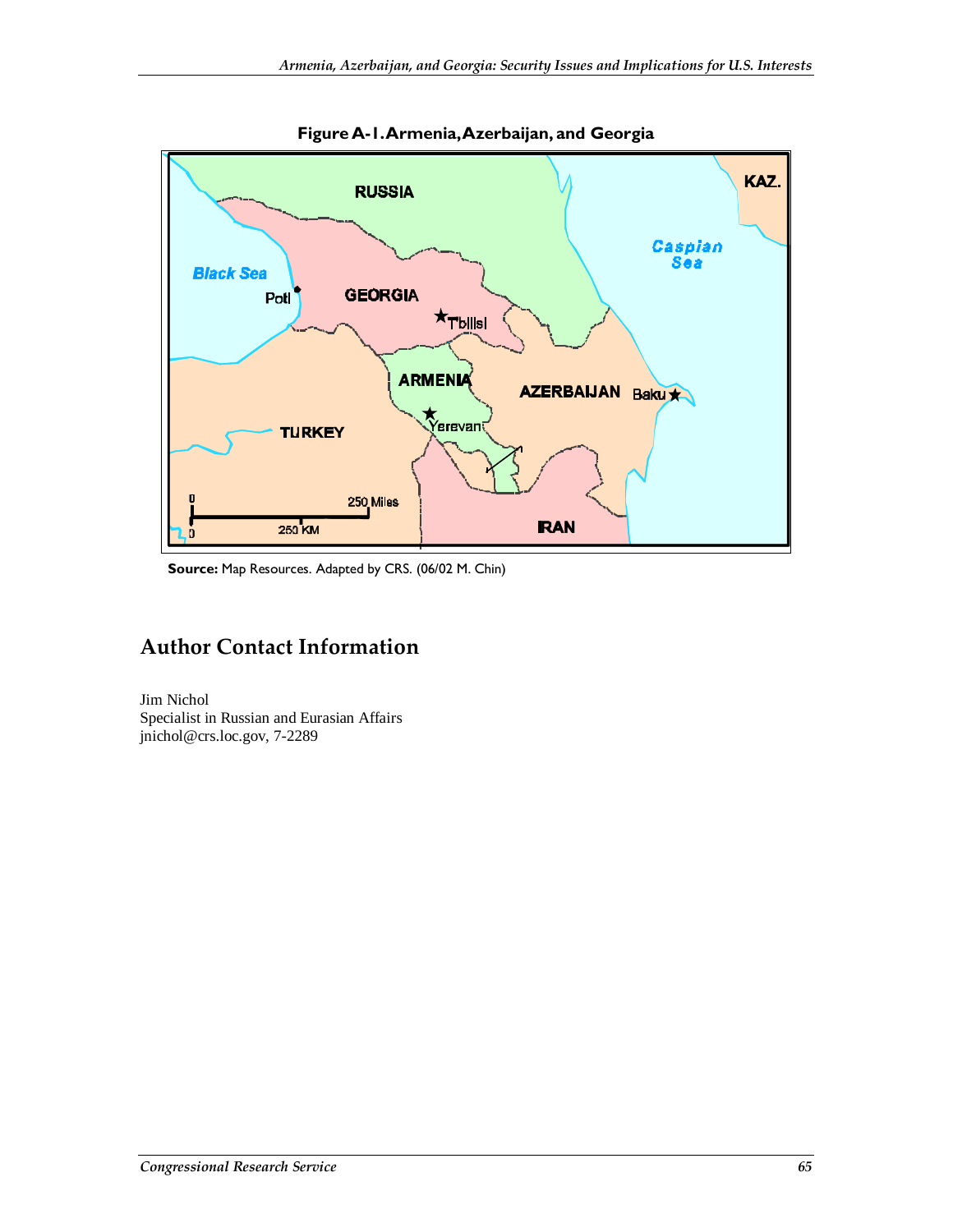**Figure A-1. Armenia, Azerbaijan, and Georgia**

RUSSIA
KAZ.
Caspian Sea
Black Sea
Poti
GEORGIA
Tbilisi
ARMENIA
AZERBAIJAN
Baku
Yerevan
TURKEY
IRAN
0
250 Miles
0
250 KM

**Source:** Map Resources. Adapted by CRS. (06/02 M. Chin)

## Author Contact Information

Jim Nichol
Specialist in Russian and Eurasian Affairs
jnichol@crs.loc.gov, 7-2289